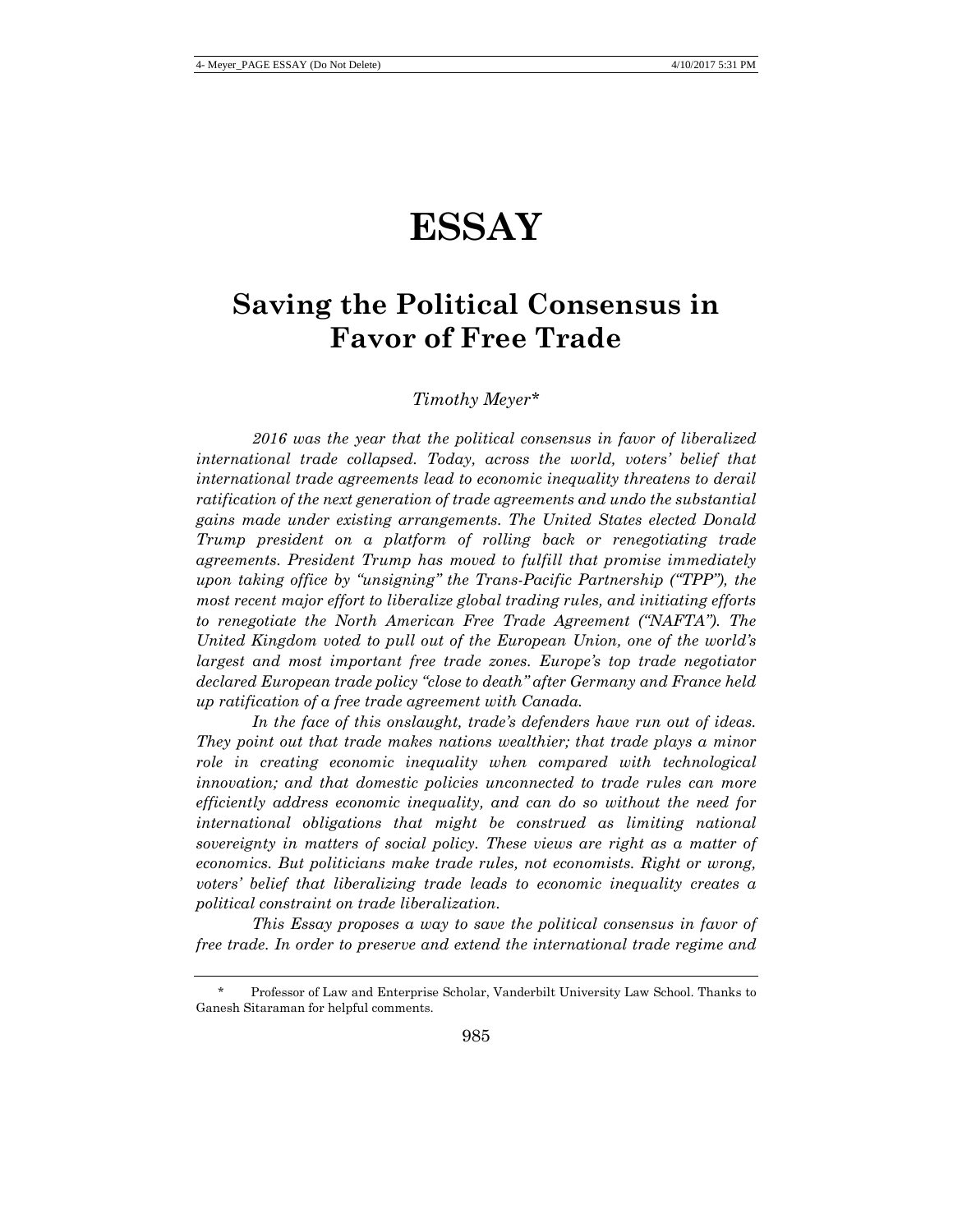# ESSAY

## Saving the Political Consensus in Favor of Free Trade

*Timothy Meyer**

*2016 was the year that the political consensus in favor of liberalized international trade collapsed. Today, across the world, voters' belief that international trade agreements lead to economic inequality threatens to derail ratification of the next generation of trade agreements and undo the substantial gains made under existing arrangements. The United States elected Donald Trump president on a platform of rolling back or renegotiating trade agreements. President Trump has moved to fulfill that promise immediately upon taking office by "unsigning" the Trans-Pacific Partnership ("TPP"), the most recent major effort to liberalize global trading rules, and initiating efforts to renegotiate the North American Free Trade Agreement ("NAFTA"). The United Kingdom voted to pull out of the European Union, one of the world's largest and most important free trade zones. Europe's top trade negotiator declared European trade policy "close to death" after Germany and France held up ratification of a free trade agreement with Canada.*

*In the face of this onslaught, trade's defenders have run out of ideas. They point out that trade makes nations wealthier; that trade plays a minor role in creating economic inequality when compared with technological innovation; and that domestic policies unconnected to trade rules can more efficiently address economic inequality, and can do so without the need for international obligations that might be construed as limiting national sovereignty in matters of social policy. These views are right as a matter of economics. But politicians make trade rules, not economists. Right or wrong, voters' belief that liberalizing trade leads to economic inequality creates a political constraint on trade liberalization.*

*This Essay proposes a way to save the political consensus in favor of free trade. In order to preserve and extend the international trade regime and*

---

\* Professor of Law and Enterprise Scholar, Vanderbilt University Law School. Thanks to Ganesh Sitaraman for helpful comments.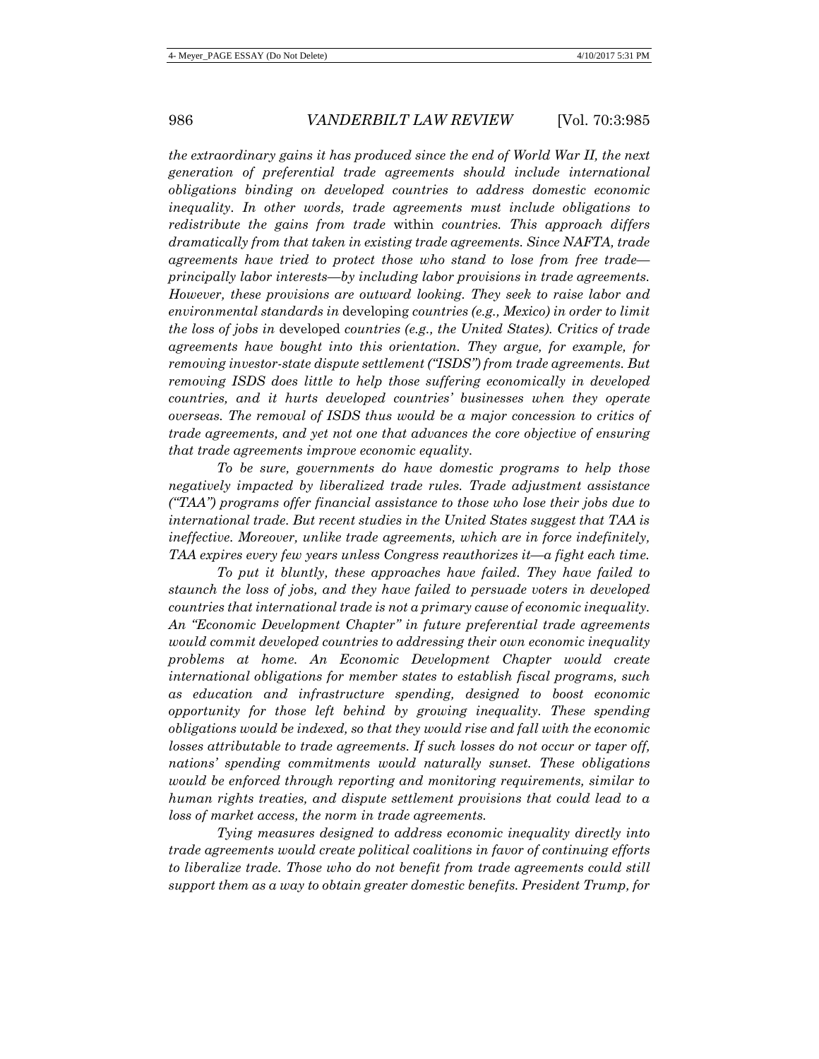*the extraordinary gains it has produced since the end of World War II, the next generation of preferential trade agreements should include international obligations binding on developed countries to address domestic economic inequality. In other words, trade agreements must include obligations to redistribute the gains from trade* within *countries. This approach differs dramatically from that taken in existing trade agreements. Since NAFTA, trade agreements have tried to protect those who stand to lose from free trade—principally labor interests—by including labor provisions in trade agreements. However, these provisions are outward looking. They seek to raise labor and environmental standards in* developing *countries (e.g., Mexico) in order to limit the loss of jobs in* developed *countries (e.g., the United States). Critics of trade agreements have bought into this orientation. They argue, for example, for removing investor-state dispute settlement ("ISDS") from trade agreements. But removing ISDS does little to help those suffering economically in developed countries, and it hurts developed countries' businesses when they operate overseas. The removal of ISDS thus would be a major concession to critics of trade agreements, and yet not one that advances the core objective of ensuring that trade agreements improve economic equality.*

*To be sure, governments do have domestic programs to help those negatively impacted by liberalized trade rules. Trade adjustment assistance ("TAA") programs offer financial assistance to those who lose their jobs due to international trade. But recent studies in the United States suggest that TAA is ineffective. Moreover, unlike trade agreements, which are in force indefinitely, TAA expires every few years unless Congress reauthorizes it—a fight each time.*

*To put it bluntly, these approaches have failed. They have failed to staunch the loss of jobs, and they have failed to persuade voters in developed countries that international trade is not a primary cause of economic inequality. An "Economic Development Chapter" in future preferential trade agreements would commit developed countries to addressing their own economic inequality problems at home. An Economic Development Chapter would create international obligations for member states to establish fiscal programs, such as education and infrastructure spending, designed to boost economic opportunity for those left behind by growing inequality. These spending obligations would be indexed, so that they would rise and fall with the economic losses attributable to trade agreements. If such losses do not occur or taper off, nations' spending commitments would naturally sunset. These obligations would be enforced through reporting and monitoring requirements, similar to human rights treaties, and dispute settlement provisions that could lead to a loss of market access, the norm in trade agreements.*

*Tying measures designed to address economic inequality directly into trade agreements would create political coalitions in favor of continuing efforts to liberalize trade. Those who do not benefit from trade agreements could still support them as a way to obtain greater domestic benefits. President Trump, for*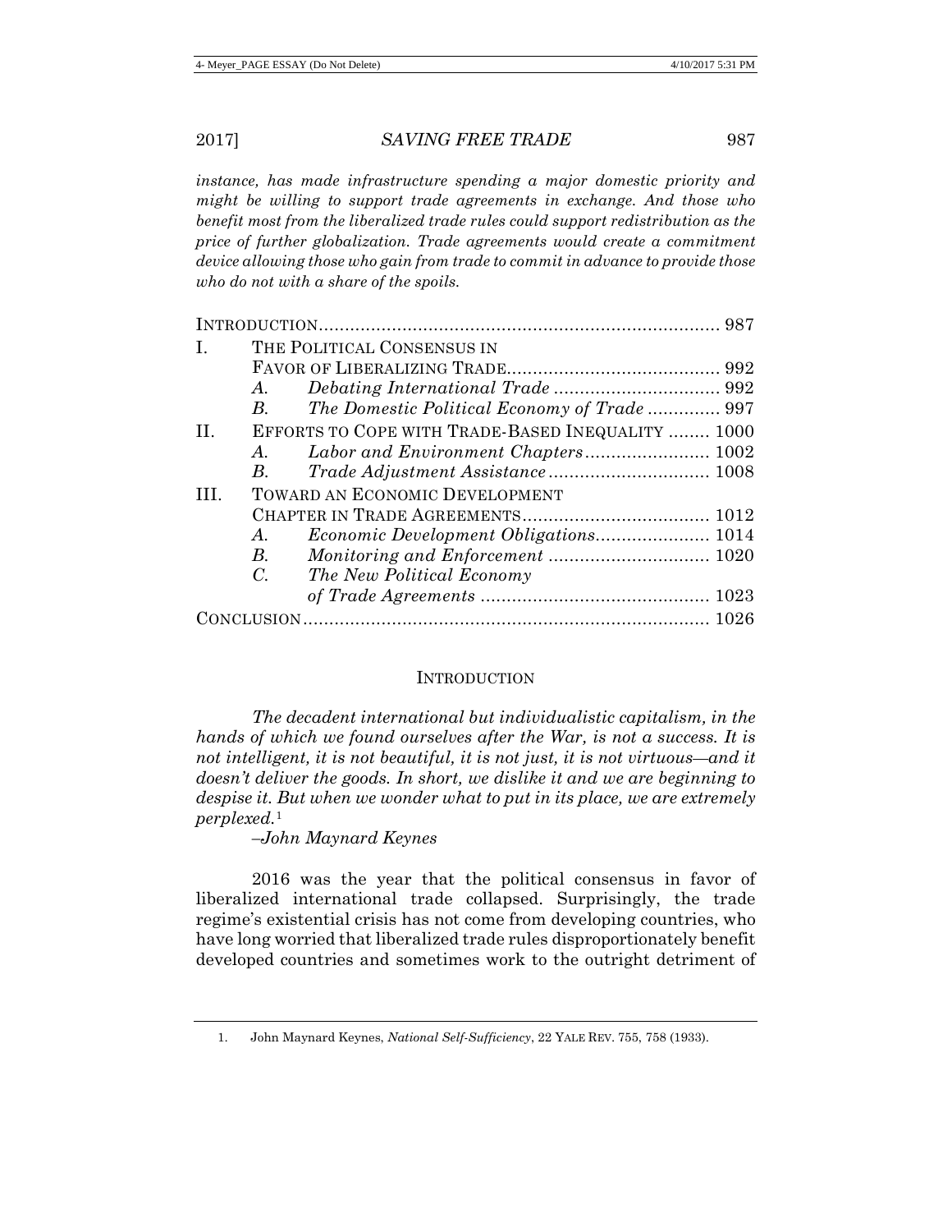*instance, has made infrastructure spending a major domestic priority and might be willing to support trade agreements in exchange. And those who benefit most from the liberalized trade rules could support redistribution as the price of further globalization. Trade agreements would create a commitment device allowing those who gain from trade to commit in advance to provide those who do not with a share of the spoils.*

| | | | |
|---|---|---|---|
| INTRODUCTION | | | 987 |
| I. | THE POLITICAL CONSENSUS IN FAVOR OF LIBERALIZING TRADE | | 992 |
| | *A.* | *Debating International Trade* | 992 |
| | *B.* | *The Domestic Political Economy of Trade* | 997 |
| II. | EFFORTS TO COPE WITH TRADE-BASED INEQUALITY | | 1000 |
| | *A.* | *Labor and Environment Chapters* | 1002 |
| | *B.* | *Trade Adjustment Assistance* | 1008 |
| III. | TOWARD AN ECONOMIC DEVELOPMENT CHAPTER IN TRADE AGREEMENTS | | 1012 |
| | *A.* | *Economic Development Obligations* | 1014 |
| | *B.* | *Monitoring and Enforcement* | 1020 |
| | *C.* | *The New Political Economy of Trade Agreements* | 1023 |
| CONCLUSION | | | 1026 |

## INTRODUCTION

> *The decadent international but individualistic capitalism, in the hands of which we found ourselves after the War, is not a success. It is not intelligent, it is not beautiful, it is not just, it is not virtuous—and it doesn't deliver the goods. In short, we dislike it and we are beginning to despise it. But when we wonder what to put in its place, we are extremely perplexed.*[1]
>
> *–John Maynard Keynes*

2016 was the year that the political consensus in favor of liberalized international trade collapsed. Surprisingly, the trade regime's existential crisis has not come from developing countries, who have long worried that liberalized trade rules disproportionately benefit developed countries and sometimes work to the outright detriment of

1. John Maynard Keynes, *National Self-Sufficiency*, 22 YALE REV. 755, 758 (1933).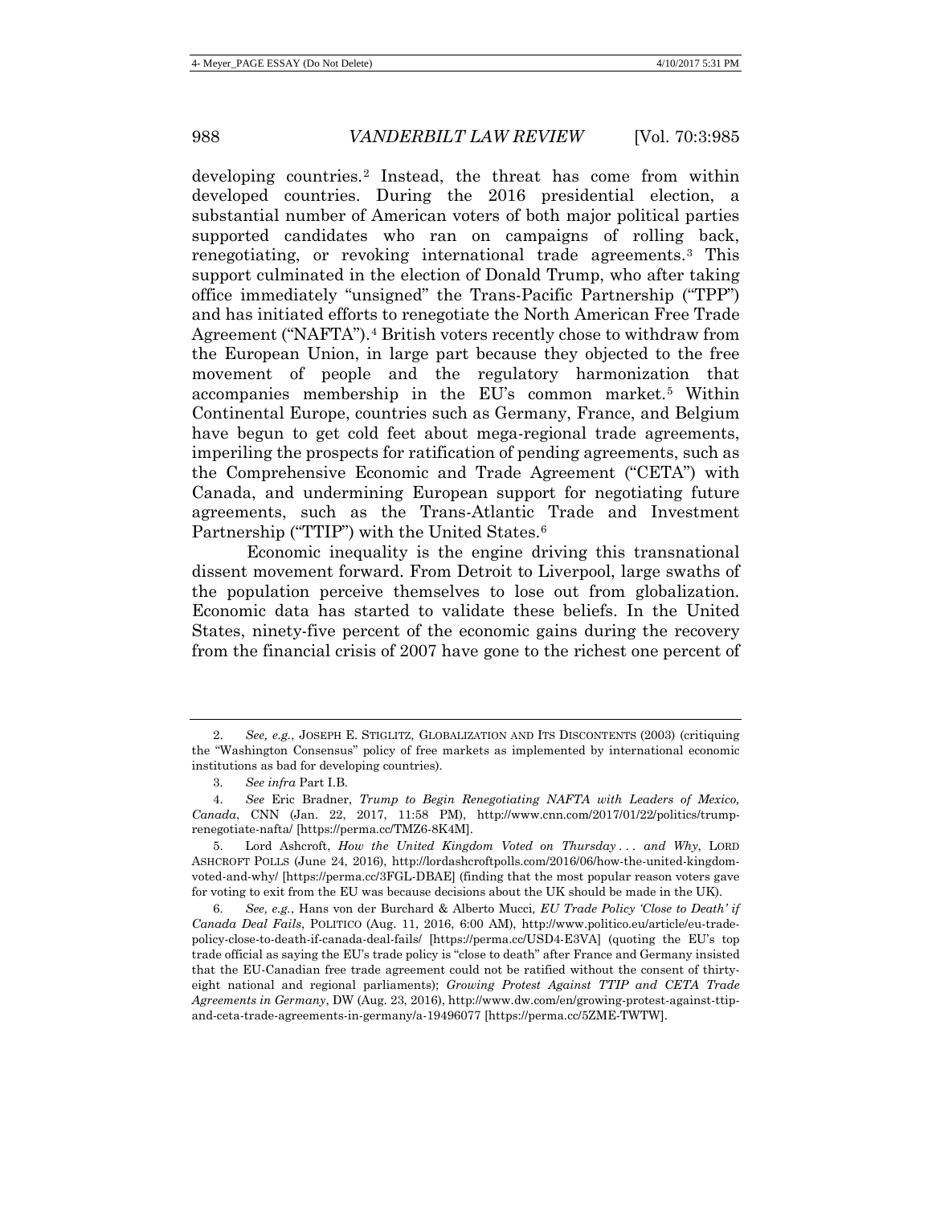developing countries.[2] Instead, the threat has come from within developed countries. During the 2016 presidential election, a substantial number of American voters of both major political parties supported candidates who ran on campaigns of rolling back, renegotiating, or revoking international trade agreements.[3] This support culminated in the election of Donald Trump, who after taking office immediately "unsigned" the Trans-Pacific Partnership ("TPP") and has initiated efforts to renegotiate the North American Free Trade Agreement ("NAFTA").[4] British voters recently chose to withdraw from the European Union, in large part because they objected to the free movement of people and the regulatory harmonization that accompanies membership in the EU's common market.[5] Within Continental Europe, countries such as Germany, France, and Belgium have begun to get cold feet about mega-regional trade agreements, imperiling the prospects for ratification of pending agreements, such as the Comprehensive Economic and Trade Agreement ("CETA") with Canada, and undermining European support for negotiating future agreements, such as the Trans-Atlantic Trade and Investment Partnership ("TTIP") with the United States.[6]

Economic inequality is the engine driving this transnational dissent movement forward. From Detroit to Liverpool, large swaths of the population perceive themselves to lose out from globalization. Economic data has started to validate these beliefs. In the United States, ninety-five percent of the economic gains during the recovery from the financial crisis of 2007 have gone to the richest one percent of

---

2. *See, e.g.*, JOSEPH E. STIGLITZ, GLOBALIZATION AND ITS DISCONTENTS (2003) (critiquing the "Washington Consensus" policy of free markets as implemented by international economic institutions as bad for developing countries).

3. *See infra* Part I.B.

4. *See* Eric Bradner, *Trump to Begin Renegotiating NAFTA with Leaders of Mexico, Canada*, CNN (Jan. 22, 2017, 11:58 PM), http://www.cnn.com/2017/01/22/politics/trump-renegotiate-nafta/ [https://perma.cc/TMZ6-8K4M].

5. Lord Ashcroft, *How the United Kingdom Voted on Thursday . . . and Why*, LORD ASHCROFT POLLS (June 24, 2016), http://lordashcroftpolls.com/2016/06/how-the-united-kingdom-voted-and-why/ [https://perma.cc/3FGL-DBAE] (finding that the most popular reason voters gave for voting to exit from the EU was because decisions about the UK should be made in the UK).

6. *See, e.g.*, Hans von der Burchard & Alberto Mucci, *EU Trade Policy 'Close to Death' if Canada Deal Fails*, POLITICO (Aug. 11, 2016, 6:00 AM), http://www.politico.eu/article/eu-trade-policy-close-to-death-if-canada-deal-fails/ [https://perma.cc/USD4-E3VA] (quoting the EU's top trade official as saying the EU's trade policy is "close to death" after France and Germany insisted that the EU-Canadian free trade agreement could not be ratified without the consent of thirty-eight national and regional parliaments); *Growing Protest Against TTIP and CETA Trade Agreements in Germany*, DW (Aug. 23, 2016), http://www.dw.com/en/growing-protest-against-ttip-and-ceta-trade-agreements-in-germany/a-19496077 [https://perma.cc/5ZME-TWTW].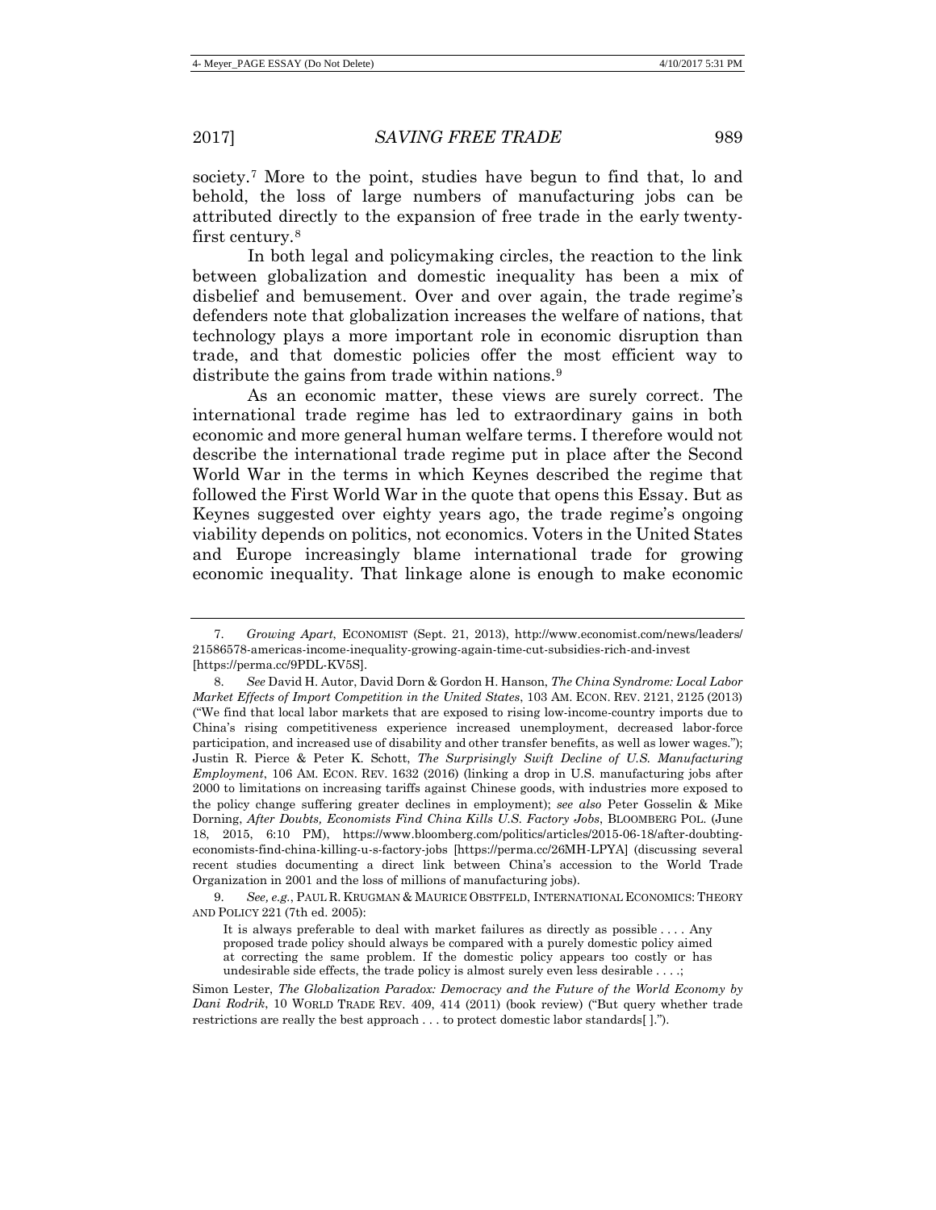society.[7] More to the point, studies have begun to find that, lo and behold, the loss of large numbers of manufacturing jobs can be attributed directly to the expansion of free trade in the early twenty-first century.[8]

In both legal and policymaking circles, the reaction to the link between globalization and domestic inequality has been a mix of disbelief and bemusement. Over and over again, the trade regime's defenders note that globalization increases the welfare of nations, that technology plays a more important role in economic disruption than trade, and that domestic policies offer the most efficient way to distribute the gains from trade within nations.[9]

As an economic matter, these views are surely correct. The international trade regime has led to extraordinary gains in both economic and more general human welfare terms. I therefore would not describe the international trade regime put in place after the Second World War in the terms in which Keynes described the regime that followed the First World War in the quote that opens this Essay. But as Keynes suggested over eighty years ago, the trade regime's ongoing viability depends on politics, not economics. Voters in the United States and Europe increasingly blame international trade for growing economic inequality. That linkage alone is enough to make economic

---

7. *Growing Apart*, ECONOMIST (Sept. 21, 2013), http://www.economist.com/news/leaders/21586578-americas-income-inequality-growing-again-time-cut-subsidies-rich-and-invest [https://perma.cc/9PDL-KV5S].

8. *See* David H. Autor, David Dorn & Gordon H. Hanson, *The China Syndrome: Local Labor Market Effects of Import Competition in the United States*, 103 AM. ECON. REV. 2121, 2125 (2013) ("We find that local labor markets that are exposed to rising low-income-country imports due to China's rising competitiveness experience increased unemployment, decreased labor-force participation, and increased use of disability and other transfer benefits, as well as lower wages."); Justin R. Pierce & Peter K. Schott, *The Surprisingly Swift Decline of U.S. Manufacturing Employment*, 106 AM. ECON. REV. 1632 (2016) (linking a drop in U.S. manufacturing jobs after 2000 to limitations on increasing tariffs against Chinese goods, with industries more exposed to the policy change suffering greater declines in employment); *see also* Peter Gosselin & Mike Dorning, *After Doubts, Economists Find China Kills U.S. Factory Jobs*, BLOOMBERG POL. (June 18, 2015, 6:10 PM), https://www.bloomberg.com/politics/articles/2015-06-18/after-doubting-economists-find-china-killing-u-s-factory-jobs [https://perma.cc/26MH-LPYA] (discussing several recent studies documenting a direct link between China's accession to the World Trade Organization in 2001 and the loss of millions of manufacturing jobs).

9. *See, e.g.*, PAUL R. KRUGMAN & MAURICE OBSTFELD, INTERNATIONAL ECONOMICS: THEORY AND POLICY 221 (7th ed. 2005):

> It is always preferable to deal with market failures as directly as possible . . . . Any proposed trade policy should always be compared with a purely domestic policy aimed at correcting the same problem. If the domestic policy appears too costly or has undesirable side effects, the trade policy is almost surely even less desirable . . . .;

Simon Lester, *The Globalization Paradox: Democracy and the Future of the World Economy by Dani Rodrik*, 10 WORLD TRADE REV. 409, 414 (2011) (book review) ("But query whether trade restrictions are really the best approach . . . to protect domestic labor standards[ ].").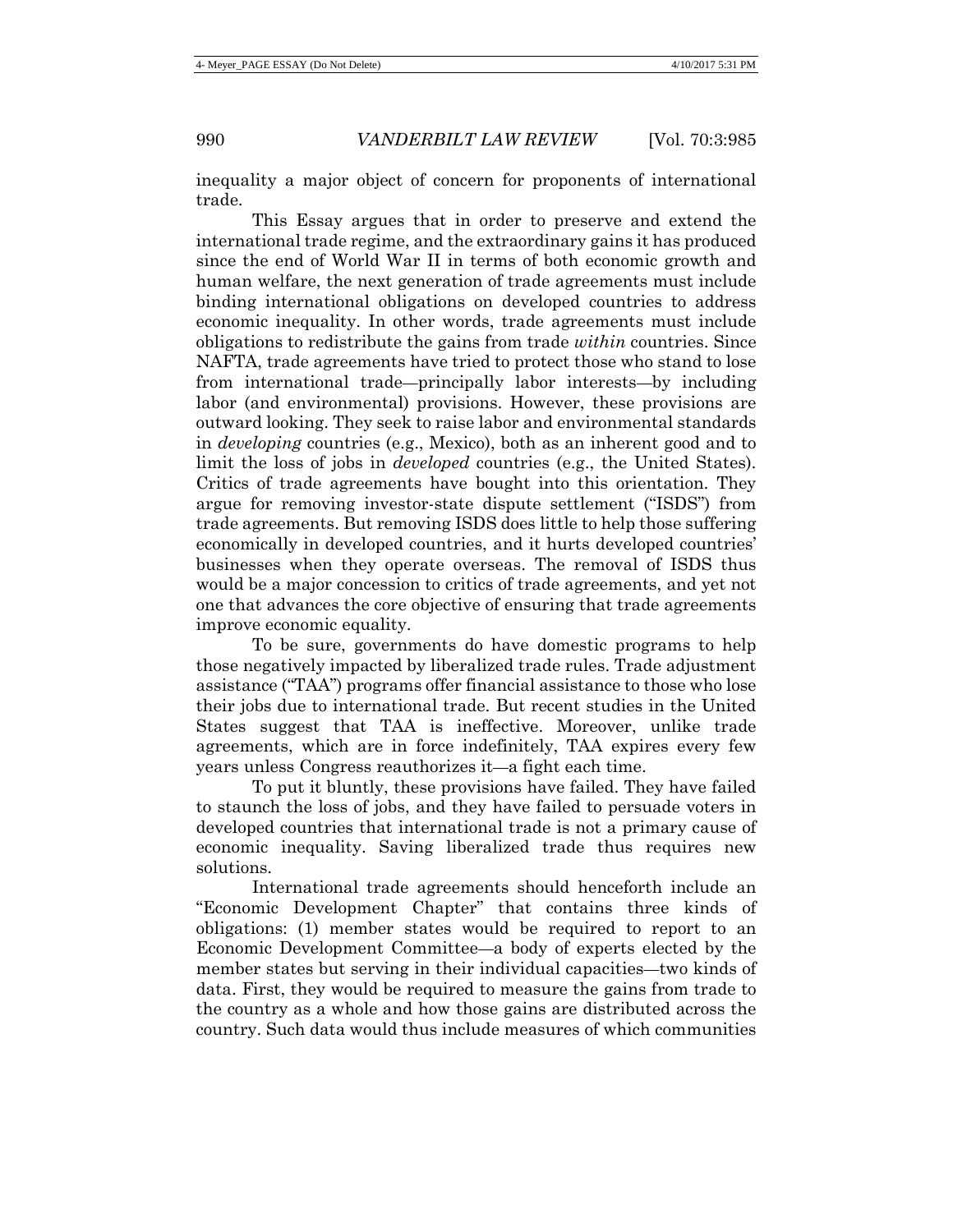inequality a major object of concern for proponents of international trade.

This Essay argues that in order to preserve and extend the international trade regime, and the extraordinary gains it has produced since the end of World War II in terms of both economic growth and human welfare, the next generation of trade agreements must include binding international obligations on developed countries to address economic inequality. In other words, trade agreements must include obligations to redistribute the gains from trade *within* countries. Since NAFTA, trade agreements have tried to protect those who stand to lose from international trade—principally labor interests—by including labor (and environmental) provisions. However, these provisions are outward looking. They seek to raise labor and environmental standards in *developing* countries (e.g., Mexico), both as an inherent good and to limit the loss of jobs in *developed* countries (e.g., the United States). Critics of trade agreements have bought into this orientation. They argue for removing investor-state dispute settlement ("ISDS") from trade agreements. But removing ISDS does little to help those suffering economically in developed countries, and it hurts developed countries' businesses when they operate overseas. The removal of ISDS thus would be a major concession to critics of trade agreements, and yet not one that advances the core objective of ensuring that trade agreements improve economic equality.

To be sure, governments do have domestic programs to help those negatively impacted by liberalized trade rules. Trade adjustment assistance ("TAA") programs offer financial assistance to those who lose their jobs due to international trade. But recent studies in the United States suggest that TAA is ineffective. Moreover, unlike trade agreements, which are in force indefinitely, TAA expires every few years unless Congress reauthorizes it—a fight each time.

To put it bluntly, these provisions have failed. They have failed to staunch the loss of jobs, and they have failed to persuade voters in developed countries that international trade is not a primary cause of economic inequality. Saving liberalized trade thus requires new solutions.

International trade agreements should henceforth include an "Economic Development Chapter" that contains three kinds of obligations: (1) member states would be required to report to an Economic Development Committee—a body of experts elected by the member states but serving in their individual capacities—two kinds of data. First, they would be required to measure the gains from trade to the country as a whole and how those gains are distributed across the country. Such data would thus include measures of which communities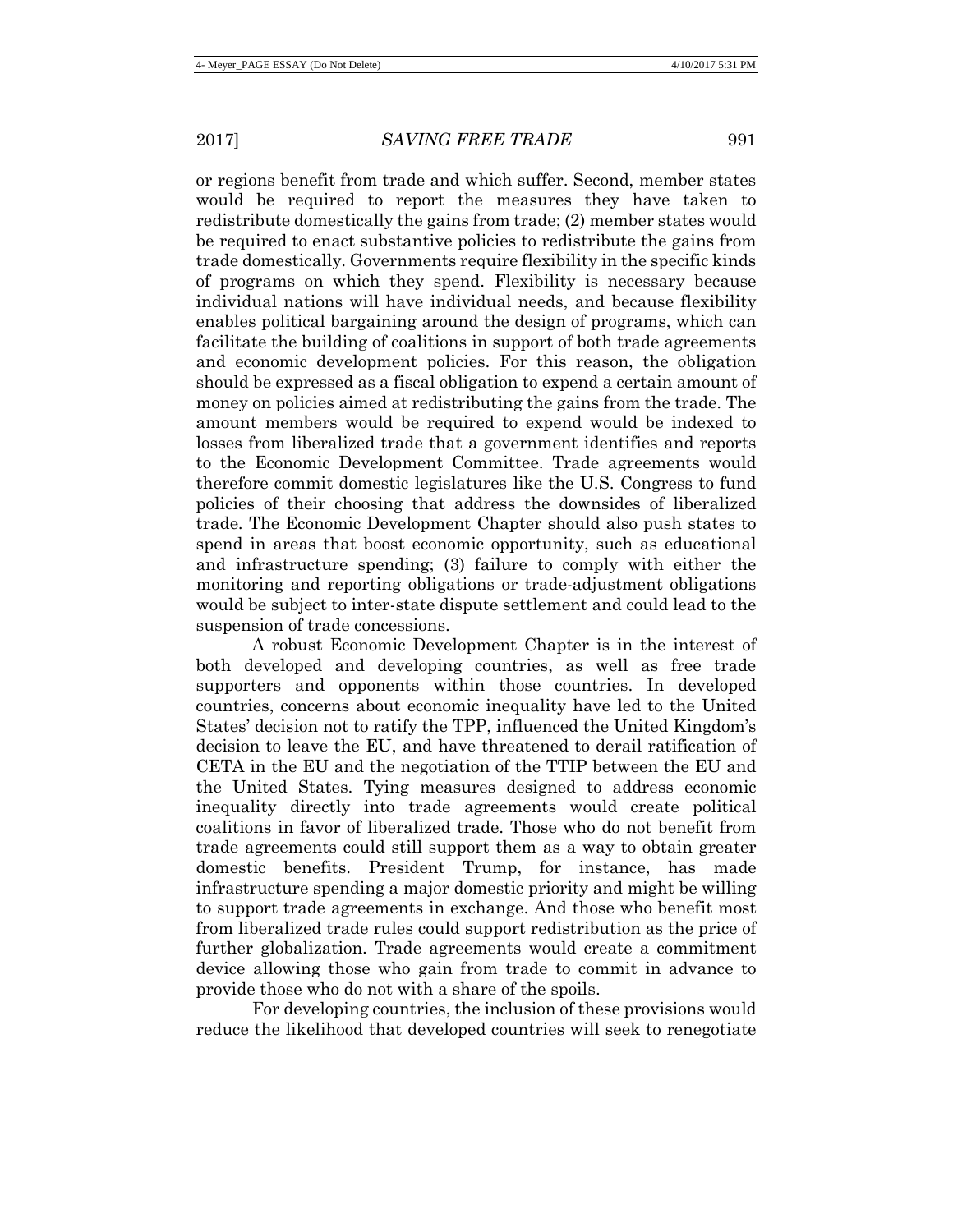or regions benefit from trade and which suffer. Second, member states would be required to report the measures they have taken to redistribute domestically the gains from trade; (2) member states would be required to enact substantive policies to redistribute the gains from trade domestically. Governments require flexibility in the specific kinds of programs on which they spend. Flexibility is necessary because individual nations will have individual needs, and because flexibility enables political bargaining around the design of programs, which can facilitate the building of coalitions in support of both trade agreements and economic development policies. For this reason, the obligation should be expressed as a fiscal obligation to expend a certain amount of money on policies aimed at redistributing the gains from the trade. The amount members would be required to expend would be indexed to losses from liberalized trade that a government identifies and reports to the Economic Development Committee. Trade agreements would therefore commit domestic legislatures like the U.S. Congress to fund policies of their choosing that address the downsides of liberalized trade. The Economic Development Chapter should also push states to spend in areas that boost economic opportunity, such as educational and infrastructure spending; (3) failure to comply with either the monitoring and reporting obligations or trade-adjustment obligations would be subject to inter-state dispute settlement and could lead to the suspension of trade concessions.

A robust Economic Development Chapter is in the interest of both developed and developing countries, as well as free trade supporters and opponents within those countries. In developed countries, concerns about economic inequality have led to the United States' decision not to ratify the TPP, influenced the United Kingdom's decision to leave the EU, and have threatened to derail ratification of CETA in the EU and the negotiation of the TTIP between the EU and the United States. Tying measures designed to address economic inequality directly into trade agreements would create political coalitions in favor of liberalized trade. Those who do not benefit from trade agreements could still support them as a way to obtain greater domestic benefits. President Trump, for instance, has made infrastructure spending a major domestic priority and might be willing to support trade agreements in exchange. And those who benefit most from liberalized trade rules could support redistribution as the price of further globalization. Trade agreements would create a commitment device allowing those who gain from trade to commit in advance to provide those who do not with a share of the spoils.

For developing countries, the inclusion of these provisions would reduce the likelihood that developed countries will seek to renegotiate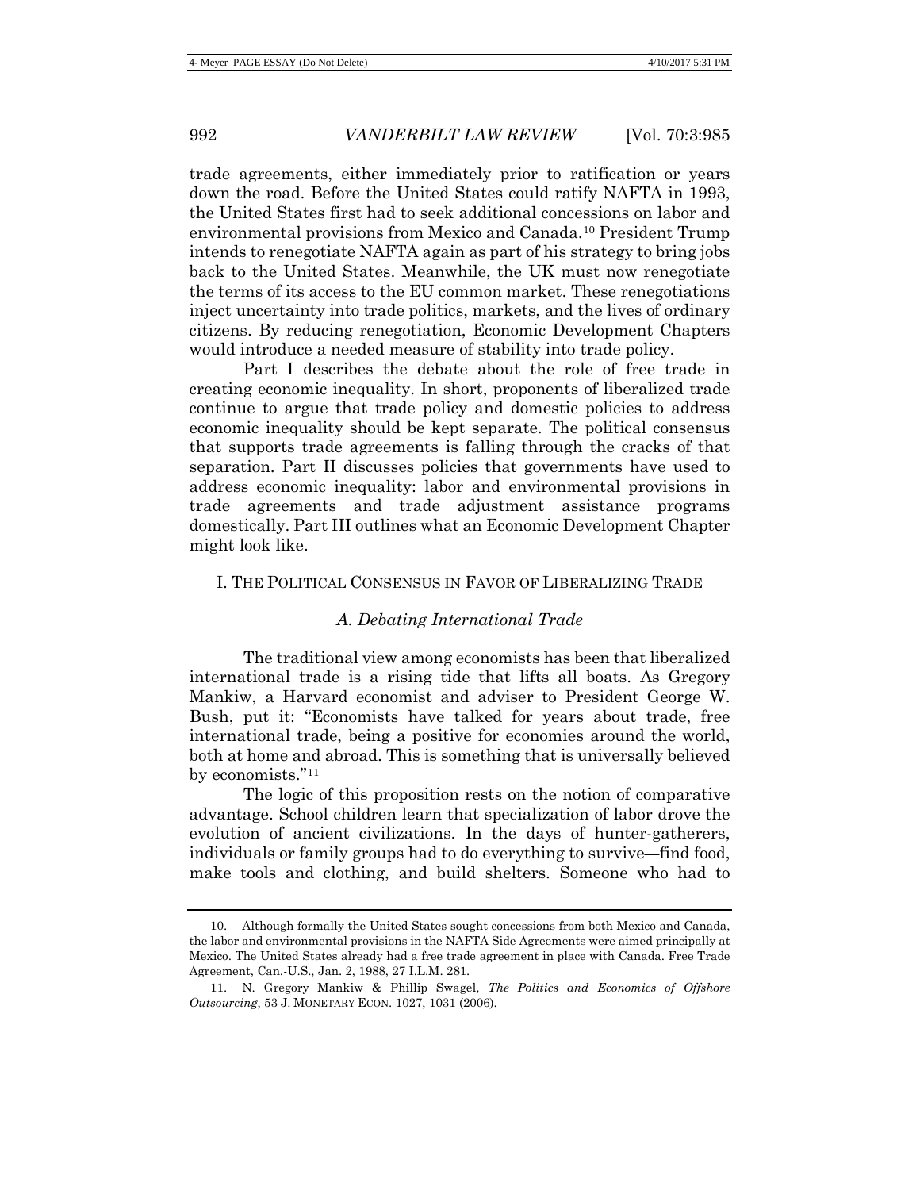trade agreements, either immediately prior to ratification or years down the road. Before the United States could ratify NAFTA in 1993, the United States first had to seek additional concessions on labor and environmental provisions from Mexico and Canada.[10] President Trump intends to renegotiate NAFTA again as part of his strategy to bring jobs back to the United States. Meanwhile, the UK must now renegotiate the terms of its access to the EU common market. These renegotiations inject uncertainty into trade politics, markets, and the lives of ordinary citizens. By reducing renegotiation, Economic Development Chapters would introduce a needed measure of stability into trade policy.

Part I describes the debate about the role of free trade in creating economic inequality. In short, proponents of liberalized trade continue to argue that trade policy and domestic policies to address economic inequality should be kept separate. The political consensus that supports trade agreements is falling through the cracks of that separation. Part II discusses policies that governments have used to address economic inequality: labor and environmental provisions in trade agreements and trade adjustment assistance programs domestically. Part III outlines what an Economic Development Chapter might look like.

## I. THE POLITICAL CONSENSUS IN FAVOR OF LIBERALIZING TRADE

### *A. Debating International Trade*

The traditional view among economists has been that liberalized international trade is a rising tide that lifts all boats. As Gregory Mankiw, a Harvard economist and adviser to President George W. Bush, put it: "Economists have talked for years about trade, free international trade, being a positive for economies around the world, both at home and abroad. This is something that is universally believed by economists."[11]

The logic of this proposition rests on the notion of comparative advantage. School children learn that specialization of labor drove the evolution of ancient civilizations. In the days of hunter-gatherers, individuals or family groups had to do everything to survive—find food, make tools and clothing, and build shelters. Someone who had to

---

10. Although formally the United States sought concessions from both Mexico and Canada, the labor and environmental provisions in the NAFTA Side Agreements were aimed principally at Mexico. The United States already had a free trade agreement in place with Canada. Free Trade Agreement, Can.-U.S., Jan. 2, 1988, 27 I.L.M. 281.

11. N. Gregory Mankiw & Phillip Swagel, *The Politics and Economics of Offshore Outsourcing*, 53 J. MONETARY ECON. 1027, 1031 (2006).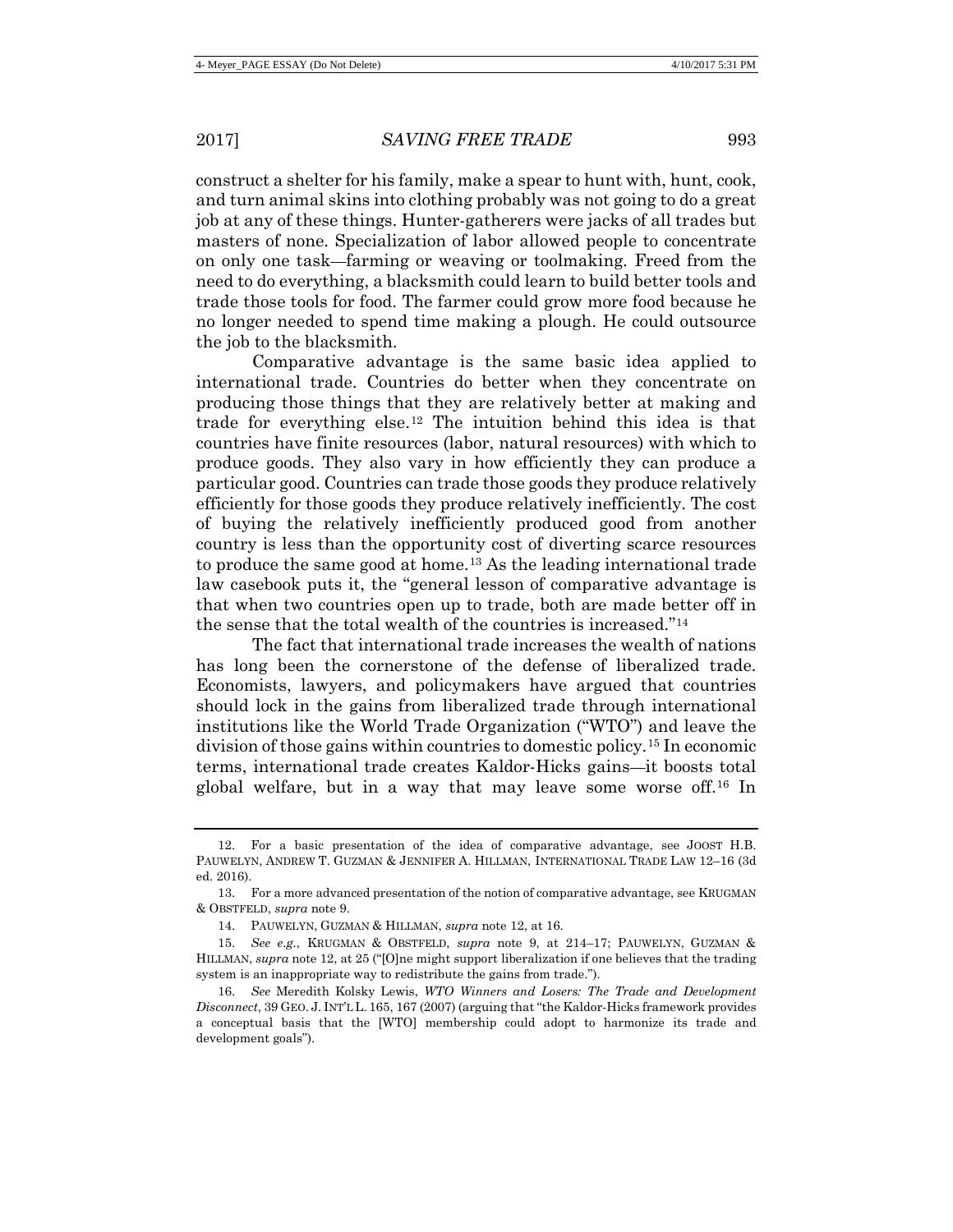construct a shelter for his family, make a spear to hunt with, hunt, cook, and turn animal skins into clothing probably was not going to do a great job at any of these things. Hunter-gatherers were jacks of all trades but masters of none. Specialization of labor allowed people to concentrate on only one task—farming or weaving or toolmaking. Freed from the need to do everything, a blacksmith could learn to build better tools and trade those tools for food. The farmer could grow more food because he no longer needed to spend time making a plough. He could outsource the job to the blacksmith.

Comparative advantage is the same basic idea applied to international trade. Countries do better when they concentrate on producing those things that they are relatively better at making and trade for everything else.[12] The intuition behind this idea is that countries have finite resources (labor, natural resources) with which to produce goods. They also vary in how efficiently they can produce a particular good. Countries can trade those goods they produce relatively efficiently for those goods they produce relatively inefficiently. The cost of buying the relatively inefficiently produced good from another country is less than the opportunity cost of diverting scarce resources to produce the same good at home.[13] As the leading international trade law casebook puts it, the "general lesson of comparative advantage is that when two countries open up to trade, both are made better off in the sense that the total wealth of the countries is increased."[14]

The fact that international trade increases the wealth of nations has long been the cornerstone of the defense of liberalized trade. Economists, lawyers, and policymakers have argued that countries should lock in the gains from liberalized trade through international institutions like the World Trade Organization ("WTO") and leave the division of those gains within countries to domestic policy.[15] In economic terms, international trade creates Kaldor-Hicks gains—it boosts total global welfare, but in a way that may leave some worse off.[16] In

---

12. For a basic presentation of the idea of comparative advantage, see JOOST H.B. PAUWELYN, ANDREW T. GUZMAN & JENNIFER A. HILLMAN, INTERNATIONAL TRADE LAW 12–16 (3d ed. 2016).

13. For a more advanced presentation of the notion of comparative advantage, see KRUGMAN & OBSTFELD, *supra* note 9.

14. PAUWELYN, GUZMAN & HILLMAN, *supra* note 12, at 16.

15. *See e.g.*, KRUGMAN & OBSTFELD, *supra* note 9, at 214–17; PAUWELYN, GUZMAN & HILLMAN, *supra* note 12, at 25 ("[O]ne might support liberalization if one believes that the trading system is an inappropriate way to redistribute the gains from trade.").

16. *See* Meredith Kolsky Lewis, *WTO Winners and Losers: The Trade and Development Disconnect*, 39 GEO. J. INT'L L. 165, 167 (2007) (arguing that "the Kaldor-Hicks framework provides a conceptual basis that the [WTO] membership could adopt to harmonize its trade and development goals").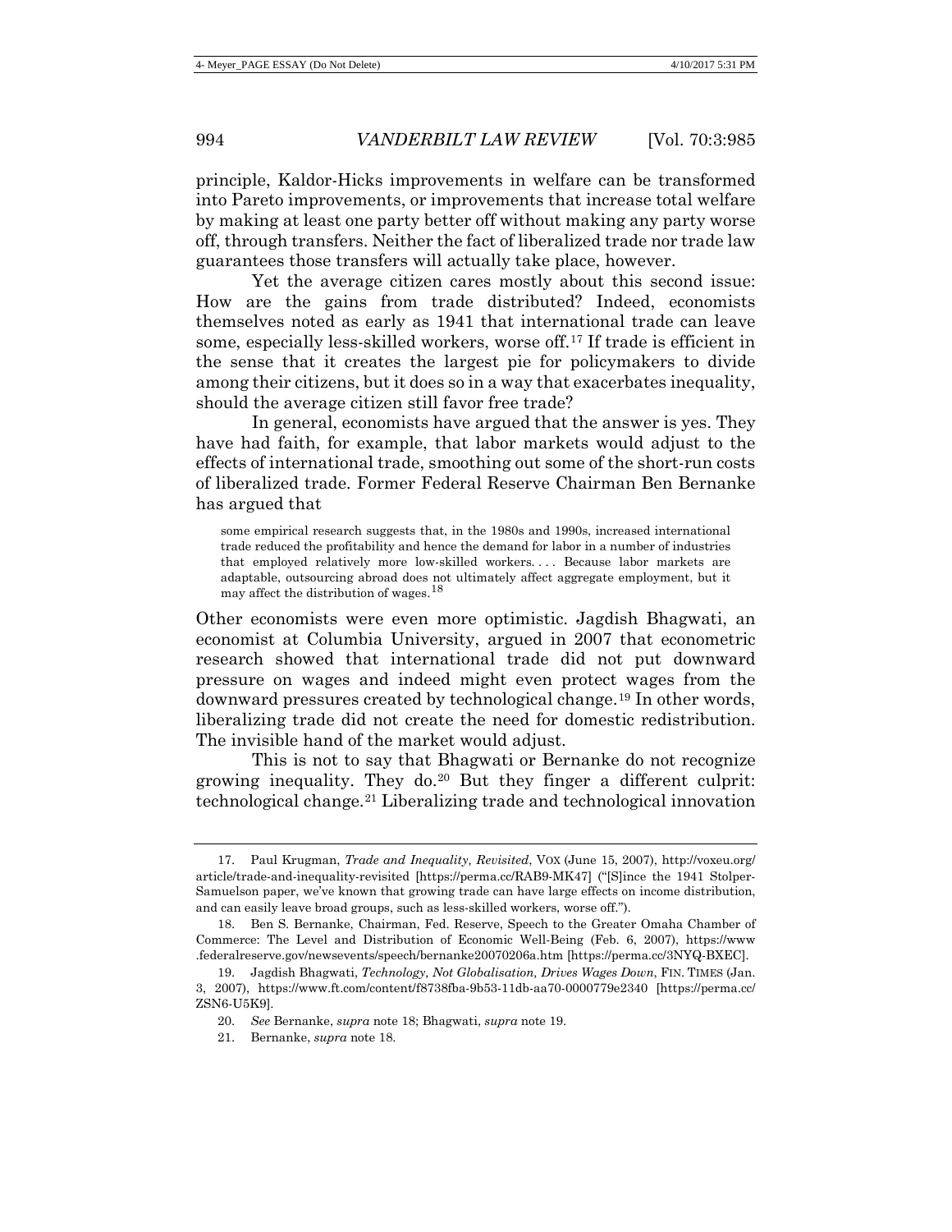principle, Kaldor-Hicks improvements in welfare can be transformed into Pareto improvements, or improvements that increase total welfare by making at least one party better off without making any party worse off, through transfers. Neither the fact of liberalized trade nor trade law guarantees those transfers will actually take place, however.

Yet the average citizen cares mostly about this second issue: How are the gains from trade distributed? Indeed, economists themselves noted as early as 1941 that international trade can leave some, especially less-skilled workers, worse off.[17] If trade is efficient in the sense that it creates the largest pie for policymakers to divide among their citizens, but it does so in a way that exacerbates inequality, should the average citizen still favor free trade?

In general, economists have argued that the answer is yes. They have had faith, for example, that labor markets would adjust to the effects of international trade, smoothing out some of the short-run costs of liberalized trade. Former Federal Reserve Chairman Ben Bernanke has argued that

> some empirical research suggests that, in the 1980s and 1990s, increased international trade reduced the profitability and hence the demand for labor in a number of industries that employed relatively more low-skilled workers. . . . Because labor markets are adaptable, outsourcing abroad does not ultimately affect aggregate employment, but it may affect the distribution of wages.[18]

Other economists were even more optimistic. Jagdish Bhagwati, an economist at Columbia University, argued in 2007 that econometric research showed that international trade did not put downward pressure on wages and indeed might even protect wages from the downward pressures created by technological change.[19] In other words, liberalizing trade did not create the need for domestic redistribution. The invisible hand of the market would adjust.

This is not to say that Bhagwati or Bernanke do not recognize growing inequality. They do.[20] But they finger a different culprit: technological change.[21] Liberalizing trade and technological innovation

---

17. Paul Krugman, *Trade and Inequality, Revisited*, VOX (June 15, 2007), http://voxeu.org/article/trade-and-inequality-revisited [https://perma.cc/RAB9-MK47] ("[S]ince the 1941 Stolper-Samuelson paper, we've known that growing trade can have large effects on income distribution, and can easily leave broad groups, such as less-skilled workers, worse off.").

18. Ben S. Bernanke, Chairman, Fed. Reserve, Speech to the Greater Omaha Chamber of Commerce: The Level and Distribution of Economic Well-Being (Feb. 6, 2007), https://www.federalreserve.gov/newsevents/speech/bernanke20070206a.htm [https://perma.cc/3NYQ-BXEC].

19. Jagdish Bhagwati, *Technology, Not Globalisation, Drives Wages Down*, FIN. TIMES (Jan. 3, 2007), https://www.ft.com/content/f8738fba-9b53-11db-aa70-0000779e2340 [https://perma.cc/ZSN6-U5K9].

20. *See* Bernanke, *supra* note 18; Bhagwati, *supra* note 19.

21. Bernanke, *supra* note 18.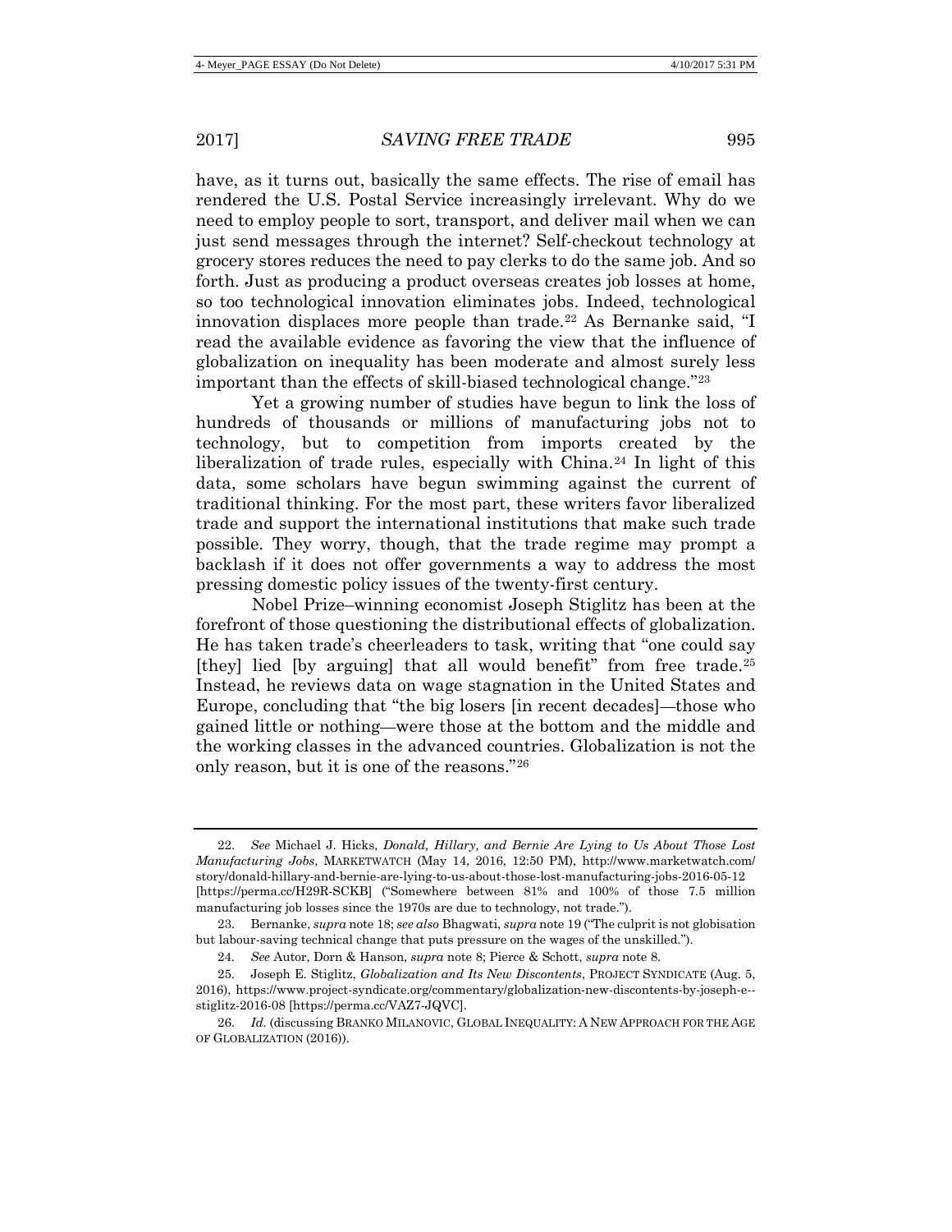have, as it turns out, basically the same effects. The rise of email has rendered the U.S. Postal Service increasingly irrelevant. Why do we need to employ people to sort, transport, and deliver mail when we can just send messages through the internet? Self-checkout technology at grocery stores reduces the need to pay clerks to do the same job. And so forth. Just as producing a product overseas creates job losses at home, so too technological innovation eliminates jobs. Indeed, technological innovation displaces more people than trade.[22] As Bernanke said, "I read the available evidence as favoring the view that the influence of globalization on inequality has been moderate and almost surely less important than the effects of skill-biased technological change."[23]

Yet a growing number of studies have begun to link the loss of hundreds of thousands or millions of manufacturing jobs not to technology, but to competition from imports created by the liberalization of trade rules, especially with China.[24] In light of this data, some scholars have begun swimming against the current of traditional thinking. For the most part, these writers favor liberalized trade and support the international institutions that make such trade possible. They worry, though, that the trade regime may prompt a backlash if it does not offer governments a way to address the most pressing domestic policy issues of the twenty-first century.

Nobel Prize–winning economist Joseph Stiglitz has been at the forefront of those questioning the distributional effects of globalization. He has taken trade's cheerleaders to task, writing that "one could say [they] lied [by arguing] that all would benefit" from free trade.[25] Instead, he reviews data on wage stagnation in the United States and Europe, concluding that "the big losers [in recent decades]—those who gained little or nothing—were those at the bottom and the middle and the working classes in the advanced countries. Globalization is not the only reason, but it is one of the reasons."[26]

---

22. *See* Michael J. Hicks, *Donald, Hillary, and Bernie Are Lying to Us About Those Lost Manufacturing Jobs*, MARKETWATCH (May 14, 2016, 12:50 PM), http://www.marketwatch.com/story/donald-hillary-and-bernie-are-lying-to-us-about-those-lost-manufacturing-jobs-2016-05-12 [https://perma.cc/H29R-SCKB] ("Somewhere between 81% and 100% of those 7.5 million manufacturing job losses since the 1970s are due to technology, not trade.").

23. Bernanke, *supra* note 18; *see also* Bhagwati, *supra* note 19 ("The culprit is not globisation but labour-saving technical change that puts pressure on the wages of the unskilled.").

24. *See* Autor, Dorn & Hanson, *supra* note 8; Pierce & Schott, *supra* note 8.

25. Joseph E. Stiglitz, *Globalization and Its New Discontents*, PROJECT SYNDICATE (Aug. 5, 2016), https://www.project-syndicate.org/commentary/globalization-new-discontents-by-joseph-e--stiglitz-2016-08 [https://perma.cc/VAZ7-JQVC].

26. *Id.* (discussing BRANKO MILANOVIC, GLOBAL INEQUALITY: A NEW APPROACH FOR THE AGE OF GLOBALIZATION (2016)).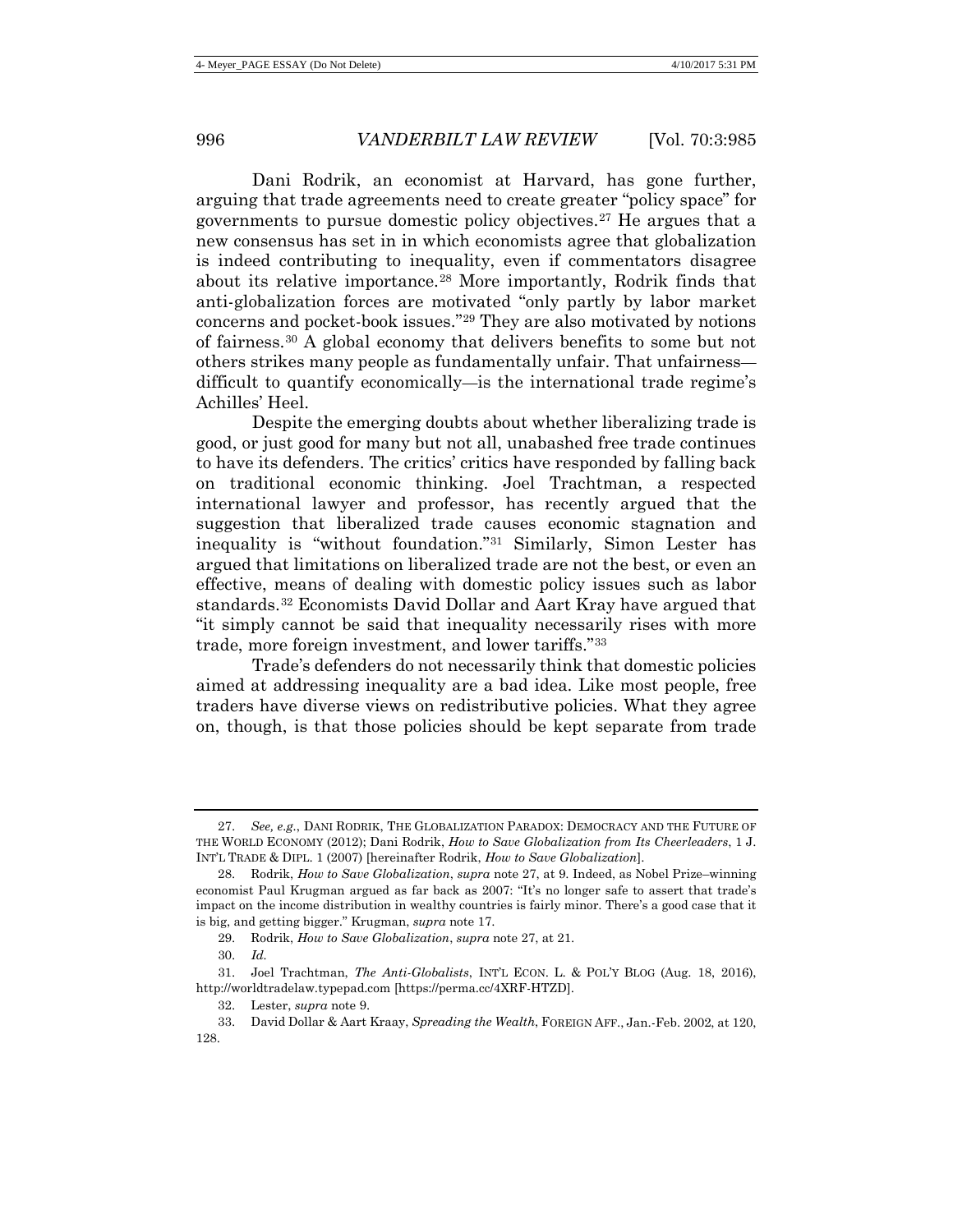Dani Rodrik, an economist at Harvard, has gone further, arguing that trade agreements need to create greater "policy space" for governments to pursue domestic policy objectives.[27] He argues that a new consensus has set in in which economists agree that globalization is indeed contributing to inequality, even if commentators disagree about its relative importance.[28] More importantly, Rodrik finds that anti-globalization forces are motivated "only partly by labor market concerns and pocket-book issues."[29] They are also motivated by notions of fairness.[30] A global economy that delivers benefits to some but not others strikes many people as fundamentally unfair. That unfairness—difficult to quantify economically—is the international trade regime's Achilles' Heel.

Despite the emerging doubts about whether liberalizing trade is good, or just good for many but not all, unabashed free trade continues to have its defenders. The critics' critics have responded by falling back on traditional economic thinking. Joel Trachtman, a respected international lawyer and professor, has recently argued that the suggestion that liberalized trade causes economic stagnation and inequality is "without foundation."[31] Similarly, Simon Lester has argued that limitations on liberalized trade are not the best, or even an effective, means of dealing with domestic policy issues such as labor standards.[32] Economists David Dollar and Aart Kray have argued that "it simply cannot be said that inequality necessarily rises with more trade, more foreign investment, and lower tariffs."[33]

Trade's defenders do not necessarily think that domestic policies aimed at addressing inequality are a bad idea. Like most people, free traders have diverse views on redistributive policies. What they agree on, though, is that those policies should be kept separate from trade

---

27. *See, e.g.*, DANI RODRIK, THE GLOBALIZATION PARADOX: DEMOCRACY AND THE FUTURE OF THE WORLD ECONOMY (2012); Dani Rodrik, *How to Save Globalization from Its Cheerleaders*, 1 J. INT'L TRADE & DIPL. 1 (2007) [hereinafter Rodrik, *How to Save Globalization*].

28. Rodrik, *How to Save Globalization*, *supra* note 27, at 9. Indeed, as Nobel Prize–winning economist Paul Krugman argued as far back as 2007: "It's no longer safe to assert that trade's impact on the income distribution in wealthy countries is fairly minor. There's a good case that it is big, and getting bigger." Krugman, *supra* note 17.

29. Rodrik, *How to Save Globalization*, *supra* note 27, at 21.

30. *Id.*

31. Joel Trachtman, *The Anti-Globalists*, INT'L ECON. L. & POL'Y BLOG (Aug. 18, 2016), http://worldtradelaw.typepad.com [https://perma.cc/4XRF-HTZD].

32. Lester, *supra* note 9.

33. David Dollar & Aart Kraay, *Spreading the Wealth*, FOREIGN AFF., Jan.-Feb. 2002, at 120, 128.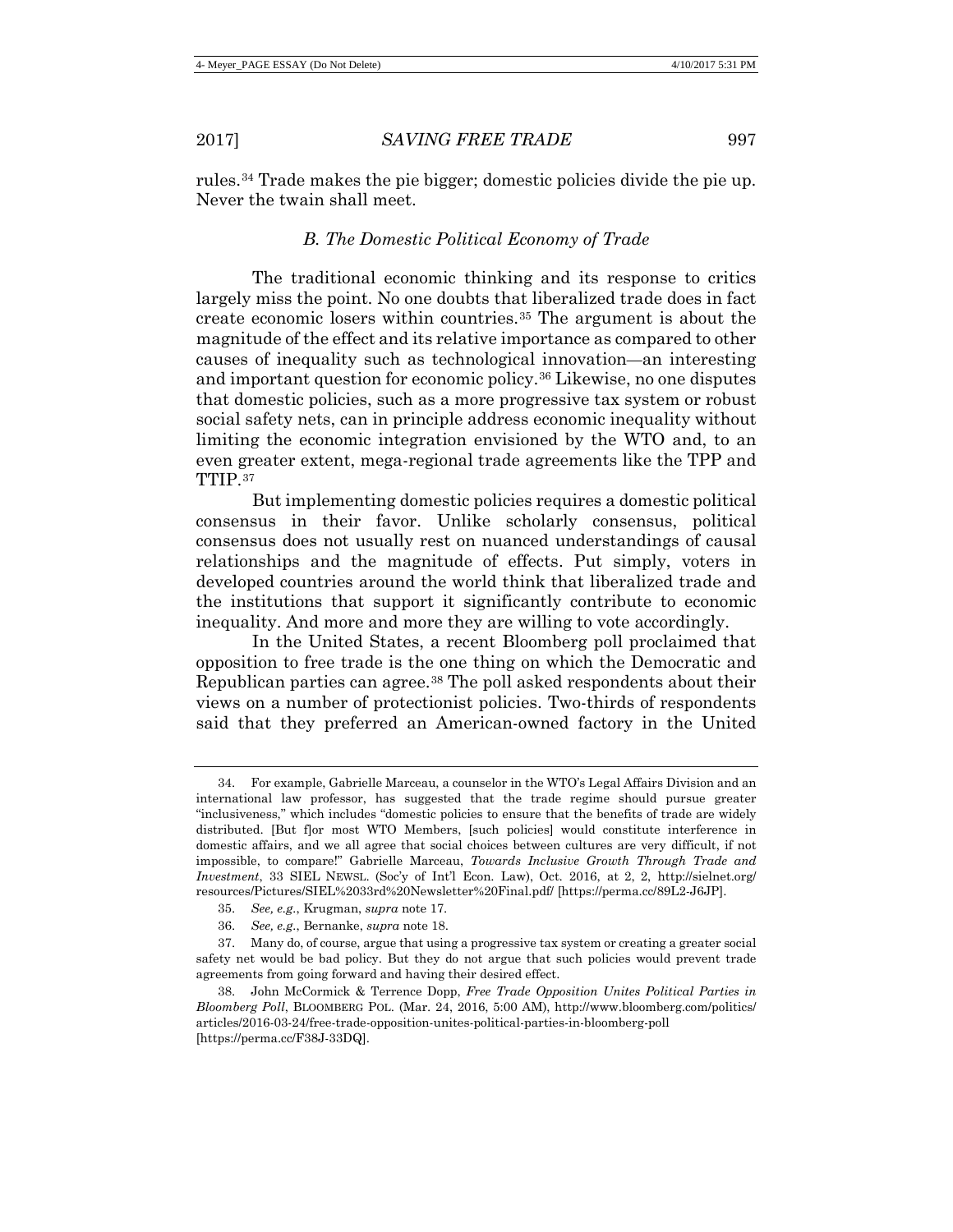rules.[34] Trade makes the pie bigger; domestic policies divide the pie up. Never the twain shall meet.

### *B. The Domestic Political Economy of Trade*

The traditional economic thinking and its response to critics largely miss the point. No one doubts that liberalized trade does in fact create economic losers within countries.[35] The argument is about the magnitude of the effect and its relative importance as compared to other causes of inequality such as technological innovation—an interesting and important question for economic policy.[36] Likewise, no one disputes that domestic policies, such as a more progressive tax system or robust social safety nets, can in principle address economic inequality without limiting the economic integration envisioned by the WTO and, to an even greater extent, mega-regional trade agreements like the TPP and TTIP.[37]

But implementing domestic policies requires a domestic political consensus in their favor. Unlike scholarly consensus, political consensus does not usually rest on nuanced understandings of causal relationships and the magnitude of effects. Put simply, voters in developed countries around the world think that liberalized trade and the institutions that support it significantly contribute to economic inequality. And more and more they are willing to vote accordingly.

In the United States, a recent Bloomberg poll proclaimed that opposition to free trade is the one thing on which the Democratic and Republican parties can agree.[38] The poll asked respondents about their views on a number of protectionist policies. Two-thirds of respondents said that they preferred an American-owned factory in the United

---

34. For example, Gabrielle Marceau, a counselor in the WTO's Legal Affairs Division and an international law professor, has suggested that the trade regime should pursue greater "inclusiveness," which includes "domestic policies to ensure that the benefits of trade are widely distributed. [But f]or most WTO Members, [such policies] would constitute interference in domestic affairs, and we all agree that social choices between cultures are very difficult, if not impossible, to compare!" Gabrielle Marceau, *Towards Inclusive Growth Through Trade and Investment*, 33 SIEL NEWSL. (Soc'y of Int'l Econ. Law), Oct. 2016, at 2, 2, http://sielnet.org/resources/Pictures/SIEL%2033rd%20Newsletter%20Final.pdf/ [https://perma.cc/89L2-J6JP].

35. *See, e.g.*, Krugman, *supra* note 17.

36. *See, e.g.*, Bernanke, *supra* note 18.

37. Many do, of course, argue that using a progressive tax system or creating a greater social safety net would be bad policy. But they do not argue that such policies would prevent trade agreements from going forward and having their desired effect.

38. John McCormick & Terrence Dopp, *Free Trade Opposition Unites Political Parties in Bloomberg Poll*, BLOOMBERG POL. (Mar. 24, 2016, 5:00 AM), http://www.bloomberg.com/politics/articles/2016-03-24/free-trade-opposition-unites-political-parties-in-bloomberg-poll [https://perma.cc/F38J-33DQ].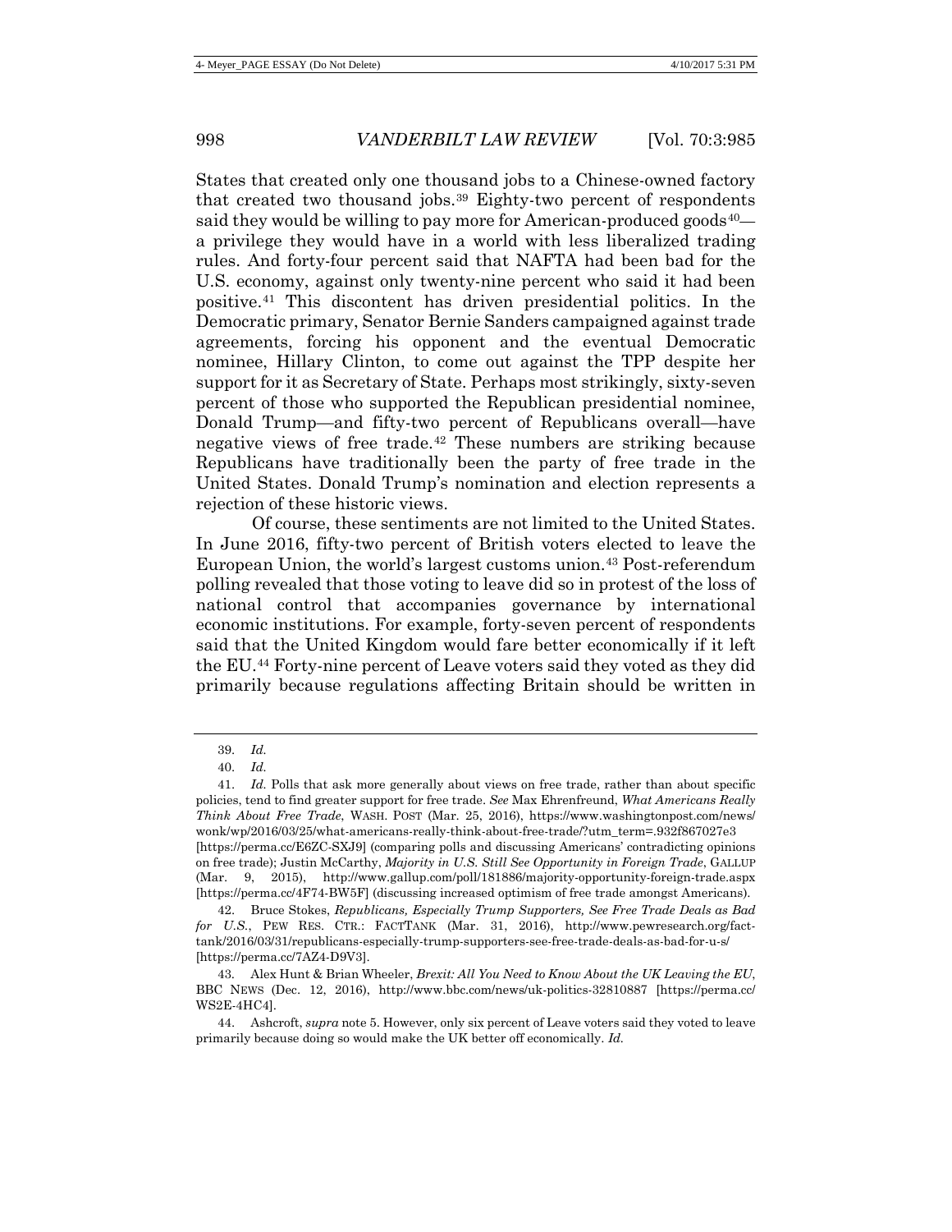States that created only one thousand jobs to a Chinese-owned factory that created two thousand jobs.[39] Eighty-two percent of respondents said they would be willing to pay more for American-produced goods[40]—a privilege they would have in a world with less liberalized trading rules. And forty-four percent said that NAFTA had been bad for the U.S. economy, against only twenty-nine percent who said it had been positive.[41] This discontent has driven presidential politics. In the Democratic primary, Senator Bernie Sanders campaigned against trade agreements, forcing his opponent and the eventual Democratic nominee, Hillary Clinton, to come out against the TPP despite her support for it as Secretary of State. Perhaps most strikingly, sixty-seven percent of those who supported the Republican presidential nominee, Donald Trump—and fifty-two percent of Republicans overall—have negative views of free trade.[42] These numbers are striking because Republicans have traditionally been the party of free trade in the United States. Donald Trump's nomination and election represents a rejection of these historic views.

Of course, these sentiments are not limited to the United States. In June 2016, fifty-two percent of British voters elected to leave the European Union, the world's largest customs union.[43] Post-referendum polling revealed that those voting to leave did so in protest of the loss of national control that accompanies governance by international economic institutions. For example, forty-seven percent of respondents said that the United Kingdom would fare better economically if it left the EU.[44] Forty-nine percent of Leave voters said they voted as they did primarily because regulations affecting Britain should be written in

---

39. *Id.*

40. *Id.*

41. *Id.* Polls that ask more generally about views on free trade, rather than about specific policies, tend to find greater support for free trade. *See* Max Ehrenfreund, *What Americans Really Think About Free Trade*, WASH. POST (Mar. 25, 2016), https://www.washingtonpost.com/news/wonk/wp/2016/03/25/what-americans-really-think-about-free-trade/?utm_term=.932f867027e3 [https://perma.cc/E6ZC-SXJ9] (comparing polls and discussing Americans' contradicting opinions on free trade); Justin McCarthy, *Majority in U.S. Still See Opportunity in Foreign Trade*, GALLUP (Mar. 9, 2015), http://www.gallup.com/poll/181886/majority-opportunity-foreign-trade.aspx [https://perma.cc/4F74-BW5F] (discussing increased optimism of free trade amongst Americans).

42. Bruce Stokes, *Republicans, Especially Trump Supporters, See Free Trade Deals as Bad for U.S.*, PEW RES. CTR.: FACTTANK (Mar. 31, 2016), http://www.pewresearch.org/fact-tank/2016/03/31/republicans-especially-trump-supporters-see-free-trade-deals-as-bad-for-u-s/ [https://perma.cc/7AZ4-D9V3].

43. Alex Hunt & Brian Wheeler, *Brexit: All You Need to Know About the UK Leaving the EU*, BBC NEWS (Dec. 12, 2016), http://www.bbc.com/news/uk-politics-32810887 [https://perma.cc/WS2E-4HC4].

44. Ashcroft, *supra* note 5. However, only six percent of Leave voters said they voted to leave primarily because doing so would make the UK better off economically. *Id.*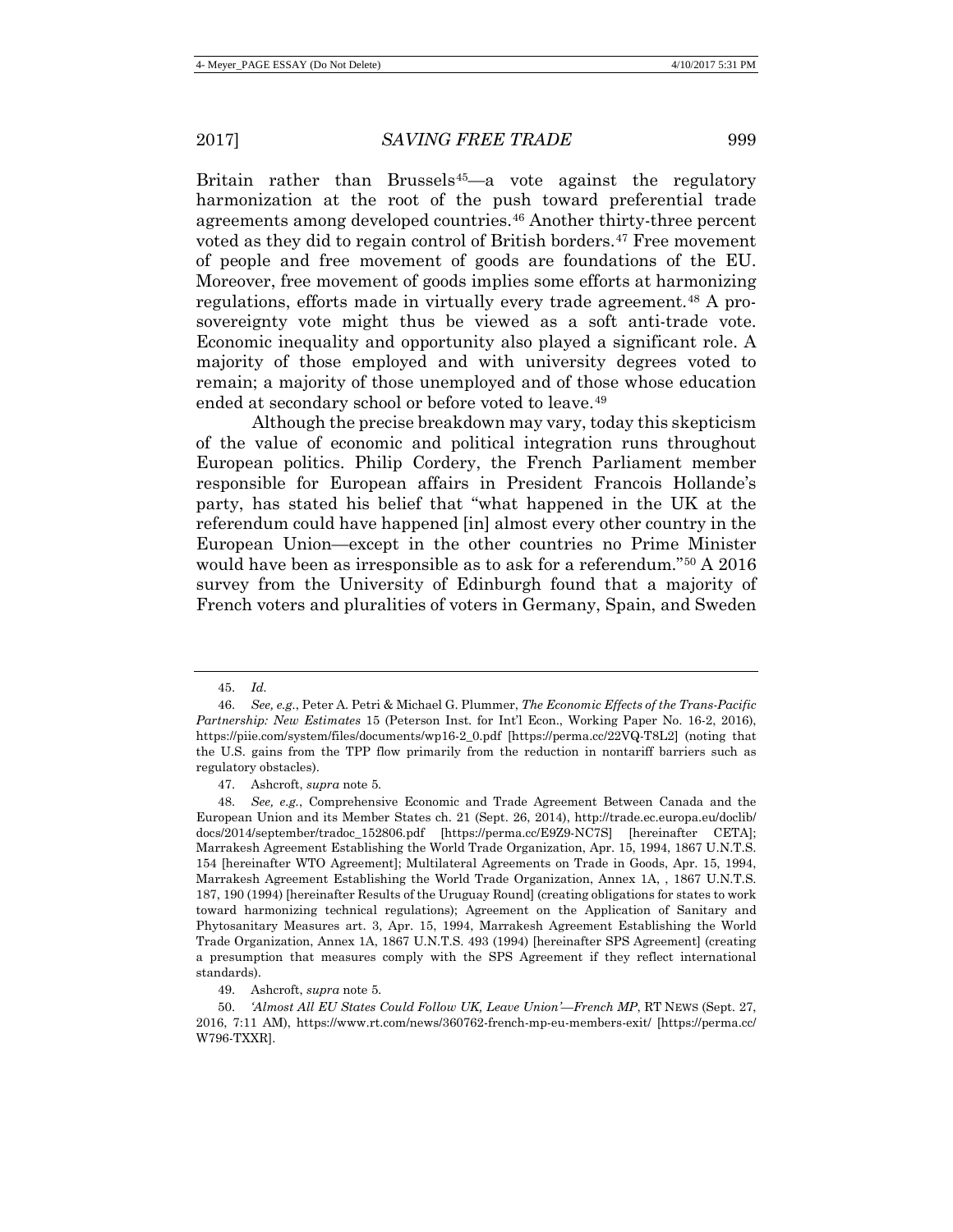Britain rather than Brussels[45]—a vote against the regulatory harmonization at the root of the push toward preferential trade agreements among developed countries.[46] Another thirty-three percent voted as they did to regain control of British borders.[47] Free movement of people and free movement of goods are foundations of the EU. Moreover, free movement of goods implies some efforts at harmonizing regulations, efforts made in virtually every trade agreement.[48] A pro-sovereignty vote might thus be viewed as a soft anti-trade vote. Economic inequality and opportunity also played a significant role. A majority of those employed and with university degrees voted to remain; a majority of those unemployed and of those whose education ended at secondary school or before voted to leave.[49]

Although the precise breakdown may vary, today this skepticism of the value of economic and political integration runs throughout European politics. Philip Cordery, the French Parliament member responsible for European affairs in President Francois Hollande's party, has stated his belief that "what happened in the UK at the referendum could have happened [in] almost every other country in the European Union—except in the other countries no Prime Minister would have been as irresponsible as to ask for a referendum."[50] A 2016 survey from the University of Edinburgh found that a majority of French voters and pluralities of voters in Germany, Spain, and Sweden

---

45. *Id.*

46. *See, e.g.*, Peter A. Petri & Michael G. Plummer, *The Economic Effects of the Trans-Pacific Partnership: New Estimates* 15 (Peterson Inst. for Int'l Econ., Working Paper No. 16-2, 2016), https://piie.com/system/files/documents/wp16-2_0.pdf [https://perma.cc/22VQ-T8L2] (noting that the U.S. gains from the TPP flow primarily from the reduction in nontariff barriers such as regulatory obstacles).

47. Ashcroft, *supra* note 5.

48. *See, e.g.*, Comprehensive Economic and Trade Agreement Between Canada and the European Union and its Member States ch. 21 (Sept. 26, 2014), http://trade.ec.europa.eu/doclib/docs/2014/september/tradoc_152806.pdf [https://perma.cc/E9Z9-NC7S] [hereinafter CETA]; Marrakesh Agreement Establishing the World Trade Organization, Apr. 15, 1994, 1867 U.N.T.S. 154 [hereinafter WTO Agreement]; Multilateral Agreements on Trade in Goods, Apr. 15, 1994, Marrakesh Agreement Establishing the World Trade Organization, Annex 1A, , 1867 U.N.T.S. 187, 190 (1994) [hereinafter Results of the Uruguay Round] (creating obligations for states to work toward harmonizing technical regulations); Agreement on the Application of Sanitary and Phytosanitary Measures art. 3, Apr. 15, 1994, Marrakesh Agreement Establishing the World Trade Organization, Annex 1A, 1867 U.N.T.S. 493 (1994) [hereinafter SPS Agreement] (creating a presumption that measures comply with the SPS Agreement if they reflect international standards).

49. Ashcroft, *supra* note 5.

50. *'Almost All EU States Could Follow UK, Leave Union'—French MP*, RT NEWS (Sept. 27, 2016, 7:11 AM), https://www.rt.com/news/360762-french-mp-eu-members-exit/ [https://perma.cc/W796-TXXR].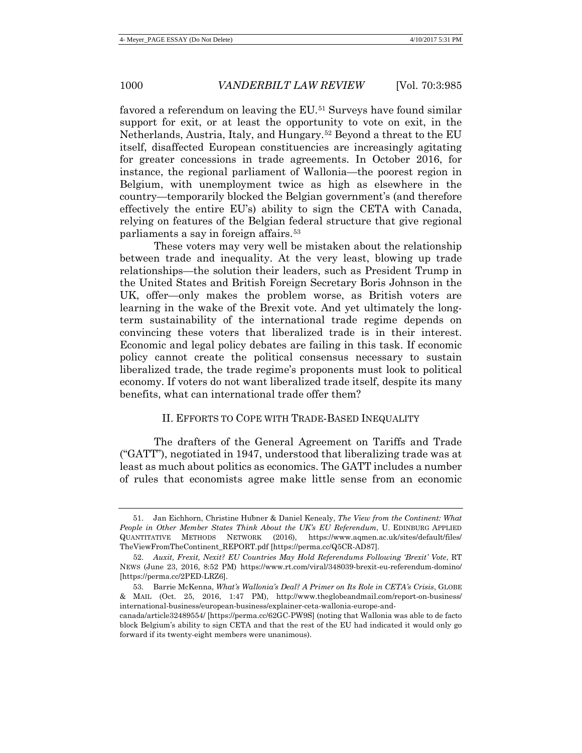favored a referendum on leaving the EU.[51] Surveys have found similar support for exit, or at least the opportunity to vote on exit, in the Netherlands, Austria, Italy, and Hungary.[52] Beyond a threat to the EU itself, disaffected European constituencies are increasingly agitating for greater concessions in trade agreements. In October 2016, for instance, the regional parliament of Wallonia—the poorest region in Belgium, with unemployment twice as high as elsewhere in the country—temporarily blocked the Belgian government's (and therefore effectively the entire EU's) ability to sign the CETA with Canada, relying on features of the Belgian federal structure that give regional parliaments a say in foreign affairs.[53]

These voters may very well be mistaken about the relationship between trade and inequality. At the very least, blowing up trade relationships—the solution their leaders, such as President Trump in the United States and British Foreign Secretary Boris Johnson in the UK, offer—only makes the problem worse, as British voters are learning in the wake of the Brexit vote. And yet ultimately the long-term sustainability of the international trade regime depends on convincing these voters that liberalized trade is in their interest. Economic and legal policy debates are failing in this task. If economic policy cannot create the political consensus necessary to sustain liberalized trade, the trade regime's proponents must look to political economy. If voters do not want liberalized trade itself, despite its many benefits, what can international trade offer them?

## II. EFFORTS TO COPE WITH TRADE-BASED INEQUALITY

The drafters of the General Agreement on Tariffs and Trade ("GATT"), negotiated in 1947, understood that liberalizing trade was at least as much about politics as economics. The GATT includes a number of rules that economists agree make little sense from an economic

---

51. Jan Eichhorn, Christine Hübner & Daniel Kenealy, *The View from the Continent: What People in Other Member States Think About the UK's EU Referendum*, U. EDINBURG APPLIED QUANTITATIVE METHODS NETWORK (2016), https://www.aqmen.ac.uk/sites/default/files/TheViewFromTheContinent_REPORT.pdf [https://perma.cc/Q5CR-AD87].

52. *Auxit, Frexit, Nexit? EU Countries May Hold Referendums Following 'Brexit' Vote*, RT NEWS (June 23, 2016, 8:52 PM) https://www.rt.com/viral/348039-brexit-eu-referendum-domino/ [https://perma.cc/2PED-LRZ6].

53. Barrie McKenna, *What's Wallonia's Deal? A Primer on Its Role in CETA's Crisis*, GLOBE & MAIL (Oct. 25, 2016, 1:47 PM), http://www.theglobeandmail.com/report-on-business/international-business/european-business/explainer-ceta-wallonia-europe-and-canada/article32489554/ [https://perma.cc/62GC-PW9S] (noting that Wallonia was able to de facto block Belgium's ability to sign CETA and that the rest of the EU had indicated it would only go forward if its twenty-eight members were unanimous).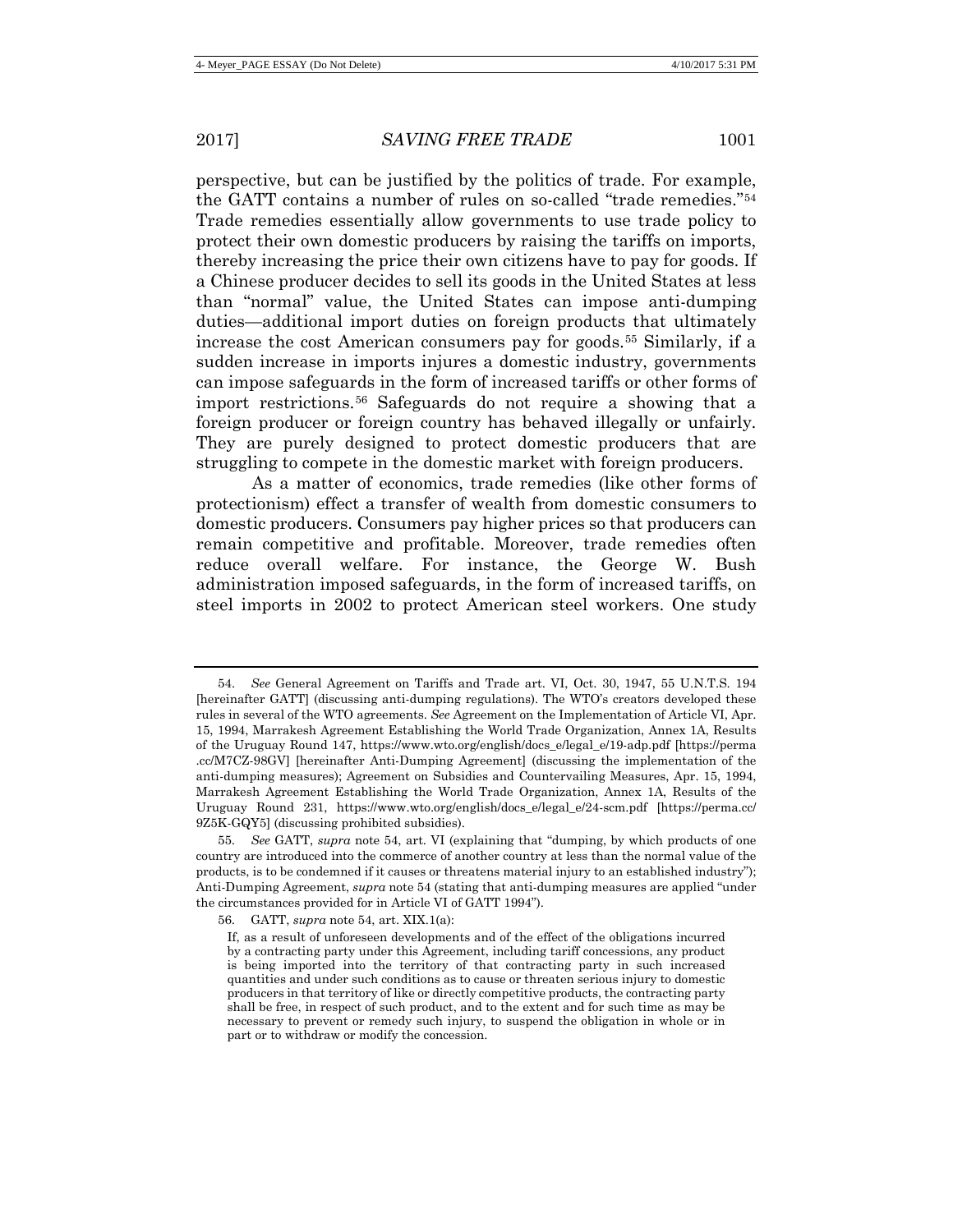perspective, but can be justified by the politics of trade. For example, the GATT contains a number of rules on so-called "trade remedies."[54] Trade remedies essentially allow governments to use trade policy to protect their own domestic producers by raising the tariffs on imports, thereby increasing the price their own citizens have to pay for goods. If a Chinese producer decides to sell its goods in the United States at less than "normal" value, the United States can impose anti-dumping duties—additional import duties on foreign products that ultimately increase the cost American consumers pay for goods.[55] Similarly, if a sudden increase in imports injures a domestic industry, governments can impose safeguards in the form of increased tariffs or other forms of import restrictions.[56] Safeguards do not require a showing that a foreign producer or foreign country has behaved illegally or unfairly. They are purely designed to protect domestic producers that are struggling to compete in the domestic market with foreign producers.

As a matter of economics, trade remedies (like other forms of protectionism) effect a transfer of wealth from domestic consumers to domestic producers. Consumers pay higher prices so that producers can remain competitive and profitable. Moreover, trade remedies often reduce overall welfare. For instance, the George W. Bush administration imposed safeguards, in the form of increased tariffs, on steel imports in 2002 to protect American steel workers. One study

---

54. *See* General Agreement on Tariffs and Trade art. VI, Oct. 30, 1947, 55 U.N.T.S. 194 [hereinafter GATT] (discussing anti-dumping regulations). The WTO's creators developed these rules in several of the WTO agreements. *See* Agreement on the Implementation of Article VI, Apr. 15, 1994, Marrakesh Agreement Establishing the World Trade Organization, Annex 1A, Results of the Uruguay Round 147, https://www.wto.org/english/docs_e/legal_e/19-adp.pdf [https://perma.cc/M7CZ-98GV] [hereinafter Anti-Dumping Agreement] (discussing the implementation of the anti-dumping measures); Agreement on Subsidies and Countervailing Measures, Apr. 15, 1994, Marrakesh Agreement Establishing the World Trade Organization, Annex 1A, Results of the Uruguay Round 231, https://www.wto.org/english/docs_e/legal_e/24-scm.pdf [https://perma.cc/9Z5K-GQY5] (discussing prohibited subsidies).

55. *See* GATT, *supra* note 54, art. VI (explaining that "dumping, by which products of one country are introduced into the commerce of another country at less than the normal value of the products, is to be condemned if it causes or threatens material injury to an established industry"); Anti-Dumping Agreement, *supra* note 54 (stating that anti-dumping measures are applied "under the circumstances provided for in Article VI of GATT 1994").

56. GATT, *supra* note 54, art. XIX.1(a):

> If, as a result of unforeseen developments and of the effect of the obligations incurred by a contracting party under this Agreement, including tariff concessions, any product is being imported into the territory of that contracting party in such increased quantities and under such conditions as to cause or threaten serious injury to domestic producers in that territory of like or directly competitive products, the contracting party shall be free, in respect of such product, and to the extent and for such time as may be necessary to prevent or remedy such injury, to suspend the obligation in whole or in part or to withdraw or modify the concession.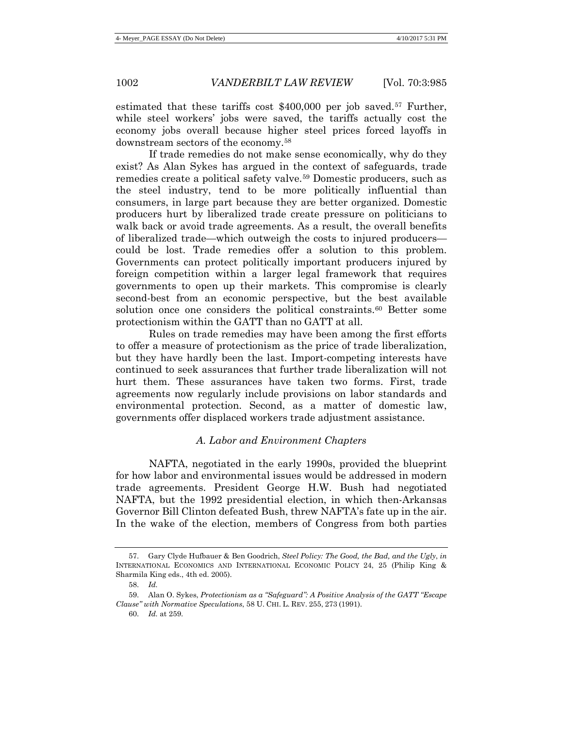estimated that these tariffs cost $400,000 per job saved.[57] Further, while steel workers' jobs were saved, the tariffs actually cost the economy jobs overall because higher steel prices forced layoffs in downstream sectors of the economy.[58]

If trade remedies do not make sense economically, why do they exist? As Alan Sykes has argued in the context of safeguards, trade remedies create a political safety valve.[59] Domestic producers, such as the steel industry, tend to be more politically influential than consumers, in large part because they are better organized. Domestic producers hurt by liberalized trade create pressure on politicians to walk back or avoid trade agreements. As a result, the overall benefits of liberalized trade—which outweigh the costs to injured producers—could be lost. Trade remedies offer a solution to this problem. Governments can protect politically important producers injured by foreign competition within a larger legal framework that requires governments to open up their markets. This compromise is clearly second-best from an economic perspective, but the best available solution once one considers the political constraints.[60] Better some protectionism within the GATT than no GATT at all.

Rules on trade remedies may have been among the first efforts to offer a measure of protectionism as the price of trade liberalization, but they have hardly been the last. Import-competing interests have continued to seek assurances that further trade liberalization will not hurt them. These assurances have taken two forms. First, trade agreements now regularly include provisions on labor standards and environmental protection. Second, as a matter of domestic law, governments offer displaced workers trade adjustment assistance.

### *A. Labor and Environment Chapters*

NAFTA, negotiated in the early 1990s, provided the blueprint for how labor and environmental issues would be addressed in modern trade agreements. President George H.W. Bush had negotiated NAFTA, but the 1992 presidential election, in which then-Arkansas Governor Bill Clinton defeated Bush, threw NAFTA's fate up in the air. In the wake of the election, members of Congress from both parties

---

57. Gary Clyde Hufbauer & Ben Goodrich, *Steel Policy: The Good, the Bad, and the Ugly*, *in* INTERNATIONAL ECONOMICS AND INTERNATIONAL ECONOMIC POLICY 24, 25 (Philip King & Sharmila King eds., 4th ed. 2005).

58. *Id.*

59. Alan O. Sykes, *Protectionism as a "Safeguard": A Positive Analysis of the GATT "Escape Clause" with Normative Speculations*, 58 U. CHI. L. REV. 255, 273 (1991).

60. *Id.* at 259.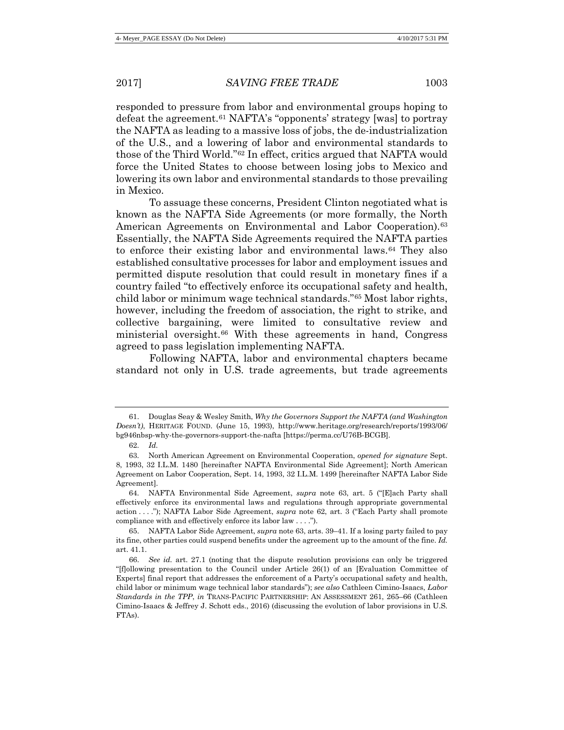responded to pressure from labor and environmental groups hoping to defeat the agreement.[61] NAFTA's "opponents' strategy [was] to portray the NAFTA as leading to a massive loss of jobs, the de-industrialization of the U.S., and a lowering of labor and environmental standards to those of the Third World."[62] In effect, critics argued that NAFTA would force the United States to choose between losing jobs to Mexico and lowering its own labor and environmental standards to those prevailing in Mexico.

To assuage these concerns, President Clinton negotiated what is known as the NAFTA Side Agreements (or more formally, the North American Agreements on Environmental and Labor Cooperation).[63] Essentially, the NAFTA Side Agreements required the NAFTA parties to enforce their existing labor and environmental laws.[64] They also established consultative processes for labor and employment issues and permitted dispute resolution that could result in monetary fines if a country failed "to effectively enforce its occupational safety and health, child labor or minimum wage technical standards."[65] Most labor rights, however, including the freedom of association, the right to strike, and collective bargaining, were limited to consultative review and ministerial oversight.[66] With these agreements in hand, Congress agreed to pass legislation implementing NAFTA.

Following NAFTA, labor and environmental chapters became standard not only in U.S. trade agreements, but trade agreements

---

61. Douglas Seay & Wesley Smith, *Why the Governors Support the NAFTA (and Washington Doesn't)*, HERITAGE FOUND. (June 15, 1993), http://www.heritage.org/research/reports/1993/06/bg946nbsp-why-the-governors-support-the-nafta [https://perma.cc/U76B-BCGB].

62. *Id.*

63. North American Agreement on Environmental Cooperation, *opened for signature* Sept. 8, 1993, 32 I.L.M. 1480 [hereinafter NAFTA Environmental Side Agreement]; North American Agreement on Labor Cooperation, Sept. 14, 1993, 32 I.L.M. 1499 [hereinafter NAFTA Labor Side Agreement].

64. NAFTA Environmental Side Agreement, *supra* note 63, art. 5 ("[E]ach Party shall effectively enforce its environmental laws and regulations through appropriate governmental action . . . ."); NAFTA Labor Side Agreement, *supra* note 62, art. 3 ("Each Party shall promote compliance with and effectively enforce its labor law . . . .").

65. NAFTA Labor Side Agreement, *supra* note 63, arts. 39–41. If a losing party failed to pay its fine, other parties could suspend benefits under the agreement up to the amount of the fine. *Id.* art. 41.1.

66. *See id.* art. 27.1 (noting that the dispute resolution provisions can only be triggered "[f]ollowing presentation to the Council under Article 26(1) of an [Evaluation Committee of Experts] final report that addresses the enforcement of a Party's occupational safety and health, child labor or minimum wage technical labor standards"); *see also* Cathleen Cimino-Isaacs, *Labor Standards in the TPP*, *in* TRANS-PACIFIC PARTNERSHIP: AN ASSESSMENT 261, 265–66 (Cathleen Cimino-Isaacs & Jeffrey J. Schott eds., 2016) (discussing the evolution of labor provisions in U.S. FTAs).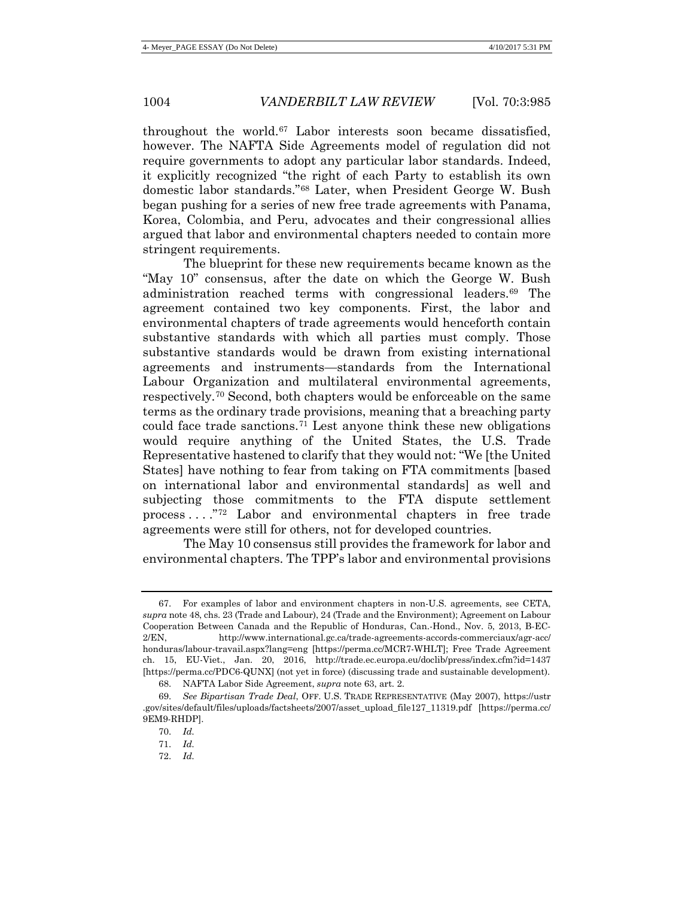throughout the world.[67] Labor interests soon became dissatisfied, however. The NAFTA Side Agreements model of regulation did not require governments to adopt any particular labor standards. Indeed, it explicitly recognized "the right of each Party to establish its own domestic labor standards."[68] Later, when President George W. Bush began pushing for a series of new free trade agreements with Panama, Korea, Colombia, and Peru, advocates and their congressional allies argued that labor and environmental chapters needed to contain more stringent requirements.

The blueprint for these new requirements became known as the "May 10" consensus, after the date on which the George W. Bush administration reached terms with congressional leaders.[69] The agreement contained two key components. First, the labor and environmental chapters of trade agreements would henceforth contain substantive standards with which all parties must comply. Those substantive standards would be drawn from existing international agreements and instruments—standards from the International Labour Organization and multilateral environmental agreements, respectively.[70] Second, both chapters would be enforceable on the same terms as the ordinary trade provisions, meaning that a breaching party could face trade sanctions.[71] Lest anyone think these new obligations would require anything of the United States, the U.S. Trade Representative hastened to clarify that they would not: "We [the United States] have nothing to fear from taking on FTA commitments [based on international labor and environmental standards] as well and subjecting those commitments to the FTA dispute settlement process . . . ."[72] Labor and environmental chapters in free trade agreements were still for others, not for developed countries.

The May 10 consensus still provides the framework for labor and environmental chapters. The TPP's labor and environmental provisions

---

67. For examples of labor and environment chapters in non-U.S. agreements, see CETA, *supra* note 48, chs. 23 (Trade and Labour), 24 (Trade and the Environment); Agreement on Labour Cooperation Between Canada and the Republic of Honduras, Can.-Hond., Nov. 5, 2013, B-EC-2/EN, http://www.international.gc.ca/trade-agreements-accords-commerciaux/agr-acc/honduras/labour-travail.aspx?lang=eng [https://perma.cc/MCR7-WHLT]; Free Trade Agreement ch. 15, EU-Viet., Jan. 20, 2016, http://trade.ec.europa.eu/doclib/press/index.cfm?id=1437 [https://perma.cc/PDC6-QUNX] (not yet in force) (discussing trade and sustainable development).

68. NAFTA Labor Side Agreement, *supra* note 63, art. 2.

69. *See Bipartisan Trade Deal*, OFF. U.S. TRADE REPRESENTATIVE (May 2007), https://ustr.gov/sites/default/files/uploads/factsheets/2007/asset_upload_file127_11319.pdf [https://perma.cc/9EM9-RHDP].

70. *Id.*

71. *Id.*

72. *Id.*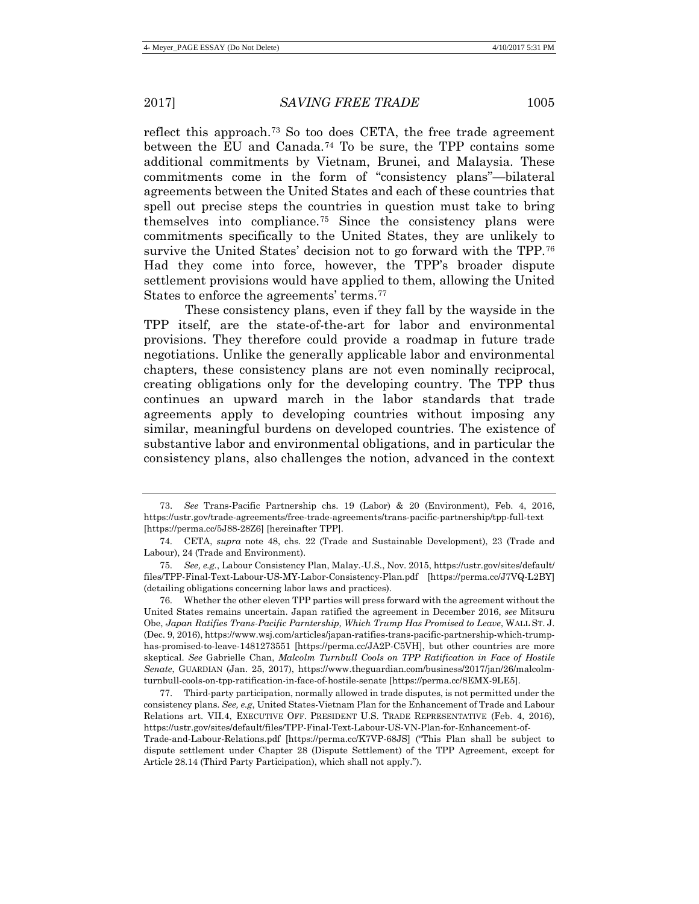reflect this approach.[73] So too does CETA, the free trade agreement between the EU and Canada.[74] To be sure, the TPP contains some additional commitments by Vietnam, Brunei, and Malaysia. These commitments come in the form of "consistency plans"—bilateral agreements between the United States and each of these countries that spell out precise steps the countries in question must take to bring themselves into compliance.[75] Since the consistency plans were commitments specifically to the United States, they are unlikely to survive the United States' decision not to go forward with the TPP.[76] Had they come into force, however, the TPP's broader dispute settlement provisions would have applied to them, allowing the United States to enforce the agreements' terms.[77]

These consistency plans, even if they fall by the wayside in the TPP itself, are the state-of-the-art for labor and environmental provisions. They therefore could provide a roadmap in future trade negotiations. Unlike the generally applicable labor and environmental chapters, these consistency plans are not even nominally reciprocal, creating obligations only for the developing country. The TPP thus continues an upward march in the labor standards that trade agreements apply to developing countries without imposing any similar, meaningful burdens on developed countries. The existence of substantive labor and environmental obligations, and in particular the consistency plans, also challenges the notion, advanced in the context

---

73. *See* Trans-Pacific Partnership chs. 19 (Labor) & 20 (Environment), Feb. 4, 2016, https://ustr.gov/trade-agreements/free-trade-agreements/trans-pacific-partnership/tpp-full-text [https://perma.cc/5J88-28Z6] [hereinafter TPP].

74. CETA, *supra* note 48, chs. 22 (Trade and Sustainable Development), 23 (Trade and Labour), 24 (Trade and Environment).

75. *See, e.g.*, Labour Consistency Plan, Malay.-U.S., Nov. 2015, https://ustr.gov/sites/default/files/TPP-Final-Text-Labour-US-MY-Labor-Consistency-Plan.pdf [https://perma.cc/J7VQ-L2BY] (detailing obligations concerning labor laws and practices).

76. Whether the other eleven TPP parties will press forward with the agreement without the United States remains uncertain. Japan ratified the agreement in December 2016, *see* Mitsuru Obe, *Japan Ratifies Trans-Pacific Parntership, Which Trump Has Promised to Leave*, WALL ST. J. (Dec. 9, 2016), https://www.wsj.com/articles/japan-ratifies-trans-pacific-partnership-which-trump-has-promised-to-leave-1481273551 [https://perma.cc/JA2P-C5VH], but other countries are more skeptical. *See* Gabrielle Chan, *Malcolm Turnbull Cools on TPP Ratification in Face of Hostile Senate*, GUARDIAN (Jan. 25, 2017), https://www.theguardian.com/business/2017/jan/26/malcolm-turnbull-cools-on-tpp-ratification-in-face-of-hostile-senate [https://perma.cc/8EMX-9LE5].

77. Third-party participation, normally allowed in trade disputes, is not permitted under the consistency plans. *See, e.g*, United States-Vietnam Plan for the Enhancement of Trade and Labour Relations art. VII.4, EXECUTIVE OFF. PRESIDENT U.S. TRADE REPRESENTATIVE (Feb. 4, 2016), https://ustr.gov/sites/default/files/TPP-Final-Text-Labour-US-VN-Plan-for-Enhancement-of-Trade-and-Labour-Relations.pdf [https://perma.cc/K7VP-68JS] ("This Plan shall be subject to dispute settlement under Chapter 28 (Dispute Settlement) of the TPP Agreement, except for Article 28.14 (Third Party Participation), which shall not apply.").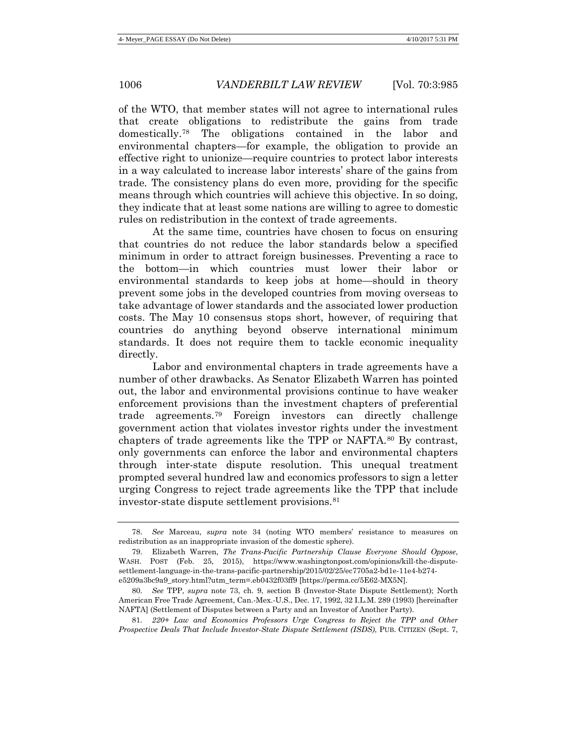of the WTO, that member states will not agree to international rules that create obligations to redistribute the gains from trade domestically.[78] The obligations contained in the labor and environmental chapters—for example, the obligation to provide an effective right to unionize—require countries to protect labor interests in a way calculated to increase labor interests' share of the gains from trade. The consistency plans do even more, providing for the specific means through which countries will achieve this objective. In so doing, they indicate that at least some nations are willing to agree to domestic rules on redistribution in the context of trade agreements.

At the same time, countries have chosen to focus on ensuring that countries do not reduce the labor standards below a specified minimum in order to attract foreign businesses. Preventing a race to the bottom—in which countries must lower their labor or environmental standards to keep jobs at home—should in theory prevent some jobs in the developed countries from moving overseas to take advantage of lower standards and the associated lower production costs. The May 10 consensus stops short, however, of requiring that countries do anything beyond observe international minimum standards. It does not require them to tackle economic inequality directly.

Labor and environmental chapters in trade agreements have a number of other drawbacks. As Senator Elizabeth Warren has pointed out, the labor and environmental provisions continue to have weaker enforcement provisions than the investment chapters of preferential trade agreements.[79] Foreign investors can directly challenge government action that violates investor rights under the investment chapters of trade agreements like the TPP or NAFTA.[80] By contrast, only governments can enforce the labor and environmental chapters through inter-state dispute resolution. This unequal treatment prompted several hundred law and economics professors to sign a letter urging Congress to reject trade agreements like the TPP that include investor-state dispute settlement provisions.[81]

---

78. *See* Marceau, *supra* note 34 (noting WTO members' resistance to measures on redistribution as an inappropriate invasion of the domestic sphere).

79. Elizabeth Warren, *The Trans-Pacific Partnership Clause Everyone Should Oppose*, WASH. POST (Feb. 25, 2015), https://www.washingtonpost.com/opinions/kill-the-dispute-settlement-language-in-the-trans-pacific-partnership/2015/02/25/ec7705a2-bd1e-11e4-b274-e5209a3bc9a9_story.html?utm_term=.eb0432f03ff9 [https://perma.cc/5E62-MX5N].

80. *See* TPP, *supra* note 73, ch. 9, section B (Investor-State Dispute Settlement); North American Free Trade Agreement, Can.-Mex.-U.S., Dec. 17, 1992, 32 I.L.M. 289 (1993) [hereinafter NAFTA] (Settlement of Disputes between a Party and an Investor of Another Party).

81. *220+ Law and Economics Professors Urge Congress to Reject the TPP and Other Prospective Deals That Include Investor-State Dispute Settlement (ISDS)*, PUB. CITIZEN (Sept. 7,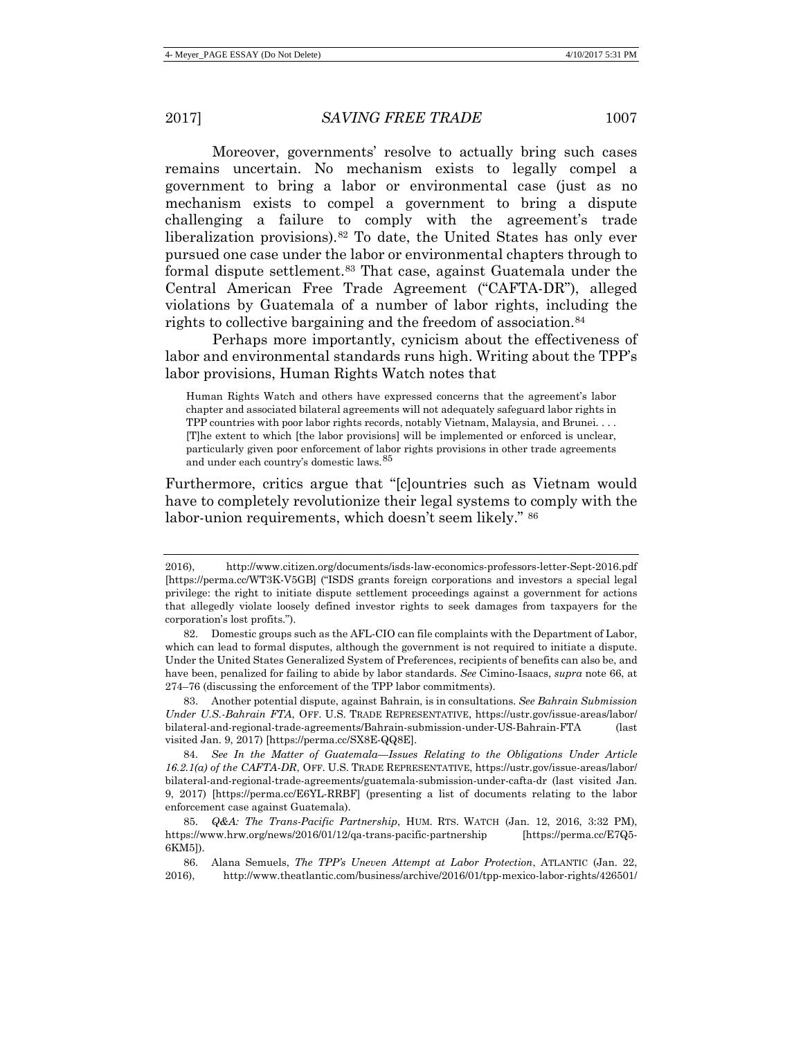Moreover, governments' resolve to actually bring such cases remains uncertain. No mechanism exists to legally compel a government to bring a labor or environmental case (just as no mechanism exists to compel a government to bring a dispute challenging a failure to comply with the agreement's trade liberalization provisions).[82] To date, the United States has only ever pursued one case under the labor or environmental chapters through to formal dispute settlement.[83] That case, against Guatemala under the Central American Free Trade Agreement ("CAFTA-DR"), alleged violations by Guatemala of a number of labor rights, including the rights to collective bargaining and the freedom of association.[84]

Perhaps more importantly, cynicism about the effectiveness of labor and environmental standards runs high. Writing about the TPP's labor provisions, Human Rights Watch notes that

> Human Rights Watch and others have expressed concerns that the agreement's labor chapter and associated bilateral agreements will not adequately safeguard labor rights in TPP countries with poor labor rights records, notably Vietnam, Malaysia, and Brunei. . . . [T]he extent to which [the labor provisions] will be implemented or enforced is unclear, particularly given poor enforcement of labor rights provisions in other trade agreements and under each country's domestic laws.[85]

Furthermore, critics argue that "[c]ountries such as Vietnam would have to completely revolutionize their legal systems to comply with the labor-union requirements, which doesn't seem likely." [86]

---

2016), http://www.citizen.org/documents/isds-law-economics-professors-letter-Sept-2016.pdf [https://perma.cc/WT3K-V5GB] ("ISDS grants foreign corporations and investors a special legal privilege: the right to initiate dispute settlement proceedings against a government for actions that allegedly violate loosely defined investor rights to seek damages from taxpayers for the corporation's lost profits.").

82. Domestic groups such as the AFL-CIO can file complaints with the Department of Labor, which can lead to formal disputes, although the government is not required to initiate a dispute. Under the United States Generalized System of Preferences, recipients of benefits can also be, and have been, penalized for failing to abide by labor standards. *See* Cimino-Isaacs, *supra* note 66, at 274–76 (discussing the enforcement of the TPP labor commitments).

83. Another potential dispute, against Bahrain, is in consultations. *See Bahrain Submission Under U.S.-Bahrain FTA*, OFF. U.S. TRADE REPRESENTATIVE, https://ustr.gov/issue-areas/labor/bilateral-and-regional-trade-agreements/Bahrain-submission-under-US-Bahrain-FTA (last visited Jan. 9, 2017) [https://perma.cc/SX8E-QQ8E].

84. *See In the Matter of Guatemala—Issues Relating to the Obligations Under Article 16.2.1(a) of the CAFTA-DR*, OFF. U.S. TRADE REPRESENTATIVE, https://ustr.gov/issue-areas/labor/bilateral-and-regional-trade-agreements/guatemala-submission-under-cafta-dr (last visited Jan. 9, 2017) [https://perma.cc/E6YL-RRBF] (presenting a list of documents relating to the labor enforcement case against Guatemala).

85. *Q&A: The Trans-Pacific Partnership*, HUM. RTS. WATCH (Jan. 12, 2016, 3:32 PM), https://www.hrw.org/news/2016/01/12/qa-trans-pacific-partnership [https://perma.cc/E7Q5-6KM5]).

86. Alana Semuels, *The TPP's Uneven Attempt at Labor Protection*, ATLANTIC (Jan. 22, 2016), http://www.theatlantic.com/business/archive/2016/01/tpp-mexico-labor-rights/426501/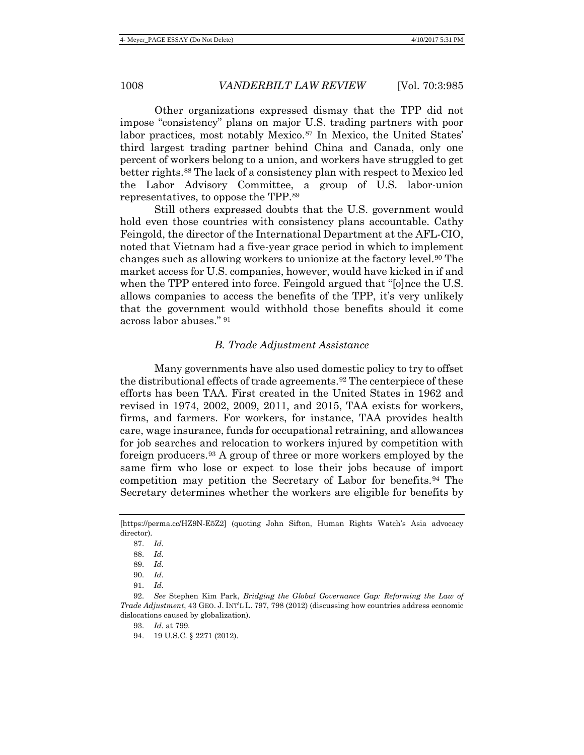Other organizations expressed dismay that the TPP did not impose "consistency" plans on major U.S. trading partners with poor labor practices, most notably Mexico.[87] In Mexico, the United States' third largest trading partner behind China and Canada, only one percent of workers belong to a union, and workers have struggled to get better rights.[88] The lack of a consistency plan with respect to Mexico led the Labor Advisory Committee, a group of U.S. labor-union representatives, to oppose the TPP.[89]

Still others expressed doubts that the U.S. government would hold even those countries with consistency plans accountable. Cathy Feingold, the director of the International Department at the AFL-CIO, noted that Vietnam had a five-year grace period in which to implement changes such as allowing workers to unionize at the factory level.[90] The market access for U.S. companies, however, would have kicked in if and when the TPP entered into force. Feingold argued that "[o]nce the U.S. allows companies to access the benefits of the TPP, it's very unlikely that the government would withhold those benefits should it come across labor abuses."[91]

### *B. Trade Adjustment Assistance*

Many governments have also used domestic policy to try to offset the distributional effects of trade agreements.[92] The centerpiece of these efforts has been TAA. First created in the United States in 1962 and revised in 1974, 2002, 2009, 2011, and 2015, TAA exists for workers, firms, and farmers. For workers, for instance, TAA provides health care, wage insurance, funds for occupational retraining, and allowances for job searches and relocation to workers injured by competition with foreign producers.[93] A group of three or more workers employed by the same firm who lose or expect to lose their jobs because of import competition may petition the Secretary of Labor for benefits.[94] The Secretary determines whether the workers are eligible for benefits by

---

[https://perma.cc/HZ9N-E5Z2] (quoting John Sifton, Human Rights Watch's Asia advocacy director).

87. *Id.*

88. *Id.*

89. *Id.*

90. *Id.*

91. *Id.*

92. *See* Stephen Kim Park, *Bridging the Global Governance Gap: Reforming the Law of Trade Adjustment*, 43 GEO. J. INT'L L. 797, 798 (2012) (discussing how countries address economic dislocations caused by globalization).

93. *Id.* at 799.

94. 19 U.S.C. § 2271 (2012).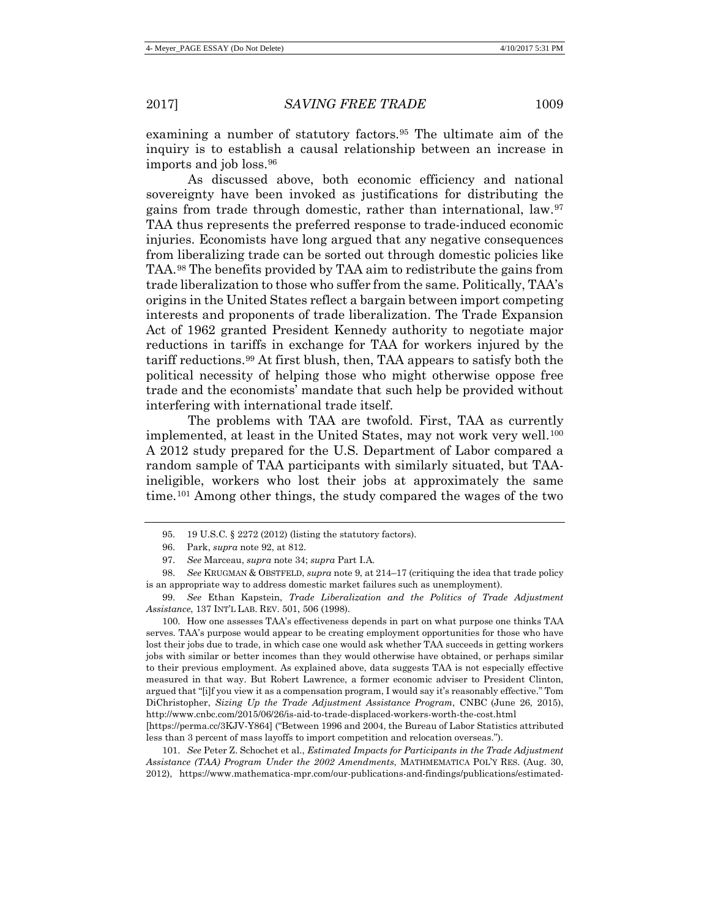examining a number of statutory factors.[95] The ultimate aim of the inquiry is to establish a causal relationship between an increase in imports and job loss.[96]

As discussed above, both economic efficiency and national sovereignty have been invoked as justifications for distributing the gains from trade through domestic, rather than international, law.[97] TAA thus represents the preferred response to trade-induced economic injuries. Economists have long argued that any negative consequences from liberalizing trade can be sorted out through domestic policies like TAA.[98] The benefits provided by TAA aim to redistribute the gains from trade liberalization to those who suffer from the same. Politically, TAA's origins in the United States reflect a bargain between import competing interests and proponents of trade liberalization. The Trade Expansion Act of 1962 granted President Kennedy authority to negotiate major reductions in tariffs in exchange for TAA for workers injured by the tariff reductions.[99] At first blush, then, TAA appears to satisfy both the political necessity of helping those who might otherwise oppose free trade and the economists' mandate that such help be provided without interfering with international trade itself.

The problems with TAA are twofold. First, TAA as currently implemented, at least in the United States, may not work very well.[100] A 2012 study prepared for the U.S. Department of Labor compared a random sample of TAA participants with similarly situated, but TAA-ineligible, workers who lost their jobs at approximately the same time.[101] Among other things, the study compared the wages of the two

---

95. 19 U.S.C. § 2272 (2012) (listing the statutory factors).

96. Park, *supra* note 92, at 812.

97. *See* Marceau, *supra* note 34; *supra* Part I.A.

98. *See* KRUGMAN & OBSTFELD, *supra* note 9, at 214–17 (critiquing the idea that trade policy is an appropriate way to address domestic market failures such as unemployment).

99. *See* Ethan Kapstein, *Trade Liberalization and the Politics of Trade Adjustment Assistance*, 137 INT'L LAB. REV. 501, 506 (1998).

100. How one assesses TAA's effectiveness depends in part on what purpose one thinks TAA serves. TAA's purpose would appear to be creating employment opportunities for those who have lost their jobs due to trade, in which case one would ask whether TAA succeeds in getting workers jobs with similar or better incomes than they would otherwise have obtained, or perhaps similar to their previous employment. As explained above, data suggests TAA is not especially effective measured in that way. But Robert Lawrence, a former economic adviser to President Clinton, argued that "[i]f you view it as a compensation program, I would say it's reasonably effective." Tom DiChristopher, *Sizing Up the Trade Adjustment Assistance Program*, CNBC (June 26, 2015), http://www.cnbc.com/2015/06/26/is-aid-to-trade-displaced-workers-worth-the-cost.html [https://perma.cc/3KJV-Y864] ("Between 1996 and 2004, the Bureau of Labor Statistics attributed less than 3 percent of mass layoffs to import competition and relocation overseas.").

101. *See* Peter Z. Schochet et al., *Estimated Impacts for Participants in the Trade Adjustment Assistance (TAA) Program Under the 2002 Amendments*, MATHEMATICA POL'Y RES. (Aug. 30, 2012), https://www.mathematica-mpr.com/our-publications-and-findings/publications/estimated-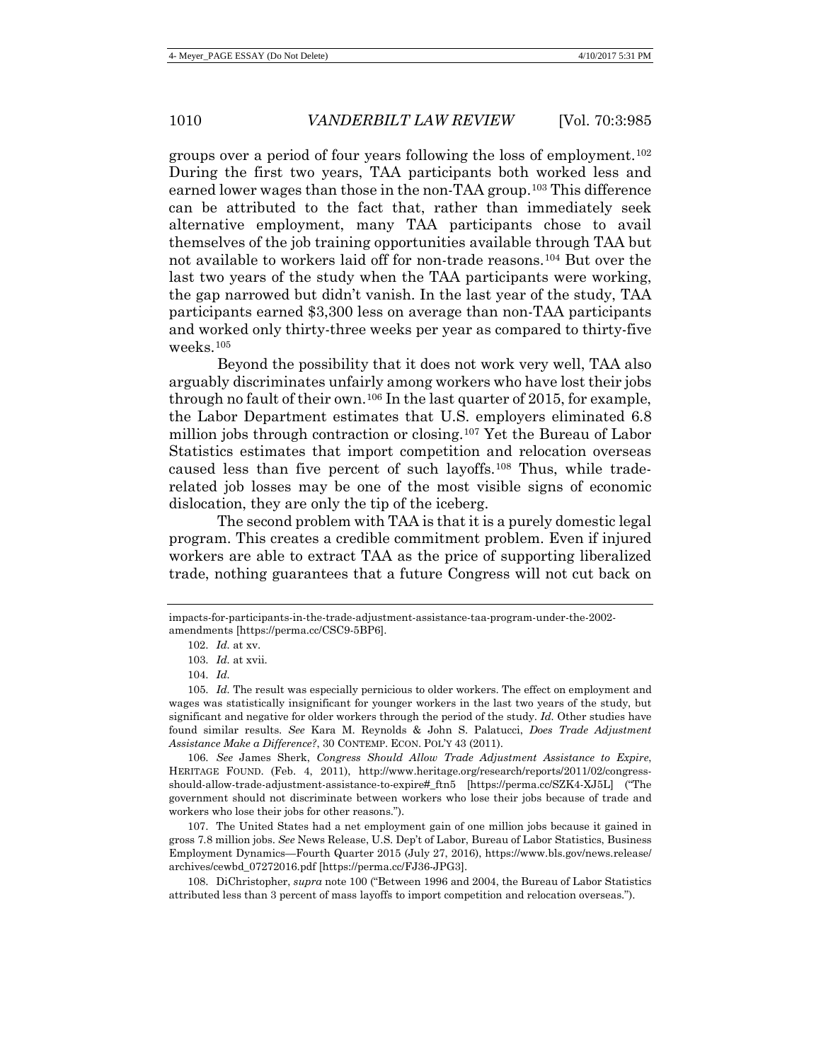groups over a period of four years following the loss of employment.[102] During the first two years, TAA participants both worked less and earned lower wages than those in the non-TAA group.[103] This difference can be attributed to the fact that, rather than immediately seek alternative employment, many TAA participants chose to avail themselves of the job training opportunities available through TAA but not available to workers laid off for non-trade reasons.[104] But over the last two years of the study when the TAA participants were working, the gap narrowed but didn't vanish. In the last year of the study, TAA participants earned $3,300 less on average than non-TAA participants and worked only thirty-three weeks per year as compared to thirty-five weeks.[105]

Beyond the possibility that it does not work very well, TAA also arguably discriminates unfairly among workers who have lost their jobs through no fault of their own.[106] In the last quarter of 2015, for example, the Labor Department estimates that U.S. employers eliminated 6.8 million jobs through contraction or closing.[107] Yet the Bureau of Labor Statistics estimates that import competition and relocation overseas caused less than five percent of such layoffs.[108] Thus, while trade-related job losses may be one of the most visible signs of economic dislocation, they are only the tip of the iceberg.

The second problem with TAA is that it is a purely domestic legal program. This creates a credible commitment problem. Even if injured workers are able to extract TAA as the price of supporting liberalized trade, nothing guarantees that a future Congress will not cut back on

---

impacts-for-participants-in-the-trade-adjustment-assistance-taa-program-under-the-2002-amendments [https://perma.cc/CSC9-5BP6].

102. *Id.* at xv.

103. *Id.* at xvii.

104. *Id.*

105. *Id.* The result was especially pernicious to older workers. The effect on employment and wages was statistically insignificant for younger workers in the last two years of the study, but significant and negative for older workers through the period of the study. *Id.* Other studies have found similar results. *See* Kara M. Reynolds & John S. Palatucci, *Does Trade Adjustment Assistance Make a Difference?*, 30 CONTEMP. ECON. POL'Y 43 (2011).

106. *See* James Sherk, *Congress Should Allow Trade Adjustment Assistance to Expire*, HERITAGE FOUND. (Feb. 4, 2011), http://www.heritage.org/research/reports/2011/02/congress-should-allow-trade-adjustment-assistance-to-expire#_ftn5 [https://perma.cc/SZK4-XJ5L] ("The government should not discriminate between workers who lose their jobs because of trade and workers who lose their jobs for other reasons.").

107. The United States had a net employment gain of one million jobs because it gained in gross 7.8 million jobs. *See* News Release, U.S. Dep't of Labor, Bureau of Labor Statistics, Business Employment Dynamics—Fourth Quarter 2015 (July 27, 2016), https://www.bls.gov/news.release/archives/cewbd_07272016.pdf [https://perma.cc/FJ36-JPG3].

108. DiChristopher, *supra* note 100 ("Between 1996 and 2004, the Bureau of Labor Statistics attributed less than 3 percent of mass layoffs to import competition and relocation overseas.").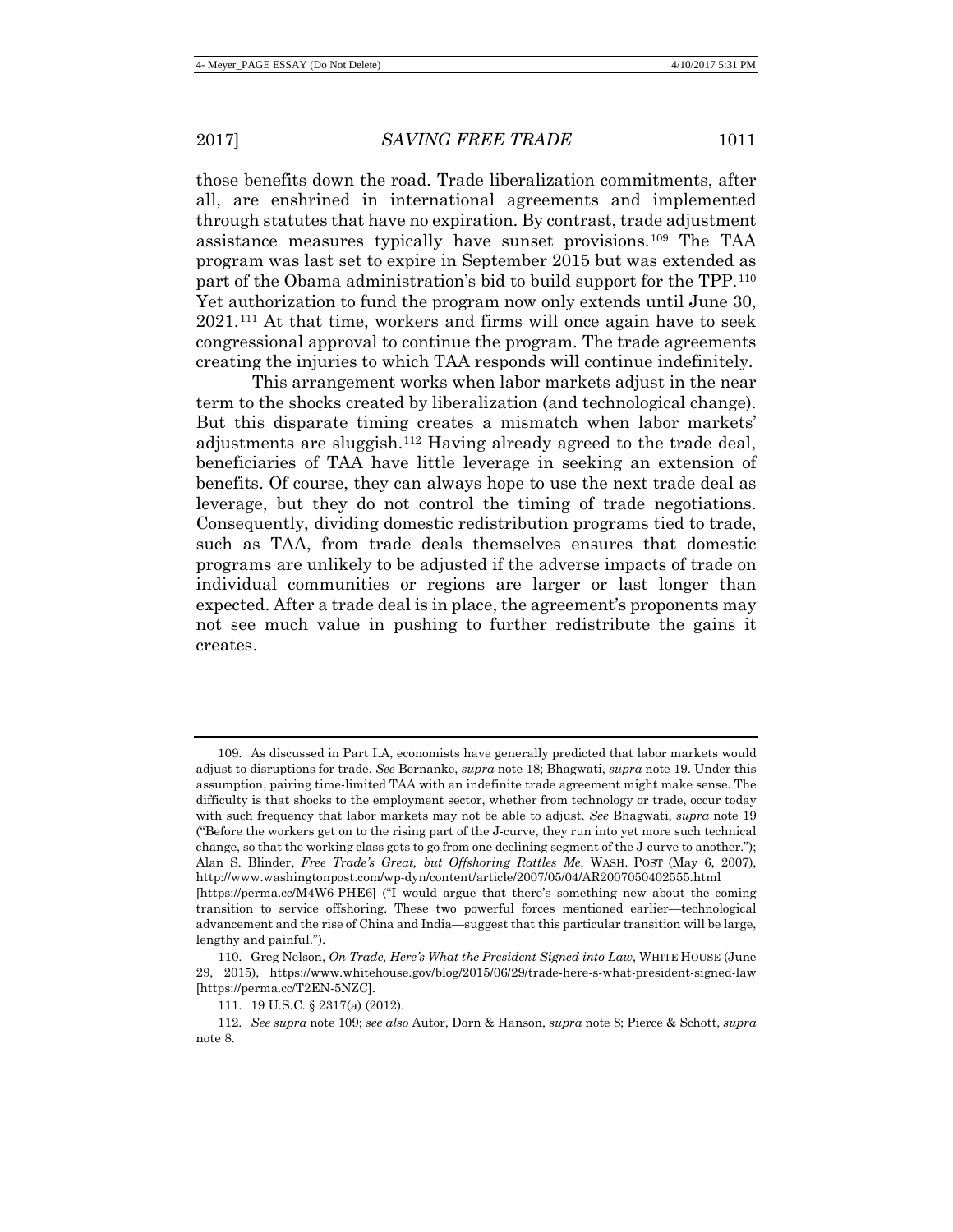those benefits down the road. Trade liberalization commitments, after all, are enshrined in international agreements and implemented through statutes that have no expiration. By contrast, trade adjustment assistance measures typically have sunset provisions.[109] The TAA program was last set to expire in September 2015 but was extended as part of the Obama administration's bid to build support for the TPP.[110] Yet authorization to fund the program now only extends until June 30, 2021.[111] At that time, workers and firms will once again have to seek congressional approval to continue the program. The trade agreements creating the injuries to which TAA responds will continue indefinitely.

This arrangement works when labor markets adjust in the near term to the shocks created by liberalization (and technological change). But this disparate timing creates a mismatch when labor markets' adjustments are sluggish.[112] Having already agreed to the trade deal, beneficiaries of TAA have little leverage in seeking an extension of benefits. Of course, they can always hope to use the next trade deal as leverage, but they do not control the timing of trade negotiations. Consequently, dividing domestic redistribution programs tied to trade, such as TAA, from trade deals themselves ensures that domestic programs are unlikely to be adjusted if the adverse impacts of trade on individual communities or regions are larger or last longer than expected. After a trade deal is in place, the agreement's proponents may not see much value in pushing to further redistribute the gains it creates.

---

109. As discussed in Part I.A, economists have generally predicted that labor markets would adjust to disruptions for trade. *See* Bernanke, *supra* note 18; Bhagwati, *supra* note 19. Under this assumption, pairing time-limited TAA with an indefinite trade agreement might make sense. The difficulty is that shocks to the employment sector, whether from technology or trade, occur today with such frequency that labor markets may not be able to adjust. *See* Bhagwati, *supra* note 19 ("Before the workers get on to the rising part of the J-curve, they run into yet more such technical change, so that the working class gets to go from one declining segment of the J-curve to another."); Alan S. Blinder, *Free Trade's Great, but Offshoring Rattles Me*, WASH. POST (May 6, 2007), http://www.washingtonpost.com/wp-dyn/content/article/2007/05/04/AR2007050402555.html [https://perma.cc/M4W6-PHE6] ("I would argue that there's something new about the coming transition to service offshoring. These two powerful forces mentioned earlier—technological advancement and the rise of China and India—suggest that this particular transition will be large, lengthy and painful.").

110. Greg Nelson, *On Trade, Here's What the President Signed into Law*, WHITE HOUSE (June 29, 2015), https://www.whitehouse.gov/blog/2015/06/29/trade-here-s-what-president-signed-law [https://perma.cc/T2EN-5NZC].

111. 19 U.S.C. § 2317(a) (2012).

112. *See supra* note 109; *see also* Autor, Dorn & Hanson, *supra* note 8; Pierce & Schott, *supra* note 8.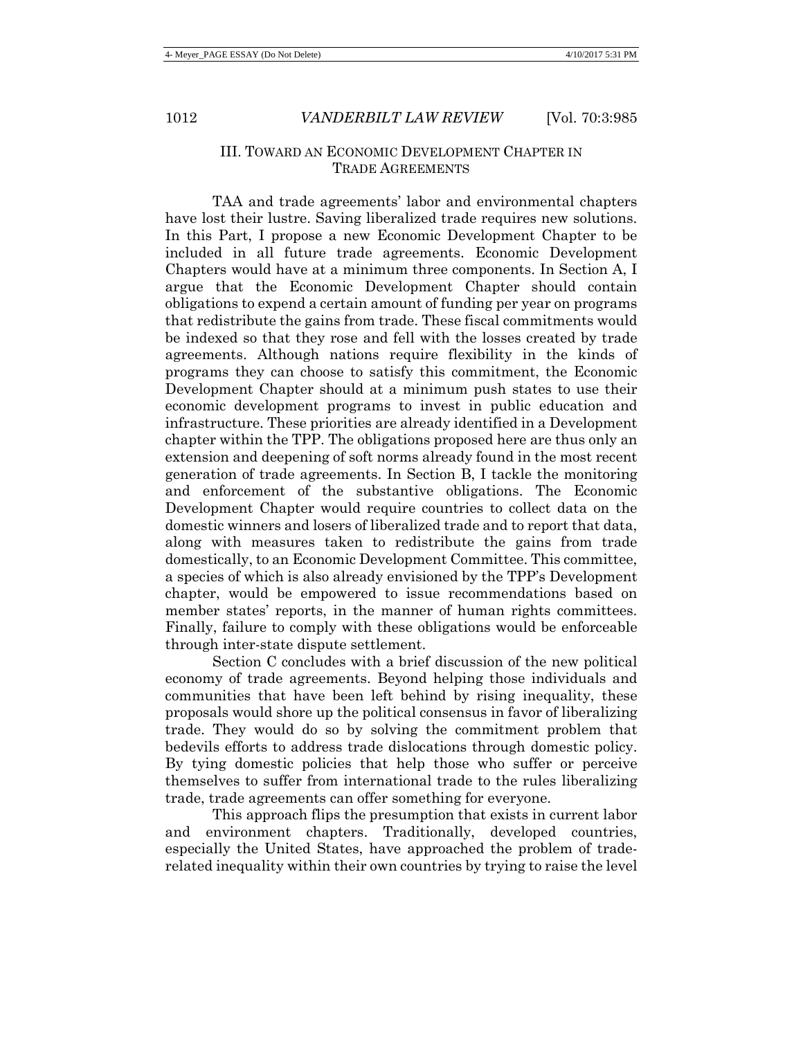## III. TOWARD AN ECONOMIC DEVELOPMENT CHAPTER IN TRADE AGREEMENTS

TAA and trade agreements' labor and environmental chapters have lost their lustre. Saving liberalized trade requires new solutions. In this Part, I propose a new Economic Development Chapter to be included in all future trade agreements. Economic Development Chapters would have at a minimum three components. In Section A, I argue that the Economic Development Chapter should contain obligations to expend a certain amount of funding per year on programs that redistribute the gains from trade. These fiscal commitments would be indexed so that they rose and fell with the losses created by trade agreements. Although nations require flexibility in the kinds of programs they can choose to satisfy this commitment, the Economic Development Chapter should at a minimum push states to use their economic development programs to invest in public education and infrastructure. These priorities are already identified in a Development chapter within the TPP. The obligations proposed here are thus only an extension and deepening of soft norms already found in the most recent generation of trade agreements. In Section B, I tackle the monitoring and enforcement of the substantive obligations. The Economic Development Chapter would require countries to collect data on the domestic winners and losers of liberalized trade and to report that data, along with measures taken to redistribute the gains from trade domestically, to an Economic Development Committee. This committee, a species of which is also already envisioned by the TPP's Development chapter, would be empowered to issue recommendations based on member states' reports, in the manner of human rights committees. Finally, failure to comply with these obligations would be enforceable through inter-state dispute settlement.

Section C concludes with a brief discussion of the new political economy of trade agreements. Beyond helping those individuals and communities that have been left behind by rising inequality, these proposals would shore up the political consensus in favor of liberalizing trade. They would do so by solving the commitment problem that bedevils efforts to address trade dislocations through domestic policy. By tying domestic policies that help those who suffer or perceive themselves to suffer from international trade to the rules liberalizing trade, trade agreements can offer something for everyone.

This approach flips the presumption that exists in current labor and environment chapters. Traditionally, developed countries, especially the United States, have approached the problem of trade-related inequality within their own countries by trying to raise the level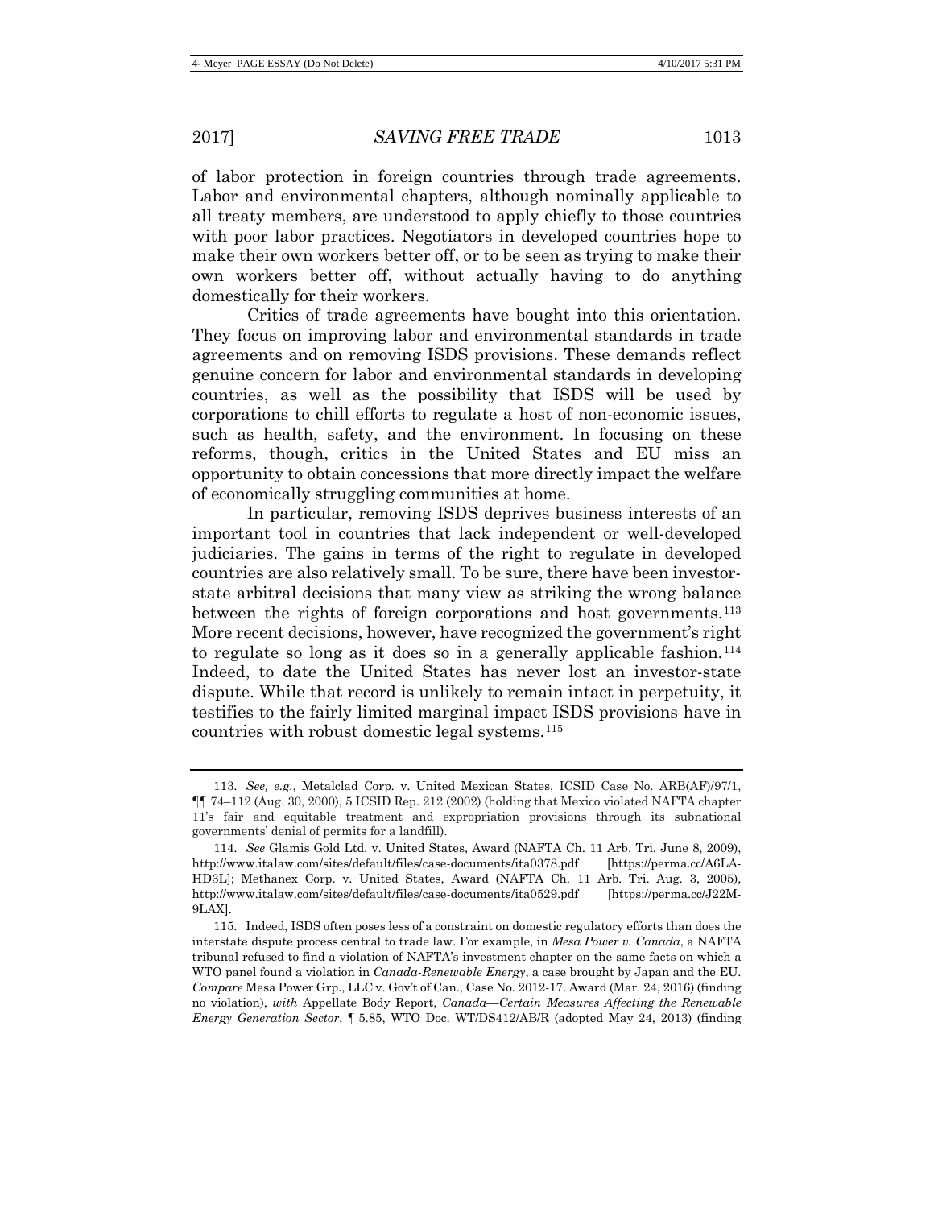of labor protection in foreign countries through trade agreements. Labor and environmental chapters, although nominally applicable to all treaty members, are understood to apply chiefly to those countries with poor labor practices. Negotiators in developed countries hope to make their own workers better off, or to be seen as trying to make their own workers better off, without actually having to do anything domestically for their workers.

Critics of trade agreements have bought into this orientation. They focus on improving labor and environmental standards in trade agreements and on removing ISDS provisions. These demands reflect genuine concern for labor and environmental standards in developing countries, as well as the possibility that ISDS will be used by corporations to chill efforts to regulate a host of non-economic issues, such as health, safety, and the environment. In focusing on these reforms, though, critics in the United States and EU miss an opportunity to obtain concessions that more directly impact the welfare of economically struggling communities at home.

In particular, removing ISDS deprives business interests of an important tool in countries that lack independent or well-developed judiciaries. The gains in terms of the right to regulate in developed countries are also relatively small. To be sure, there have been investor-state arbitral decisions that many view as striking the wrong balance between the rights of foreign corporations and host governments.[113] More recent decisions, however, have recognized the government's right to regulate so long as it does so in a generally applicable fashion.[114] Indeed, to date the United States has never lost an investor-state dispute. While that record is unlikely to remain intact in perpetuity, it testifies to the fairly limited marginal impact ISDS provisions have in countries with robust domestic legal systems.[115]

---

113. *See, e.g.*, Metalclad Corp. v. United Mexican States, ICSID Case No. ARB(AF)/97/1, ¶¶ 74–112 (Aug. 30, 2000), 5 ICSID Rep. 212 (2002) (holding that Mexico violated NAFTA chapter 11's fair and equitable treatment and expropriation provisions through its subnational governments' denial of permits for a landfill).

114. *See* Glamis Gold Ltd. v. United States, Award (NAFTA Ch. 11 Arb. Tri. June 8, 2009), http://www.italaw.com/sites/default/files/case-documents/ita0378.pdf [https://perma.cc/A6LA-HD3L]; Methanex Corp. v. United States, Award (NAFTA Ch. 11 Arb. Tri. Aug. 3, 2005), http://www.italaw.com/sites/default/files/case-documents/ita0529.pdf [https://perma.cc/J22M-9LAX].

115. Indeed, ISDS often poses less of a constraint on domestic regulatory efforts than does the interstate dispute process central to trade law. For example, in *Mesa Power v. Canada*, a NAFTA tribunal refused to find a violation of NAFTA's investment chapter on the same facts on which a WTO panel found a violation in *Canada-Renewable Energy*, a case brought by Japan and the EU. *Compare* Mesa Power Grp., LLC v. Gov't of Can., Case No. 2012-17. Award (Mar. 24, 2016) (finding no violation), *with* Appellate Body Report, *Canada—Certain Measures Affecting the Renewable Energy Generation Sector*, ¶ 5.85, WTO Doc. WT/DS412/AB/R (adopted May 24, 2013) (finding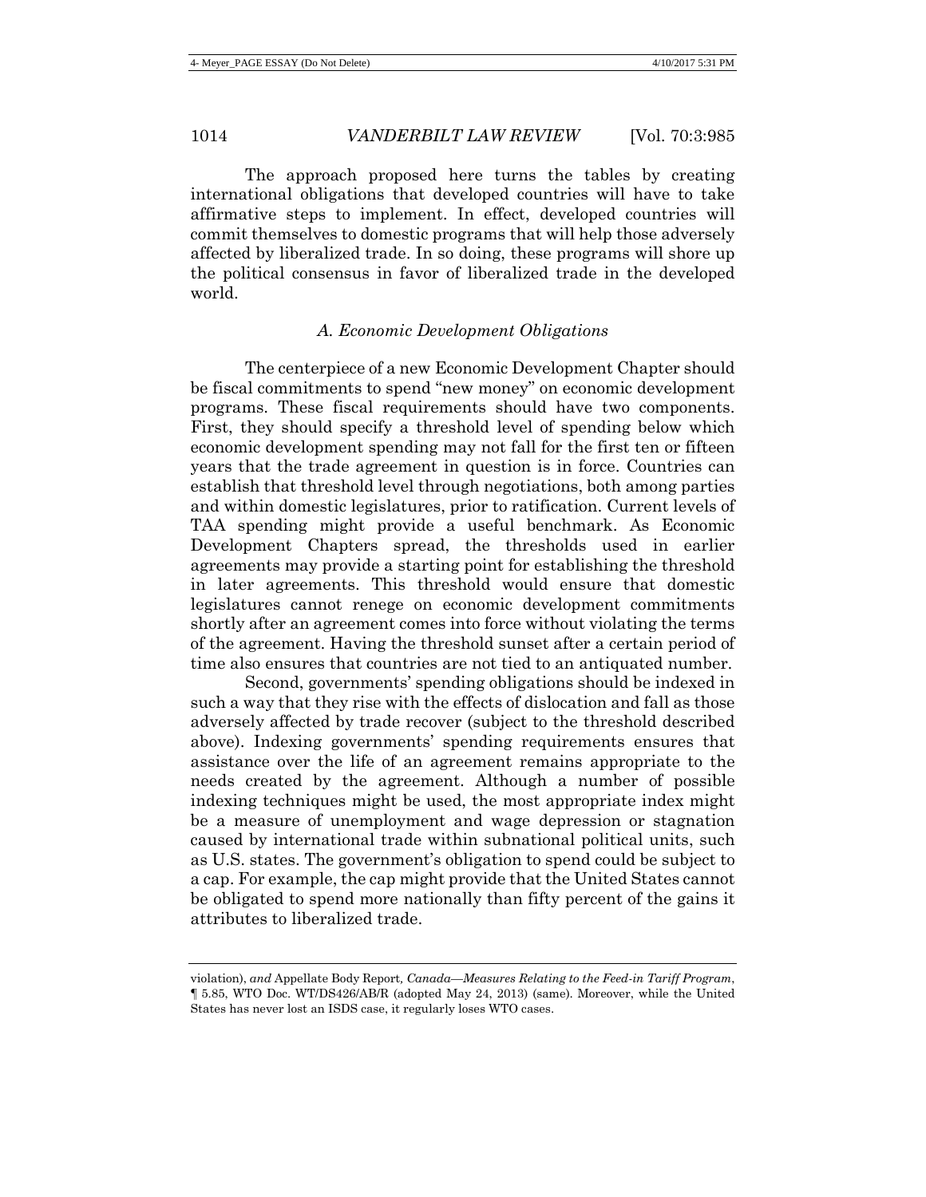The approach proposed here turns the tables by creating international obligations that developed countries will have to take affirmative steps to implement. In effect, developed countries will commit themselves to domestic programs that will help those adversely affected by liberalized trade. In so doing, these programs will shore up the political consensus in favor of liberalized trade in the developed world.

### *A. Economic Development Obligations*

The centerpiece of a new Economic Development Chapter should be fiscal commitments to spend "new money" on economic development programs. These fiscal requirements should have two components. First, they should specify a threshold level of spending below which economic development spending may not fall for the first ten or fifteen years that the trade agreement in question is in force. Countries can establish that threshold level through negotiations, both among parties and within domestic legislatures, prior to ratification. Current levels of TAA spending might provide a useful benchmark. As Economic Development Chapters spread, the thresholds used in earlier agreements may provide a starting point for establishing the threshold in later agreements. This threshold would ensure that domestic legislatures cannot renege on economic development commitments shortly after an agreement comes into force without violating the terms of the agreement. Having the threshold sunset after a certain period of time also ensures that countries are not tied to an antiquated number.

Second, governments' spending obligations should be indexed in such a way that they rise with the effects of dislocation and fall as those adversely affected by trade recover (subject to the threshold described above). Indexing governments' spending requirements ensures that assistance over the life of an agreement remains appropriate to the needs created by the agreement. Although a number of possible indexing techniques might be used, the most appropriate index might be a measure of unemployment and wage depression or stagnation caused by international trade within subnational political units, such as U.S. states. The government's obligation to spend could be subject to a cap. For example, the cap might provide that the United States cannot be obligated to spend more nationally than fifty percent of the gains it attributes to liberalized trade.

violation), *and* Appellate Body Report, *Canada—Measures Relating to the Feed-in Tariff Program*, ¶ 5.85, WTO Doc. WT/DS426/AB/R (adopted May 24, 2013) (same). Moreover, while the United States has never lost an ISDS case, it regularly loses WTO cases.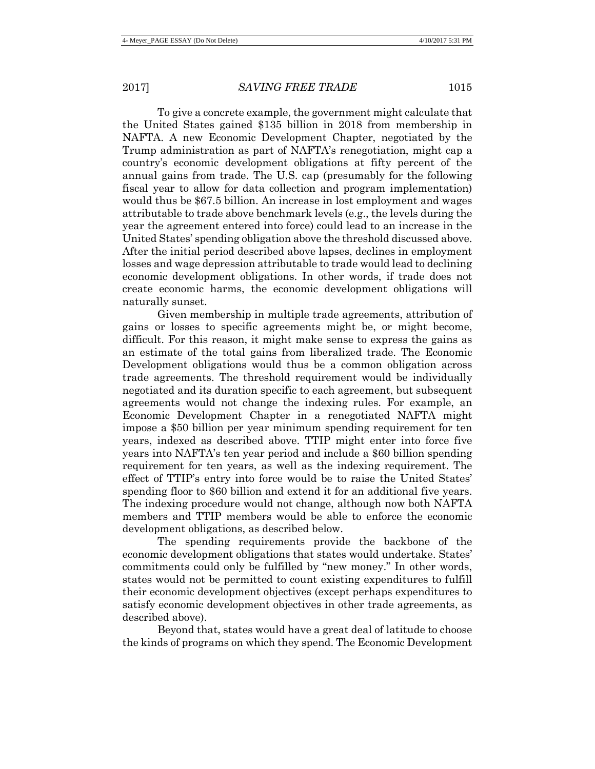To give a concrete example, the government might calculate that the United States gained $135 billion in 2018 from membership in NAFTA. A new Economic Development Chapter, negotiated by the Trump administration as part of NAFTA's renegotiation, might cap a country's economic development obligations at fifty percent of the annual gains from trade. The U.S. cap (presumably for the following fiscal year to allow for data collection and program implementation) would thus be $67.5 billion. An increase in lost employment and wages attributable to trade above benchmark levels (e.g., the levels during the year the agreement entered into force) could lead to an increase in the United States' spending obligation above the threshold discussed above. After the initial period described above lapses, declines in employment losses and wage depression attributable to trade would lead to declining economic development obligations. In other words, if trade does not create economic harms, the economic development obligations will naturally sunset.

Given membership in multiple trade agreements, attribution of gains or losses to specific agreements might be, or might become, difficult. For this reason, it might make sense to express the gains as an estimate of the total gains from liberalized trade. The Economic Development obligations would thus be a common obligation across trade agreements. The threshold requirement would be individually negotiated and its duration specific to each agreement, but subsequent agreements would not change the indexing rules. For example, an Economic Development Chapter in a renegotiated NAFTA might impose a $50 billion per year minimum spending requirement for ten years, indexed as described above. TTIP might enter into force five years into NAFTA's ten year period and include a $60 billion spending requirement for ten years, as well as the indexing requirement. The effect of TTIP's entry into force would be to raise the United States' spending floor to $60 billion and extend it for an additional five years. The indexing procedure would not change, although now both NAFTA members and TTIP members would be able to enforce the economic development obligations, as described below.

The spending requirements provide the backbone of the economic development obligations that states would undertake. States' commitments could only be fulfilled by "new money." In other words, states would not be permitted to count existing expenditures to fulfill their economic development objectives (except perhaps expenditures to satisfy economic development objectives in other trade agreements, as described above).

Beyond that, states would have a great deal of latitude to choose the kinds of programs on which they spend. The Economic Development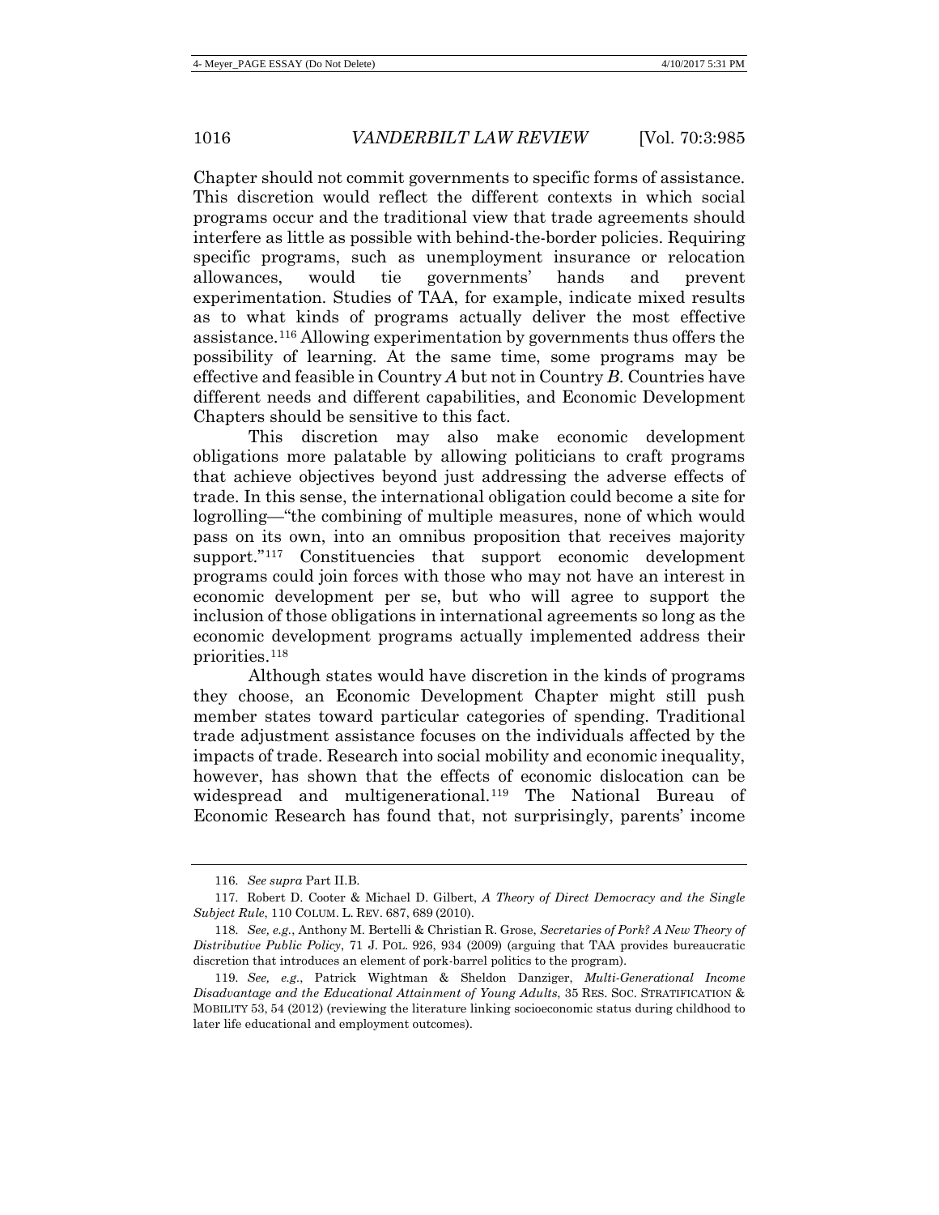Chapter should not commit governments to specific forms of assistance. This discretion would reflect the different contexts in which social programs occur and the traditional view that trade agreements should interfere as little as possible with behind-the-border policies. Requiring specific programs, such as unemployment insurance or relocation allowances, would tie governments' hands and prevent experimentation. Studies of TAA, for example, indicate mixed results as to what kinds of programs actually deliver the most effective assistance.[116] Allowing experimentation by governments thus offers the possibility of learning. At the same time, some programs may be effective and feasible in Country *A* but not in Country *B*. Countries have different needs and different capabilities, and Economic Development Chapters should be sensitive to this fact.

This discretion may also make economic development obligations more palatable by allowing politicians to craft programs that achieve objectives beyond just addressing the adverse effects of trade. In this sense, the international obligation could become a site for logrolling—"the combining of multiple measures, none of which would pass on its own, into an omnibus proposition that receives majority support."[117] Constituencies that support economic development programs could join forces with those who may not have an interest in economic development per se, but who will agree to support the inclusion of those obligations in international agreements so long as the economic development programs actually implemented address their priorities.[118]

Although states would have discretion in the kinds of programs they choose, an Economic Development Chapter might still push member states toward particular categories of spending. Traditional trade adjustment assistance focuses on the individuals affected by the impacts of trade. Research into social mobility and economic inequality, however, has shown that the effects of economic dislocation can be widespread and multigenerational.[119] The National Bureau of Economic Research has found that, not surprisingly, parents' income

---

116. *See supra* Part II.B.

117. Robert D. Cooter & Michael D. Gilbert, *A Theory of Direct Democracy and the Single Subject Rule*, 110 COLUM. L. REV. 687, 689 (2010).

118. *See, e.g.*, Anthony M. Bertelli & Christian R. Grose, *Secretaries of Pork? A New Theory of Distributive Public Policy*, 71 J. POL. 926, 934 (2009) (arguing that TAA provides bureaucratic discretion that introduces an element of pork-barrel politics to the program).

119. *See, e.g.*, Patrick Wightman & Sheldon Danziger, *Multi-Generational Income Disadvantage and the Educational Attainment of Young Adults*, 35 RES. SOC. STRATIFICATION & MOBILITY 53, 54 (2012) (reviewing the literature linking socioeconomic status during childhood to later life educational and employment outcomes).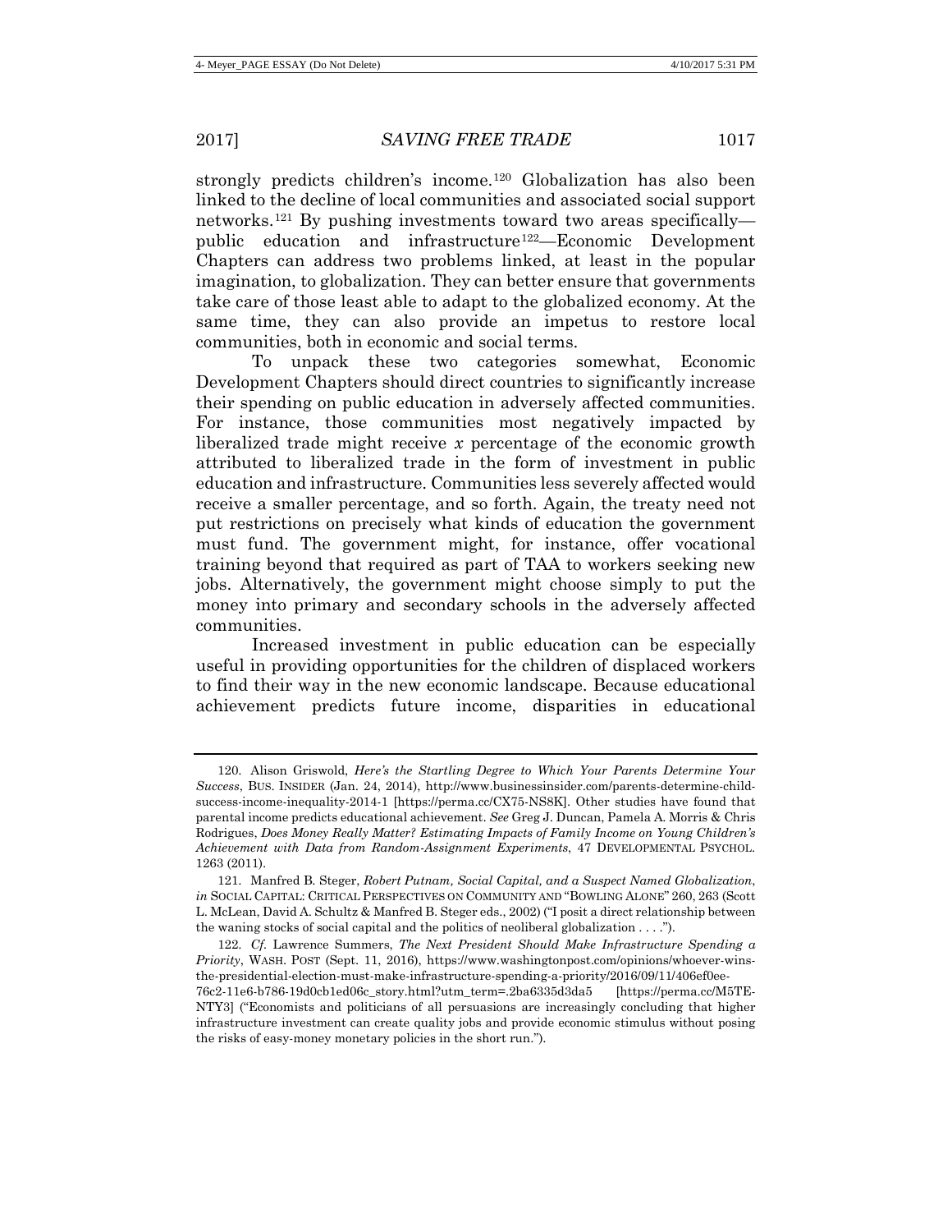strongly predicts children's income.[120] Globalization has also been linked to the decline of local communities and associated social support networks.[121] By pushing investments toward two areas specifically—public education and infrastructure[122]—Economic Development Chapters can address two problems linked, at least in the popular imagination, to globalization. They can better ensure that governments take care of those least able to adapt to the globalized economy. At the same time, they can also provide an impetus to restore local communities, both in economic and social terms.

To unpack these two categories somewhat, Economic Development Chapters should direct countries to significantly increase their spending on public education in adversely affected communities. For instance, those communities most negatively impacted by liberalized trade might receive *x* percentage of the economic growth attributed to liberalized trade in the form of investment in public education and infrastructure. Communities less severely affected would receive a smaller percentage, and so forth. Again, the treaty need not put restrictions on precisely what kinds of education the government must fund. The government might, for instance, offer vocational training beyond that required as part of TAA to workers seeking new jobs. Alternatively, the government might choose simply to put the money into primary and secondary schools in the adversely affected communities.

Increased investment in public education can be especially useful in providing opportunities for the children of displaced workers to find their way in the new economic landscape. Because educational achievement predicts future income, disparities in educational

---

120. Alison Griswold, *Here's the Startling Degree to Which Your Parents Determine Your Success*, BUS. INSIDER (Jan. 24, 2014), http://www.businessinsider.com/parents-determine-child-success-income-inequality-2014-1 [https://perma.cc/CX75-NS8K]. Other studies have found that parental income predicts educational achievement. *See* Greg J. Duncan, Pamela A. Morris & Chris Rodrigues, *Does Money Really Matter? Estimating Impacts of Family Income on Young Children's Achievement with Data from Random-Assignment Experiments*, 47 DEVELOPMENTAL PSYCHOL. 1263 (2011).

121. Manfred B. Steger, *Robert Putnam, Social Capital, and a Suspect Named Globalization*, *in* SOCIAL CAPITAL: CRITICAL PERSPECTIVES ON COMMUNITY AND "BOWLING ALONE" 260, 263 (Scott L. McLean, David A. Schultz & Manfred B. Steger eds., 2002) ("I posit a direct relationship between the waning stocks of social capital and the politics of neoliberal globalization . . . .").

122. *Cf.* Lawrence Summers, *The Next President Should Make Infrastructure Spending a Priority*, WASH. POST (Sept. 11, 2016), https://www.washingtonpost.com/opinions/whoever-wins-the-presidential-election-must-make-infrastructure-spending-a-priority/2016/09/11/406ef0ee-76c2-11e6-b786-19d0cb1ed06c_story.html?utm_term=.2ba6335d3da5 [https://perma.cc/M5TE-NTY3] ("Economists and politicians of all persuasions are increasingly concluding that higher infrastructure investment can create quality jobs and provide economic stimulus without posing the risks of easy-money monetary policies in the short run.").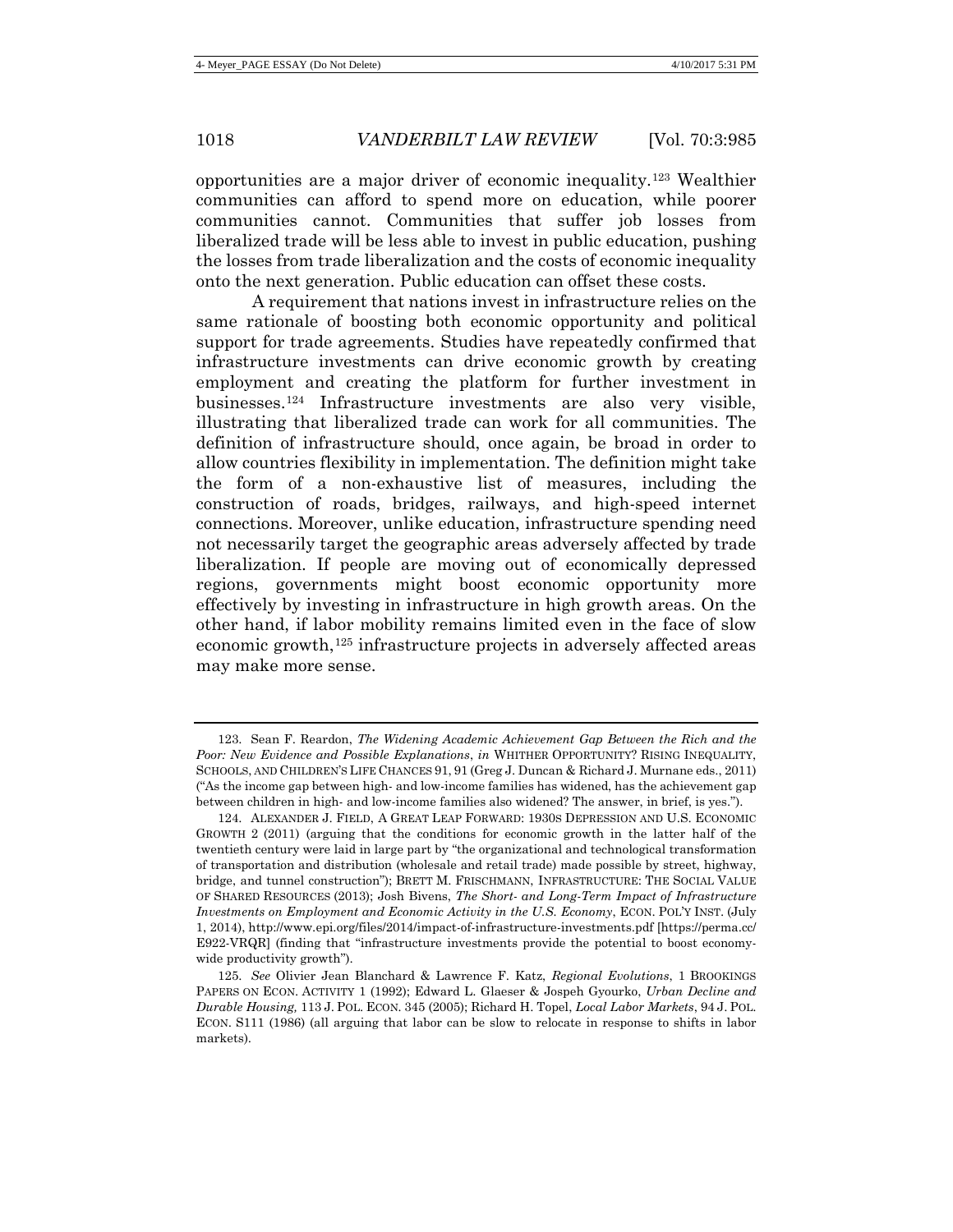opportunities are a major driver of economic inequality.[123] Wealthier communities can afford to spend more on education, while poorer communities cannot. Communities that suffer job losses from liberalized trade will be less able to invest in public education, pushing the losses from trade liberalization and the costs of economic inequality onto the next generation. Public education can offset these costs.

A requirement that nations invest in infrastructure relies on the same rationale of boosting both economic opportunity and political support for trade agreements. Studies have repeatedly confirmed that infrastructure investments can drive economic growth by creating employment and creating the platform for further investment in businesses.[124] Infrastructure investments are also very visible, illustrating that liberalized trade can work for all communities. The definition of infrastructure should, once again, be broad in order to allow countries flexibility in implementation. The definition might take the form of a non-exhaustive list of measures, including the construction of roads, bridges, railways, and high-speed internet connections. Moreover, unlike education, infrastructure spending need not necessarily target the geographic areas adversely affected by trade liberalization. If people are moving out of economically depressed regions, governments might boost economic opportunity more effectively by investing in infrastructure in high growth areas. On the other hand, if labor mobility remains limited even in the face of slow economic growth,[125] infrastructure projects in adversely affected areas may make more sense.

---

123. Sean F. Reardon, *The Widening Academic Achievement Gap Between the Rich and the Poor: New Evidence and Possible Explanations*, *in* WHITHER OPPORTUNITY? RISING INEQUALITY, SCHOOLS, AND CHILDREN'S LIFE CHANCES 91, 91 (Greg J. Duncan & Richard J. Murnane eds., 2011) ("As the income gap between high- and low-income families has widened, has the achievement gap between children in high- and low-income families also widened? The answer, in brief, is yes.").

124. ALEXANDER J. FIELD, A GREAT LEAP FORWARD: 1930S DEPRESSION AND U.S. ECONOMIC GROWTH 2 (2011) (arguing that the conditions for economic growth in the latter half of the twentieth century were laid in large part by "the organizational and technological transformation of transportation and distribution (wholesale and retail trade) made possible by street, highway, bridge, and tunnel construction"); BRETT M. FRISCHMANN, INFRASTRUCTURE: THE SOCIAL VALUE OF SHARED RESOURCES (2013); Josh Bivens, *The Short- and Long-Term Impact of Infrastructure Investments on Employment and Economic Activity in the U.S. Economy*, ECON. POL'Y INST. (July 1, 2014), http://www.epi.org/files/2014/impact-of-infrastructure-investments.pdf [https://perma.cc/E922-VRQR] (finding that "infrastructure investments provide the potential to boost economy-wide productivity growth").

125. *See* Olivier Jean Blanchard & Lawrence F. Katz, *Regional Evolutions*, 1 BROOKINGS PAPERS ON ECON. ACTIVITY 1 (1992); Edward L. Glaeser & Jospeh Gyourko, *Urban Decline and Durable Housing,* 113 J. POL. ECON. 345 (2005); Richard H. Topel, *Local Labor Markets*, 94 J. POL. ECON. S111 (1986) (all arguing that labor can be slow to relocate in response to shifts in labor markets).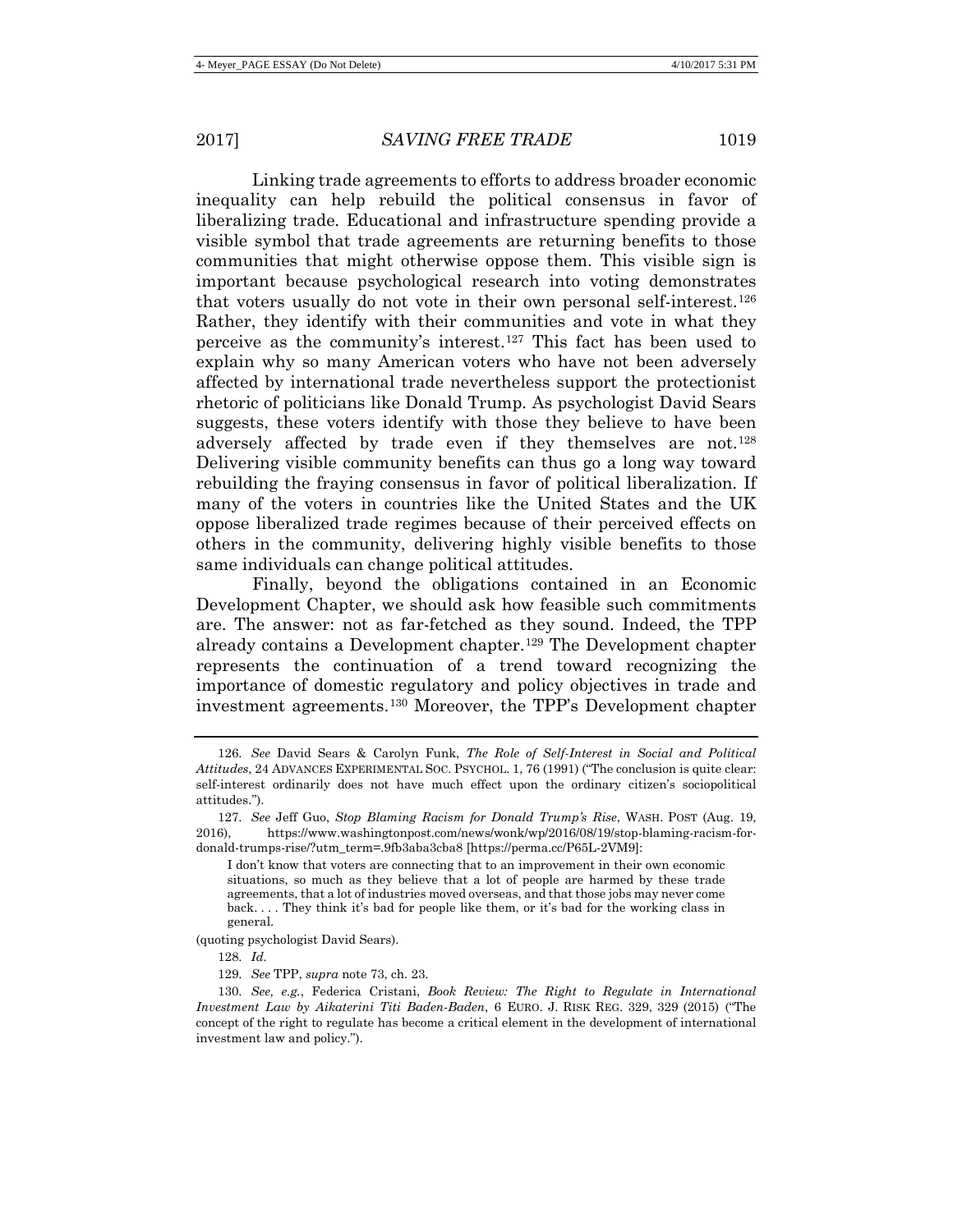Linking trade agreements to efforts to address broader economic inequality can help rebuild the political consensus in favor of liberalizing trade. Educational and infrastructure spending provide a visible symbol that trade agreements are returning benefits to those communities that might otherwise oppose them. This visible sign is important because psychological research into voting demonstrates that voters usually do not vote in their own personal self-interest.[126] Rather, they identify with their communities and vote in what they perceive as the community's interest.[127] This fact has been used to explain why so many American voters who have not been adversely affected by international trade nevertheless support the protectionist rhetoric of politicians like Donald Trump. As psychologist David Sears suggests, these voters identify with those they believe to have been adversely affected by trade even if they themselves are not.[128] Delivering visible community benefits can thus go a long way toward rebuilding the fraying consensus in favor of political liberalization. If many of the voters in countries like the United States and the UK oppose liberalized trade regimes because of their perceived effects on others in the community, delivering highly visible benefits to those same individuals can change political attitudes.

Finally, beyond the obligations contained in an Economic Development Chapter, we should ask how feasible such commitments are. The answer: not as far-fetched as they sound. Indeed, the TPP already contains a Development chapter.[129] The Development chapter represents the continuation of a trend toward recognizing the importance of domestic regulatory and policy objectives in trade and investment agreements.[130] Moreover, the TPP's Development chapter

---

126. *See* David Sears & Carolyn Funk, *The Role of Self-Interest in Social and Political Attitudes*, 24 ADVANCES EXPERIMENTAL SOC. PSYCHOL. 1, 76 (1991) ("The conclusion is quite clear: self-interest ordinarily does not have much effect upon the ordinary citizen's sociopolitical attitudes.").

127. *See* Jeff Guo, *Stop Blaming Racism for Donald Trump's Rise*, WASH. POST (Aug. 19, 2016), https://www.washingtonpost.com/news/wonk/wp/2016/08/19/stop-blaming-racism-for-donald-trumps-rise/?utm_term=.9fb3aba3cba8 [https://perma.cc/P65L-2VM9]:

> I don't know that voters are connecting that to an improvement in their own economic situations, so much as they believe that a lot of people are harmed by these trade agreements, that a lot of industries moved overseas, and that those jobs may never come back. . . . They think it's bad for people like them, or it's bad for the working class in general.

(quoting psychologist David Sears).

128. *Id.*

129. *See* TPP, *supra* note 73, ch. 23.

130. *See, e.g.*, Federica Cristani, *Book Review: The Right to Regulate in International Investment Law by Aikaterini Titi Baden-Baden*, 6 EURO. J. RISK REG. 329, 329 (2015) ("The concept of the right to regulate has become a critical element in the development of international investment law and policy.").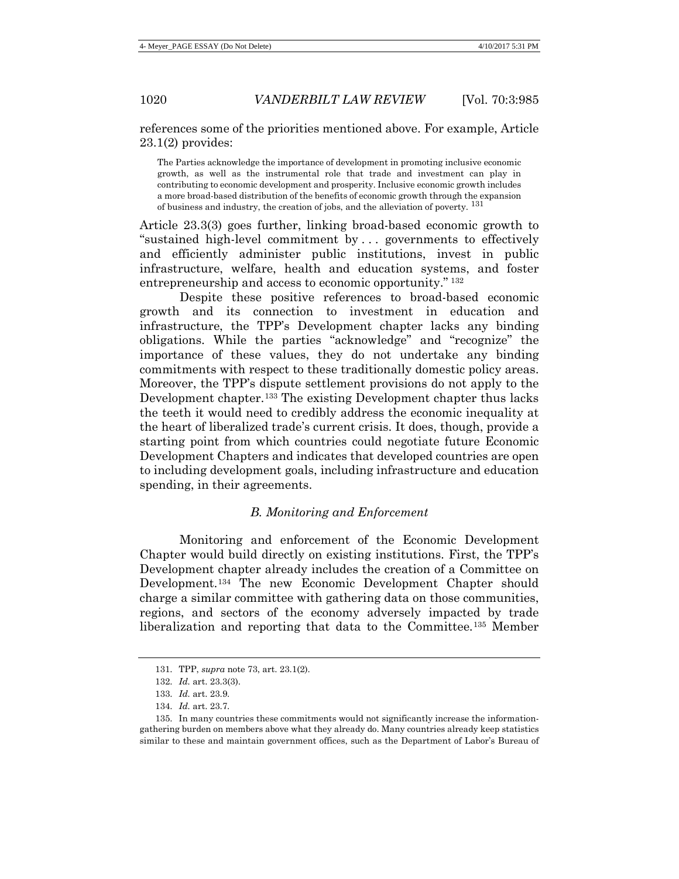references some of the priorities mentioned above. For example, Article 23.1(2) provides:

> The Parties acknowledge the importance of development in promoting inclusive economic growth, as well as the instrumental role that trade and investment can play in contributing to economic development and prosperity. Inclusive economic growth includes a more broad-based distribution of the benefits of economic growth through the expansion of business and industry, the creation of jobs, and the alleviation of poverty. [131]

Article 23.3(3) goes further, linking broad-based economic growth to "sustained high-level commitment by . . . governments to effectively and efficiently administer public institutions, invest in public infrastructure, welfare, health and education systems, and foster entrepreneurship and access to economic opportunity." [132]

Despite these positive references to broad-based economic growth and its connection to investment in education and infrastructure, the TPP's Development chapter lacks any binding obligations. While the parties "acknowledge" and "recognize" the importance of these values, they do not undertake any binding commitments with respect to these traditionally domestic policy areas. Moreover, the TPP's dispute settlement provisions do not apply to the Development chapter.[133] The existing Development chapter thus lacks the teeth it would need to credibly address the economic inequality at the heart of liberalized trade's current crisis. It does, though, provide a starting point from which countries could negotiate future Economic Development Chapters and indicates that developed countries are open to including development goals, including infrastructure and education spending, in their agreements.

### *B. Monitoring and Enforcement*

Monitoring and enforcement of the Economic Development Chapter would build directly on existing institutions. First, the TPP's Development chapter already includes the creation of a Committee on Development.[134] The new Economic Development Chapter should charge a similar committee with gathering data on those communities, regions, and sectors of the economy adversely impacted by trade liberalization and reporting that data to the Committee.[135] Member

---

131. TPP, *supra* note 73, art. 23.1(2).

132. *Id.* art. 23.3(3).

133. *Id.* art. 23.9.

134. *Id.* art. 23.7.

135. In many countries these commitments would not significantly increase the information-gathering burden on members above what they already do. Many countries already keep statistics similar to these and maintain government offices, such as the Department of Labor's Bureau of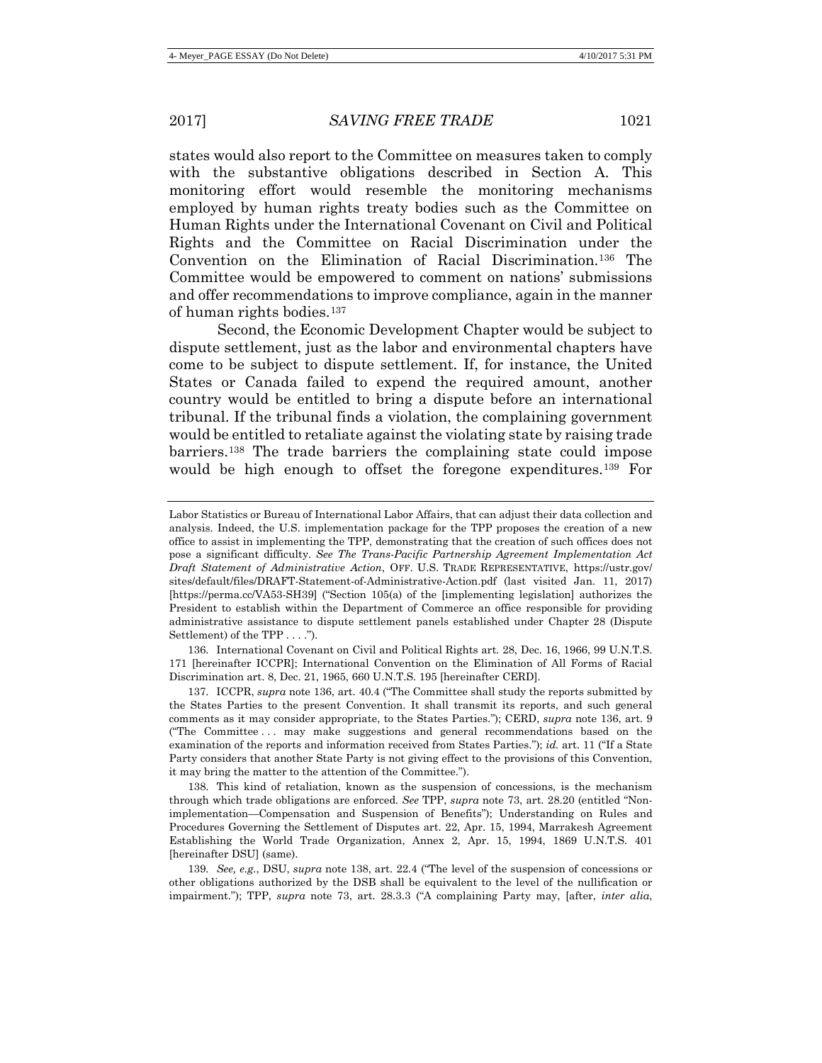states would also report to the Committee on measures taken to comply with the substantive obligations described in Section A. This monitoring effort would resemble the monitoring mechanisms employed by human rights treaty bodies such as the Committee on Human Rights under the International Covenant on Civil and Political Rights and the Committee on Racial Discrimination under the Convention on the Elimination of Racial Discrimination.[136] The Committee would be empowered to comment on nations' submissions and offer recommendations to improve compliance, again in the manner of human rights bodies.[137]

Second, the Economic Development Chapter would be subject to dispute settlement, just as the labor and environmental chapters have come to be subject to dispute settlement. If, for instance, the United States or Canada failed to expend the required amount, another country would be entitled to bring a dispute before an international tribunal. If the tribunal finds a violation, the complaining government would be entitled to retaliate against the violating state by raising trade barriers.[138] The trade barriers the complaining state could impose would be high enough to offset the foregone expenditures.[139] For

---

Labor Statistics or Bureau of International Labor Affairs, that can adjust their data collection and analysis. Indeed, the U.S. implementation package for the TPP proposes the creation of a new office to assist in implementing the TPP, demonstrating that the creation of such offices does not pose a significant difficulty. *See The Trans-Pacific Partnership Agreement Implementation Act Draft Statement of Administrative Action*, OFF. U.S. TRADE REPRESENTATIVE, https://ustr.gov/sites/default/files/DRAFT-Statement-of-Administrative-Action.pdf (last visited Jan. 11, 2017) [https://perma.cc/VA53-SH39] ("Section 105(a) of the [implementing legislation] authorizes the President to establish within the Department of Commerce an office responsible for providing administrative assistance to dispute settlement panels established under Chapter 28 (Dispute Settlement) of the TPP . . . .").

136. International Covenant on Civil and Political Rights art. 28, Dec. 16, 1966, 99 U.N.T.S. 171 [hereinafter ICCPR]; International Convention on the Elimination of All Forms of Racial Discrimination art. 8, Dec. 21, 1965, 660 U.N.T.S. 195 [hereinafter CERD].

137. ICCPR, *supra* note 136, art. 40.4 ("The Committee shall study the reports submitted by the States Parties to the present Convention. It shall transmit its reports, and such general comments as it may consider appropriate, to the States Parties."); CERD, *supra* note 136, art. 9 ("The Committee . . . may make suggestions and general recommendations based on the examination of the reports and information received from States Parties."); *id.* art. 11 ("If a State Party considers that another State Party is not giving effect to the provisions of this Convention, it may bring the matter to the attention of the Committee.").

138. This kind of retaliation, known as the suspension of concessions, is the mechanism through which trade obligations are enforced. *See* TPP, *supra* note 73, art. 28.20 (entitled "Non-implementation—Compensation and Suspension of Benefits"); Understanding on Rules and Procedures Governing the Settlement of Disputes art. 22, Apr. 15, 1994, Marrakesh Agreement Establishing the World Trade Organization, Annex 2, Apr. 15, 1994, 1869 U.N.T.S. 401 [hereinafter DSU] (same).

139. *See, e.g.*, DSU, *supra* note 138, art. 22.4 ("The level of the suspension of concessions or other obligations authorized by the DSB shall be equivalent to the level of the nullification or impairment."); TPP, *supra* note 73, art. 28.3.3 ("A complaining Party may, [after, *inter alia*,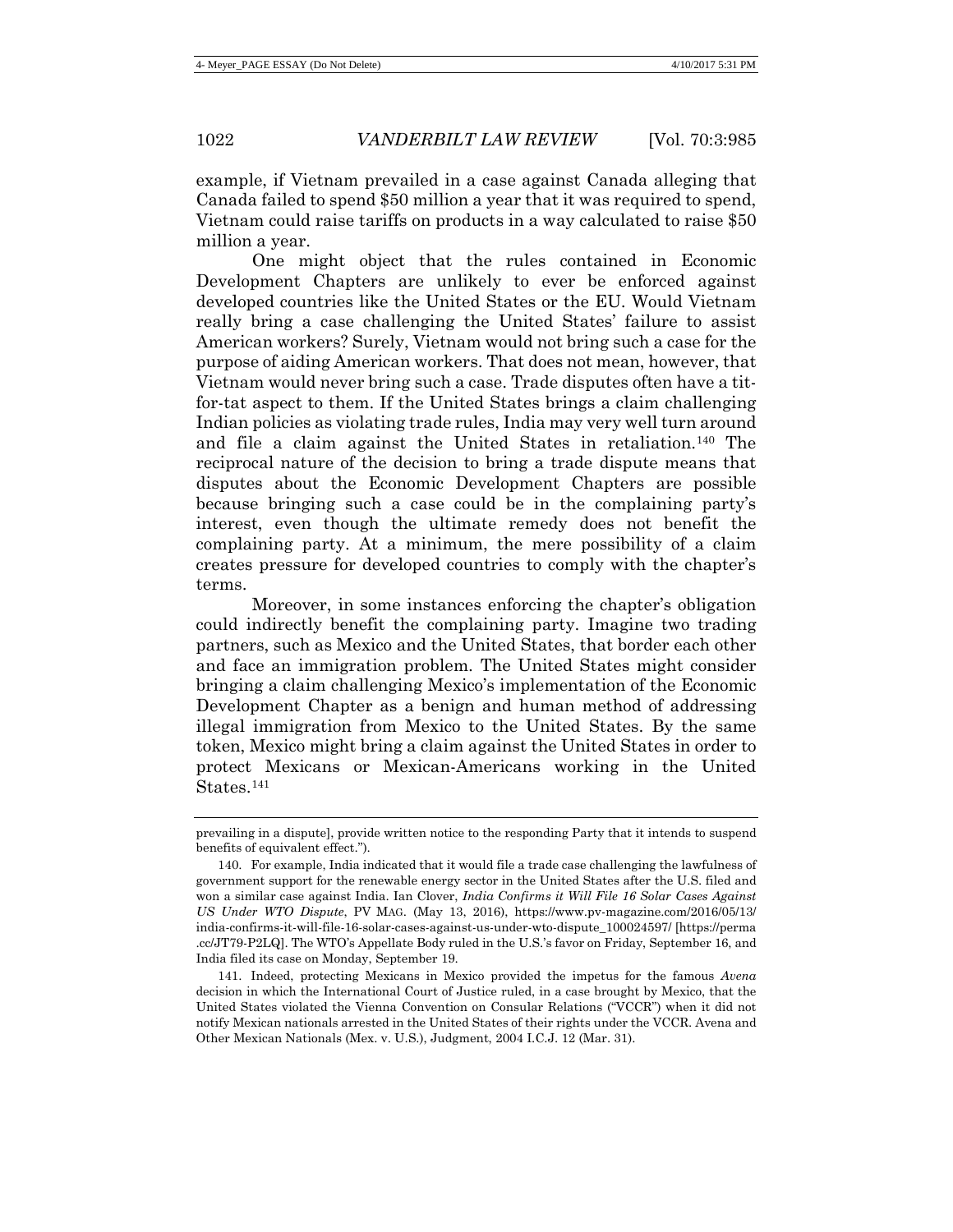example, if Vietnam prevailed in a case against Canada alleging that Canada failed to spend $50 million a year that it was required to spend, Vietnam could raise tariffs on products in a way calculated to raise $50 million a year.

One might object that the rules contained in Economic Development Chapters are unlikely to ever be enforced against developed countries like the United States or the EU. Would Vietnam really bring a case challenging the United States' failure to assist American workers? Surely, Vietnam would not bring such a case for the purpose of aiding American workers. That does not mean, however, that Vietnam would never bring such a case. Trade disputes often have a tit-for-tat aspect to them. If the United States brings a claim challenging Indian policies as violating trade rules, India may very well turn around and file a claim against the United States in retaliation.[140] The reciprocal nature of the decision to bring a trade dispute means that disputes about the Economic Development Chapters are possible because bringing such a case could be in the complaining party's interest, even though the ultimate remedy does not benefit the complaining party. At a minimum, the mere possibility of a claim creates pressure for developed countries to comply with the chapter's terms.

Moreover, in some instances enforcing the chapter's obligation could indirectly benefit the complaining party. Imagine two trading partners, such as Mexico and the United States, that border each other and face an immigration problem. The United States might consider bringing a claim challenging Mexico's implementation of the Economic Development Chapter as a benign and human method of addressing illegal immigration from Mexico to the United States. By the same token, Mexico might bring a claim against the United States in order to protect Mexicans or Mexican-Americans working in the United States.[141]

---

prevailing in a dispute], provide written notice to the responding Party that it intends to suspend benefits of equivalent effect.").

140. For example, India indicated that it would file a trade case challenging the lawfulness of government support for the renewable energy sector in the United States after the U.S. filed and won a similar case against India. Ian Clover, *India Confirms it Will File 16 Solar Cases Against US Under WTO Dispute*, PV MAG. (May 13, 2016), https://www.pv-magazine.com/2016/05/13/india-confirms-it-will-file-16-solar-cases-against-us-under-wto-dispute_100024597/ [https://perma.cc/JT79-P2LQ]. The WTO's Appellate Body ruled in the U.S.'s favor on Friday, September 16, and India filed its case on Monday, September 19.

141. Indeed, protecting Mexicans in Mexico provided the impetus for the famous *Avena* decision in which the International Court of Justice ruled, in a case brought by Mexico, that the United States violated the Vienna Convention on Consular Relations ("VCCR") when it did not notify Mexican nationals arrested in the United States of their rights under the VCCR. Avena and Other Mexican Nationals (Mex. v. U.S.), Judgment, 2004 I.C.J. 12 (Mar. 31).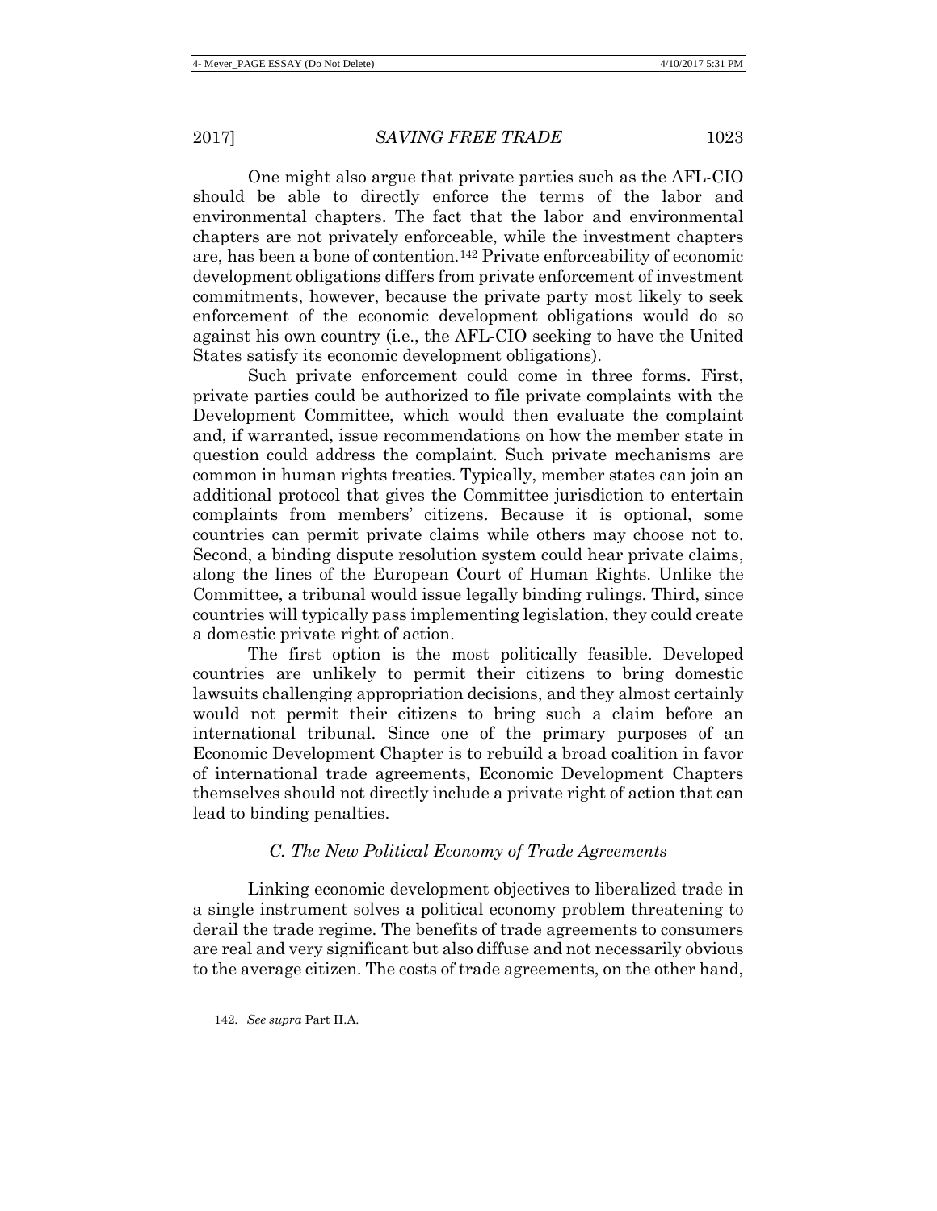One might also argue that private parties such as the AFL-CIO should be able to directly enforce the terms of the labor and environmental chapters. The fact that the labor and environmental chapters are not privately enforceable, while the investment chapters are, has been a bone of contention.[142] Private enforceability of economic development obligations differs from private enforcement of investment commitments, however, because the private party most likely to seek enforcement of the economic development obligations would do so against his own country (i.e., the AFL-CIO seeking to have the United States satisfy its economic development obligations).

Such private enforcement could come in three forms. First, private parties could be authorized to file private complaints with the Development Committee, which would then evaluate the complaint and, if warranted, issue recommendations on how the member state in question could address the complaint. Such private mechanisms are common in human rights treaties. Typically, member states can join an additional protocol that gives the Committee jurisdiction to entertain complaints from members' citizens. Because it is optional, some countries can permit private claims while others may choose not to. Second, a binding dispute resolution system could hear private claims, along the lines of the European Court of Human Rights. Unlike the Committee, a tribunal would issue legally binding rulings. Third, since countries will typically pass implementing legislation, they could create a domestic private right of action.

The first option is the most politically feasible. Developed countries are unlikely to permit their citizens to bring domestic lawsuits challenging appropriation decisions, and they almost certainly would not permit their citizens to bring such a claim before an international tribunal. Since one of the primary purposes of an Economic Development Chapter is to rebuild a broad coalition in favor of international trade agreements, Economic Development Chapters themselves should not directly include a private right of action that can lead to binding penalties.

### *C. The New Political Economy of Trade Agreements*

Linking economic development objectives to liberalized trade in a single instrument solves a political economy problem threatening to derail the trade regime. The benefits of trade agreements to consumers are real and very significant but also diffuse and not necessarily obvious to the average citizen. The costs of trade agreements, on the other hand,

142. *See supra* Part II.A.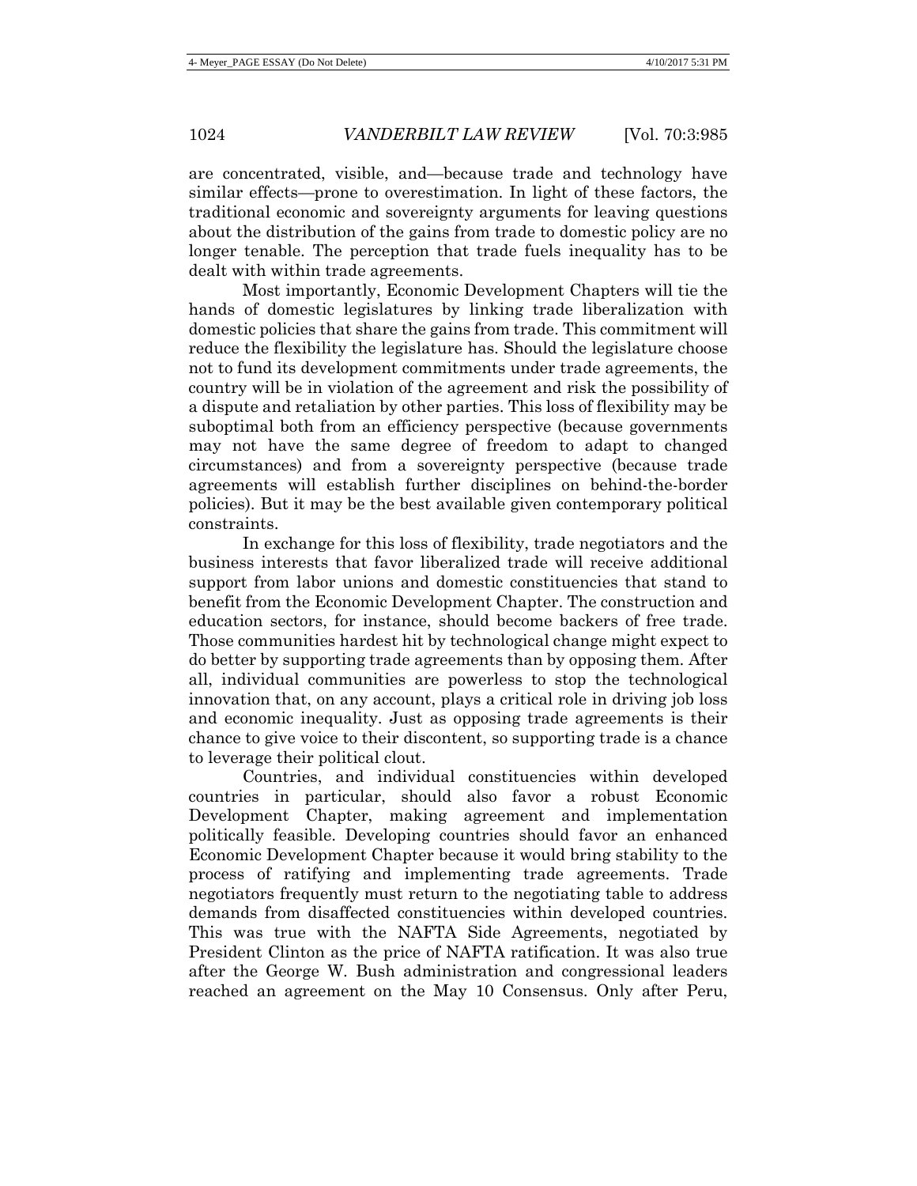are concentrated, visible, and—because trade and technology have similar effects—prone to overestimation. In light of these factors, the traditional economic and sovereignty arguments for leaving questions about the distribution of the gains from trade to domestic policy are no longer tenable. The perception that trade fuels inequality has to be dealt with within trade agreements.

Most importantly, Economic Development Chapters will tie the hands of domestic legislatures by linking trade liberalization with domestic policies that share the gains from trade. This commitment will reduce the flexibility the legislature has. Should the legislature choose not to fund its development commitments under trade agreements, the country will be in violation of the agreement and risk the possibility of a dispute and retaliation by other parties. This loss of flexibility may be suboptimal both from an efficiency perspective (because governments may not have the same degree of freedom to adapt to changed circumstances) and from a sovereignty perspective (because trade agreements will establish further disciplines on behind-the-border policies). But it may be the best available given contemporary political constraints.

In exchange for this loss of flexibility, trade negotiators and the business interests that favor liberalized trade will receive additional support from labor unions and domestic constituencies that stand to benefit from the Economic Development Chapter. The construction and education sectors, for instance, should become backers of free trade. Those communities hardest hit by technological change might expect to do better by supporting trade agreements than by opposing them. After all, individual communities are powerless to stop the technological innovation that, on any account, plays a critical role in driving job loss and economic inequality. Just as opposing trade agreements is their chance to give voice to their discontent, so supporting trade is a chance to leverage their political clout.

Countries, and individual constituencies within developed countries in particular, should also favor a robust Economic Development Chapter, making agreement and implementation politically feasible. Developing countries should favor an enhanced Economic Development Chapter because it would bring stability to the process of ratifying and implementing trade agreements. Trade negotiators frequently must return to the negotiating table to address demands from disaffected constituencies within developed countries. This was true with the NAFTA Side Agreements, negotiated by President Clinton as the price of NAFTA ratification. It was also true after the George W. Bush administration and congressional leaders reached an agreement on the May 10 Consensus. Only after Peru,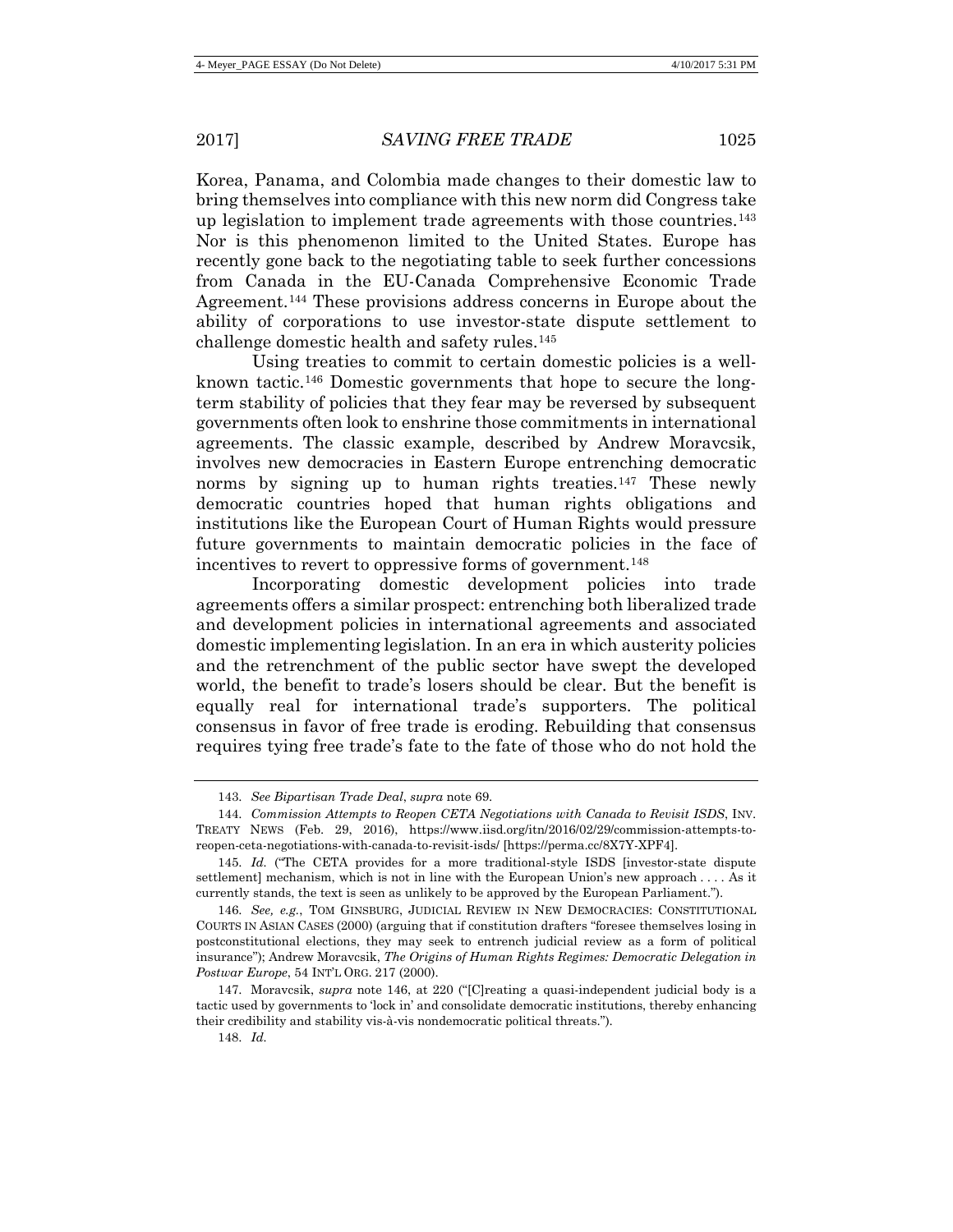Korea, Panama, and Colombia made changes to their domestic law to bring themselves into compliance with this new norm did Congress take up legislation to implement trade agreements with those countries.[143] Nor is this phenomenon limited to the United States. Europe has recently gone back to the negotiating table to seek further concessions from Canada in the EU-Canada Comprehensive Economic Trade Agreement.[144] These provisions address concerns in Europe about the ability of corporations to use investor-state dispute settlement to challenge domestic health and safety rules.[145]

Using treaties to commit to certain domestic policies is a well-known tactic.[146] Domestic governments that hope to secure the long-term stability of policies that they fear may be reversed by subsequent governments often look to enshrine those commitments in international agreements. The classic example, described by Andrew Moravcsik, involves new democracies in Eastern Europe entrenching democratic norms by signing up to human rights treaties.[147] These newly democratic countries hoped that human rights obligations and institutions like the European Court of Human Rights would pressure future governments to maintain democratic policies in the face of incentives to revert to oppressive forms of government.[148]

Incorporating domestic development policies into trade agreements offers a similar prospect: entrenching both liberalized trade and development policies in international agreements and associated domestic implementing legislation. In an era in which austerity policies and the retrenchment of the public sector have swept the developed world, the benefit to trade's losers should be clear. But the benefit is equally real for international trade's supporters. The political consensus in favor of free trade is eroding. Rebuilding that consensus requires tying free trade's fate to the fate of those who do not hold the

---

143. *See Bipartisan Trade Deal*, *supra* note 69.

144. *Commission Attempts to Reopen CETA Negotiations with Canada to Revisit ISDS*, INV. TREATY NEWS (Feb. 29, 2016), https://www.iisd.org/itn/2016/02/29/commission-attempts-to-reopen-ceta-negotiations-with-canada-to-revisit-isds/ [https://perma.cc/8X7Y-XPF4].

145. *Id.* ("The CETA provides for a more traditional-style ISDS [investor-state dispute settlement] mechanism, which is not in line with the European Union's new approach . . . . As it currently stands, the text is seen as unlikely to be approved by the European Parliament.").

146. *See, e.g.*, TOM GINSBURG, JUDICIAL REVIEW IN NEW DEMOCRACIES: CONSTITUTIONAL COURTS IN ASIAN CASES (2000) (arguing that if constitution drafters "foresee themselves losing in postconstitutional elections, they may seek to entrench judicial review as a form of political insurance"); Andrew Moravcsik, *The Origins of Human Rights Regimes: Democratic Delegation in Postwar Europe*, 54 INT'L ORG. 217 (2000).

147. Moravcsik, *supra* note 146, at 220 ("[C]reating a quasi-independent judicial body is a tactic used by governments to 'lock in' and consolidate democratic institutions, thereby enhancing their credibility and stability vis-à-vis nondemocratic political threats.").

148. *Id.*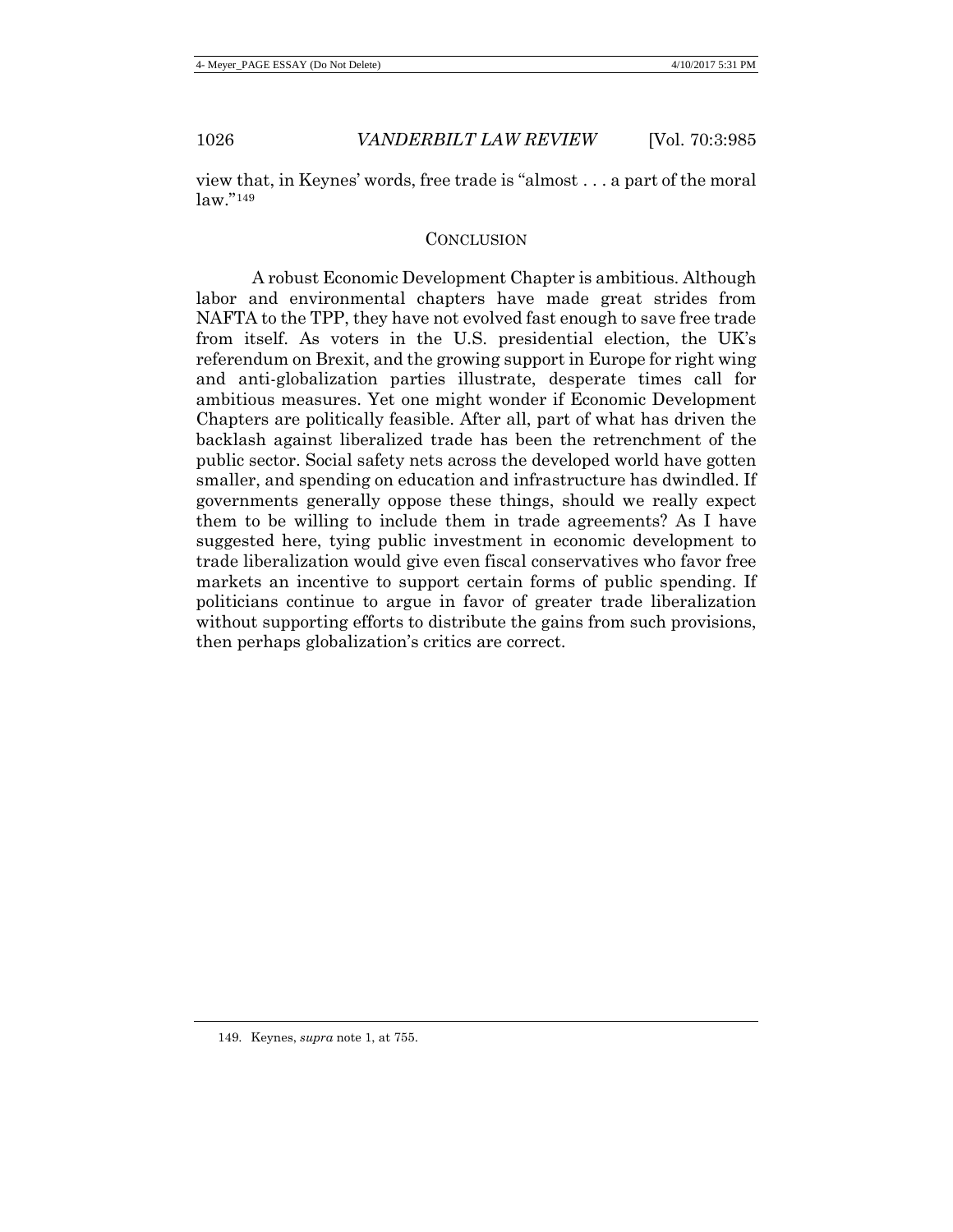view that, in Keynes' words, free trade is "almost . . . a part of the moral law."[149]

## CONCLUSION

A robust Economic Development Chapter is ambitious. Although labor and environmental chapters have made great strides from NAFTA to the TPP, they have not evolved fast enough to save free trade from itself. As voters in the U.S. presidential election, the UK's referendum on Brexit, and the growing support in Europe for right wing and anti-globalization parties illustrate, desperate times call for ambitious measures. Yet one might wonder if Economic Development Chapters are politically feasible. After all, part of what has driven the backlash against liberalized trade has been the retrenchment of the public sector. Social safety nets across the developed world have gotten smaller, and spending on education and infrastructure has dwindled. If governments generally oppose these things, should we really expect them to be willing to include them in trade agreements? As I have suggested here, tying public investment in economic development to trade liberalization would give even fiscal conservatives who favor free markets an incentive to support certain forms of public spending. If politicians continue to argue in favor of greater trade liberalization without supporting efforts to distribute the gains from such provisions, then perhaps globalization's critics are correct.

---

149. Keynes, *supra* note 1, at 755.